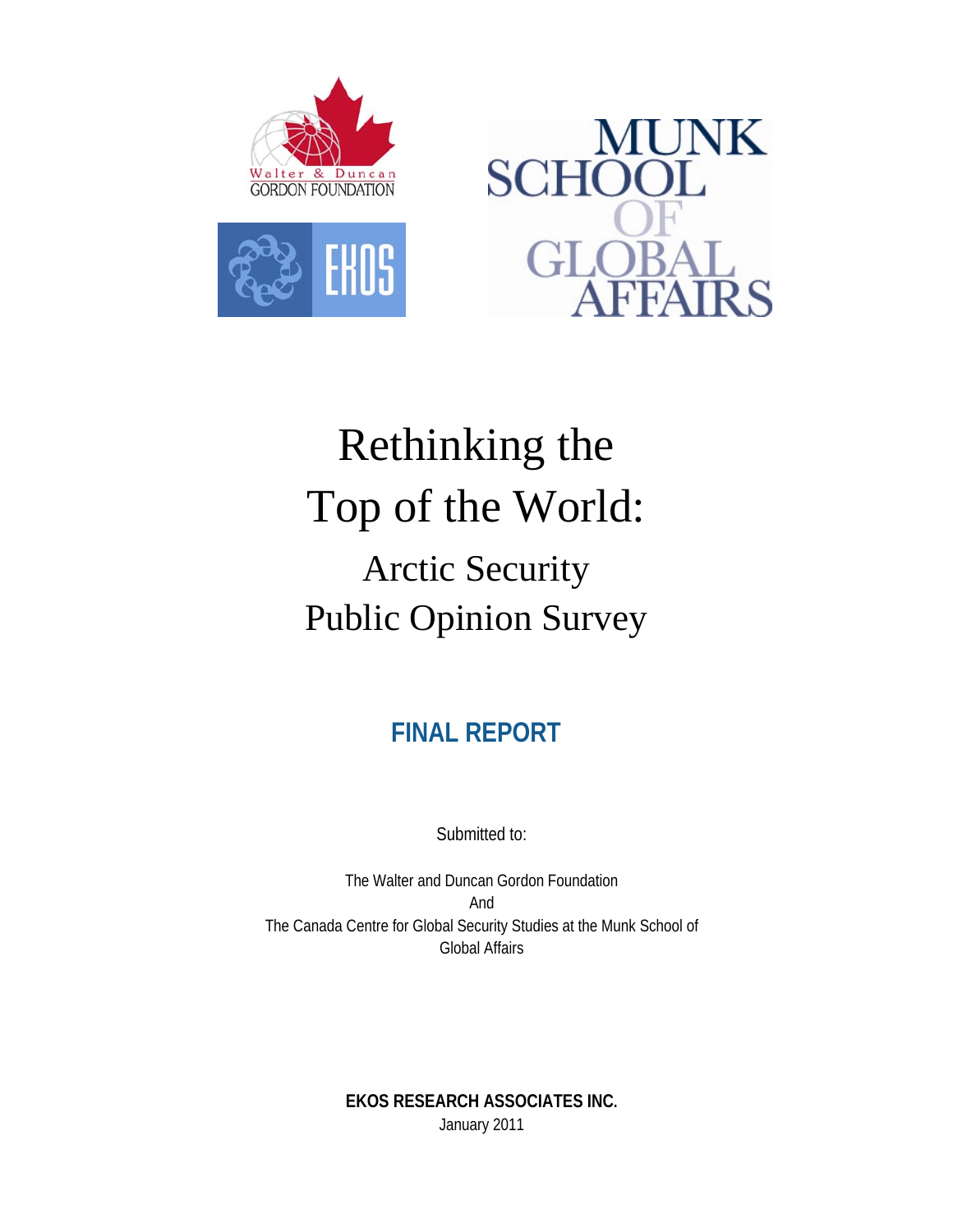# Rethinking the Top of the World:

## Arctic Security Public Opinion Survey

**FINAL REPORT**

Submitted to:

The Walter and Duncan Gordon Foundation
And
The Canada Centre for Global Security Studies at the Munk School of Global Affairs

**EKOS RESEARCH ASSOCIATES INC.**
January 2011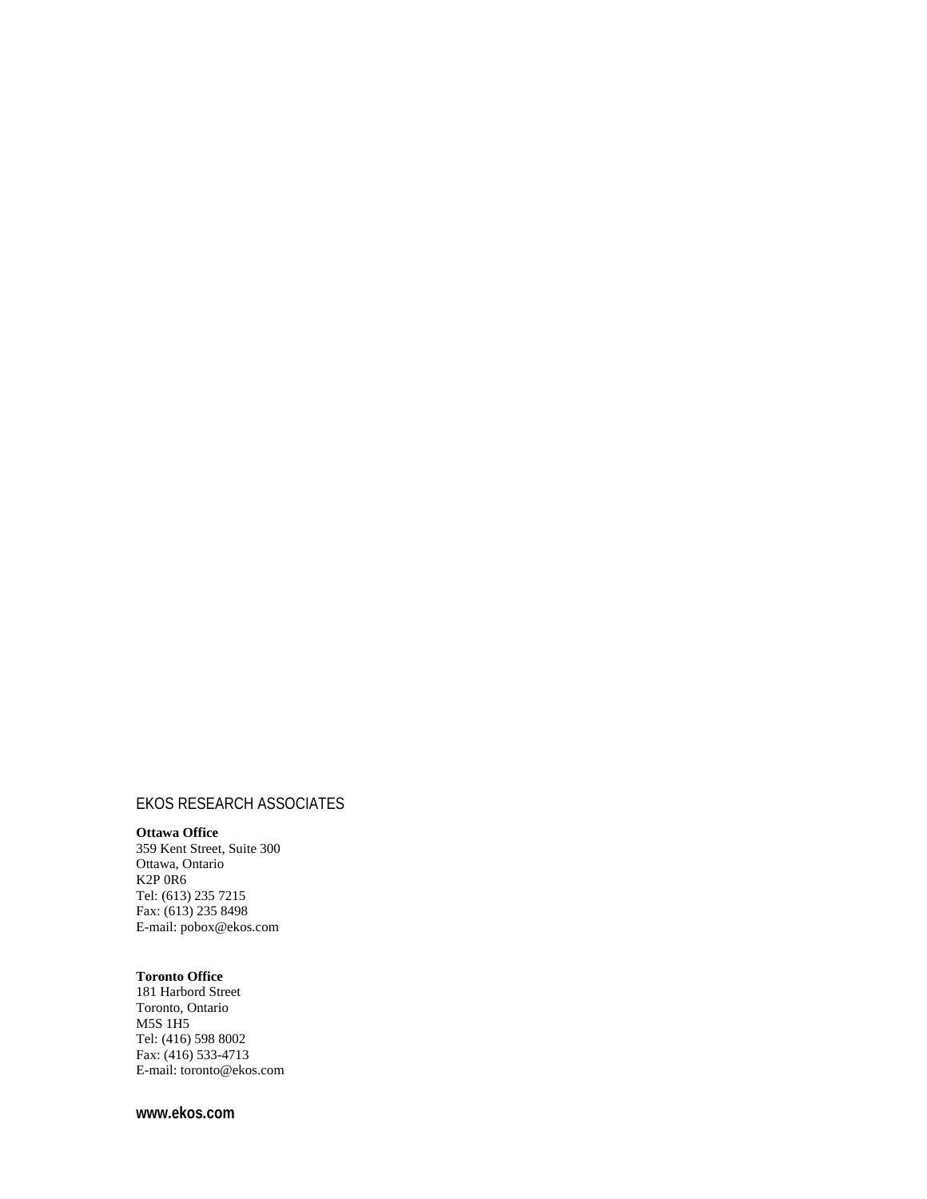EKOS RESEARCH ASSOCIATES

**Ottawa Office**
359 Kent Street, Suite 300
Ottawa, Ontario
K2P 0R6
Tel: (613) 235 7215
Fax: (613) 235 8498
E-mail: pobox@ekos.com

**Toronto Office**
181 Harbord Street
Toronto, Ontario
M5S 1H5
Tel: (416) 598 8002
Fax: (416) 533-4713
E-mail: toronto@ekos.com

**www.ekos.com**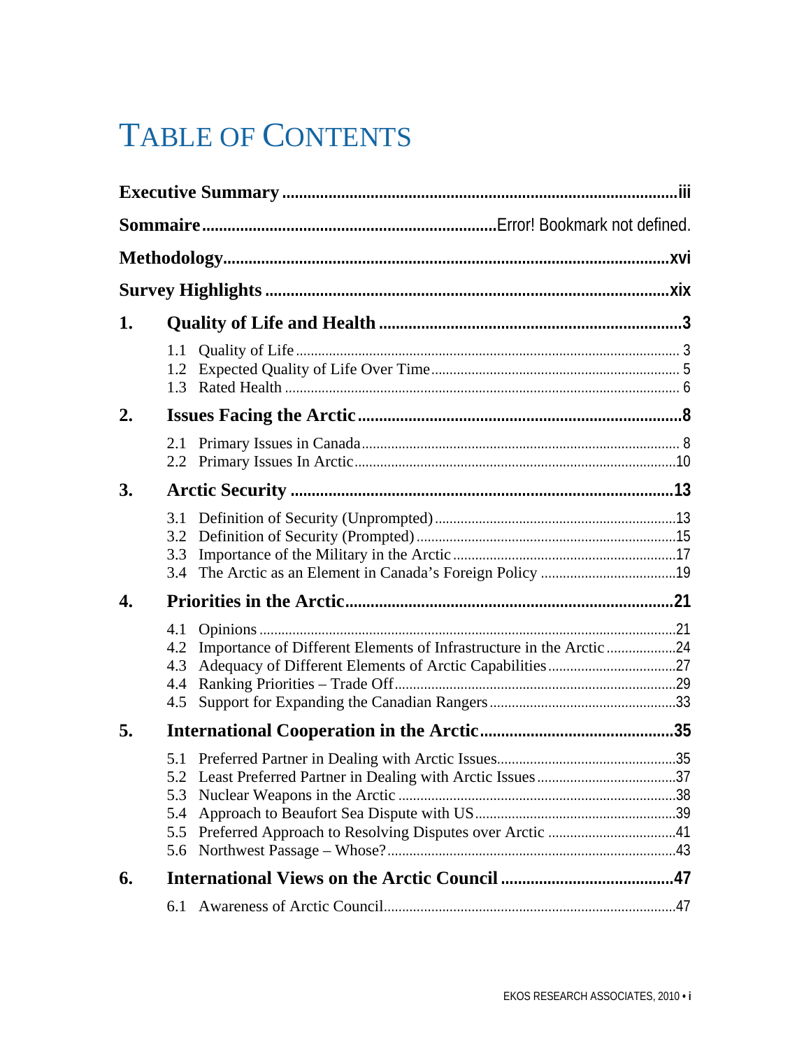# TABLE OF CONTENTS

**Executive Summary** .......... iii

**Sommaire** .......... Error! Bookmark not defined.

**Methodology** .......... xvi

**Survey Highlights** .......... xix

**1. Quality of Life and Health** .......... 3

- 1.1 Quality of Life .......... 3
- 1.2 Expected Quality of Life Over Time .......... 5
- 1.3 Rated Health .......... 6

**2. Issues Facing the Arctic** .......... 8

- 2.1 Primary Issues in Canada .......... 8
- 2.2 Primary Issues In Arctic .......... 10

**3. Arctic Security** .......... 13

- 3.1 Definition of Security (Unprompted) .......... 13
- 3.2 Definition of Security (Prompted) .......... 15
- 3.3 Importance of the Military in the Arctic .......... 17
- 3.4 The Arctic as an Element in Canada's Foreign Policy .......... 19

**4. Priorities in the Arctic** .......... 21

- 4.1 Opinions .......... 21
- 4.2 Importance of Different Elements of Infrastructure in the Arctic .......... 24
- 4.3 Adequacy of Different Elements of Arctic Capabilities .......... 27
- 4.4 Ranking Priorities – Trade Off .......... 29
- 4.5 Support for Expanding the Canadian Rangers .......... 33

**5. International Cooperation in the Arctic** .......... 35

- 5.1 Preferred Partner in Dealing with Arctic Issues .......... 35
- 5.2 Least Preferred Partner in Dealing with Arctic Issues .......... 37
- 5.3 Nuclear Weapons in the Arctic .......... 38
- 5.4 Approach to Beaufort Sea Dispute with US .......... 39
- 5.5 Preferred Approach to Resolving Disputes over Arctic .......... 41
- 5.6 Northwest Passage – Whose? .......... 43

**6. International Views on the Arctic Council** .......... 47

- 6.1 Awareness of Arctic Council .......... 47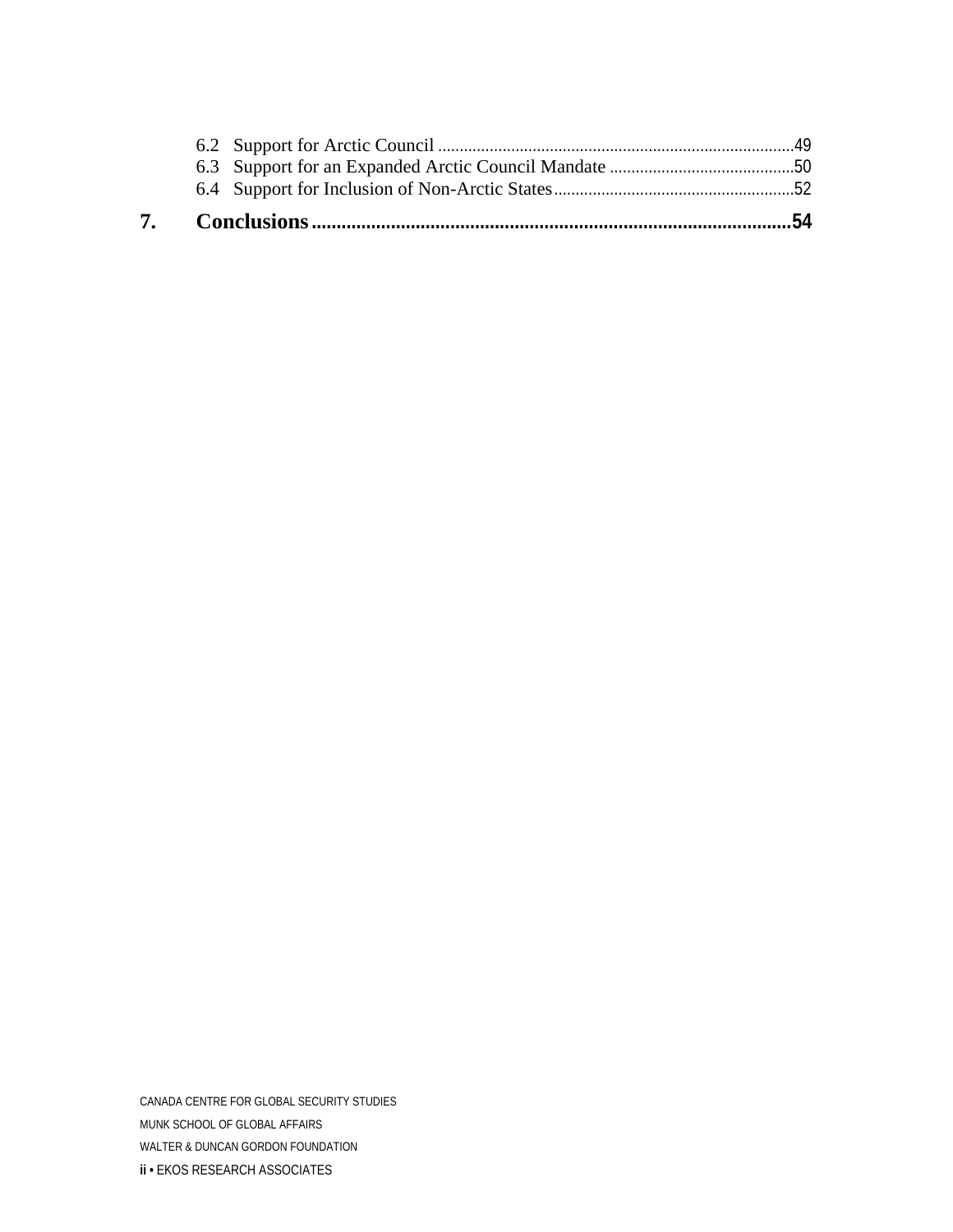6.2 Support for Arctic Council ............................................................................49
6.3 Support for an Expanded Arctic Council Mandate .........................................50
6.4 Support for Inclusion of Non-Arctic States......................................................52

**7. Conclusions .............................................................................................54**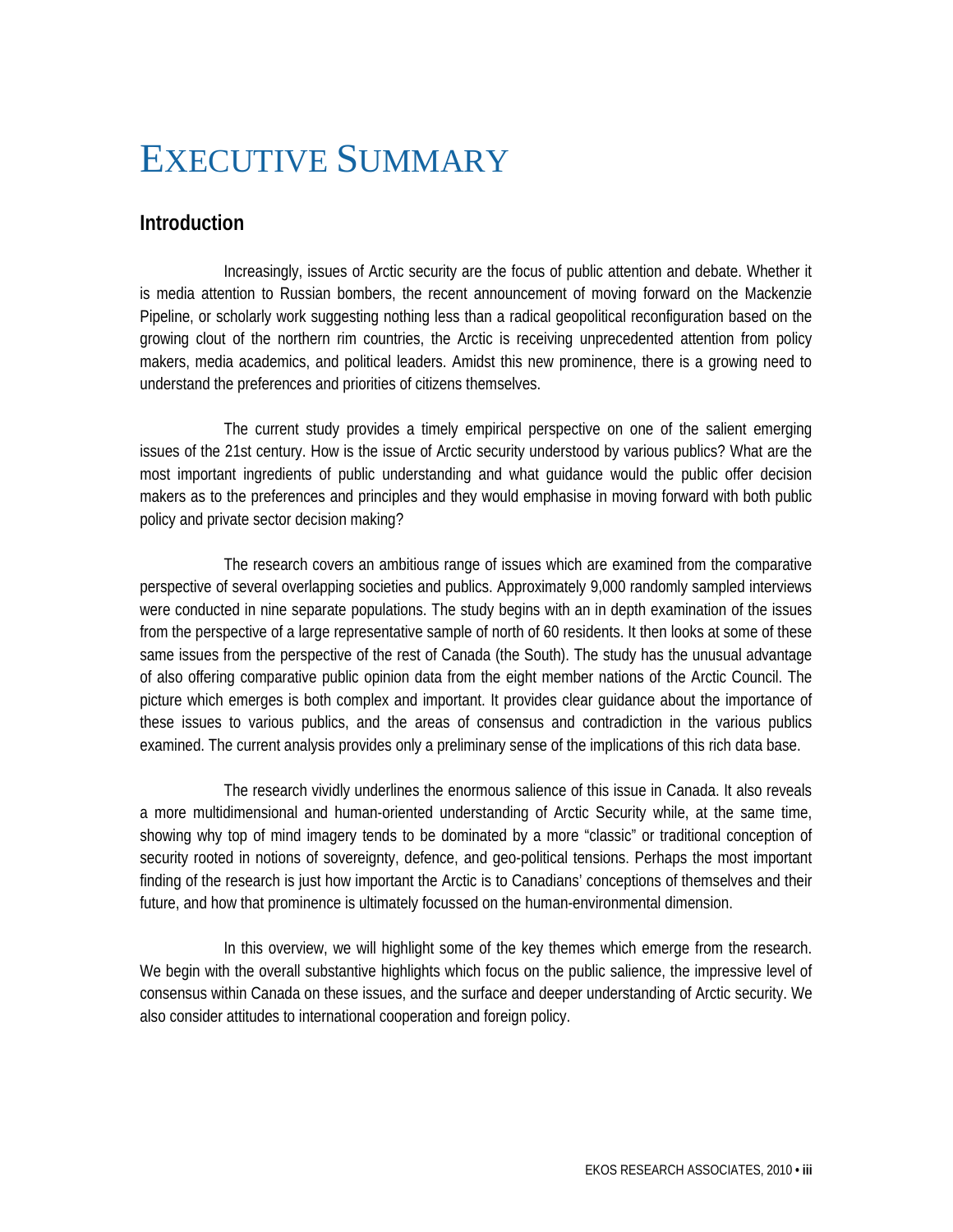# Executive Summary

## Introduction

Increasingly, issues of Arctic security are the focus of public attention and debate. Whether it is media attention to Russian bombers, the recent announcement of moving forward on the Mackenzie Pipeline, or scholarly work suggesting nothing less than a radical geopolitical reconfiguration based on the growing clout of the northern rim countries, the Arctic is receiving unprecedented attention from policy makers, media academics, and political leaders. Amidst this new prominence, there is a growing need to understand the preferences and priorities of citizens themselves.

The current study provides a timely empirical perspective on one of the salient emerging issues of the 21st century. How is the issue of Arctic security understood by various publics? What are the most important ingredients of public understanding and what guidance would the public offer decision makers as to the preferences and principles and they would emphasise in moving forward with both public policy and private sector decision making?

The research covers an ambitious range of issues which are examined from the comparative perspective of several overlapping societies and publics. Approximately 9,000 randomly sampled interviews were conducted in nine separate populations. The study begins with an in depth examination of the issues from the perspective of a large representative sample of north of 60 residents. It then looks at some of these same issues from the perspective of the rest of Canada (the South). The study has the unusual advantage of also offering comparative public opinion data from the eight member nations of the Arctic Council. The picture which emerges is both complex and important. It provides clear guidance about the importance of these issues to various publics, and the areas of consensus and contradiction in the various publics examined. The current analysis provides only a preliminary sense of the implications of this rich data base.

The research vividly underlines the enormous salience of this issue in Canada. It also reveals a more multidimensional and human-oriented understanding of Arctic Security while, at the same time, showing why top of mind imagery tends to be dominated by a more "classic" or traditional conception of security rooted in notions of sovereignty, defence, and geo-political tensions. Perhaps the most important finding of the research is just how important the Arctic is to Canadians' conceptions of themselves and their future, and how that prominence is ultimately focussed on the human-environmental dimension.

In this overview, we will highlight some of the key themes which emerge from the research. We begin with the overall substantive highlights which focus on the public salience, the impressive level of consensus within Canada on these issues, and the surface and deeper understanding of Arctic security. We also consider attitudes to international cooperation and foreign policy.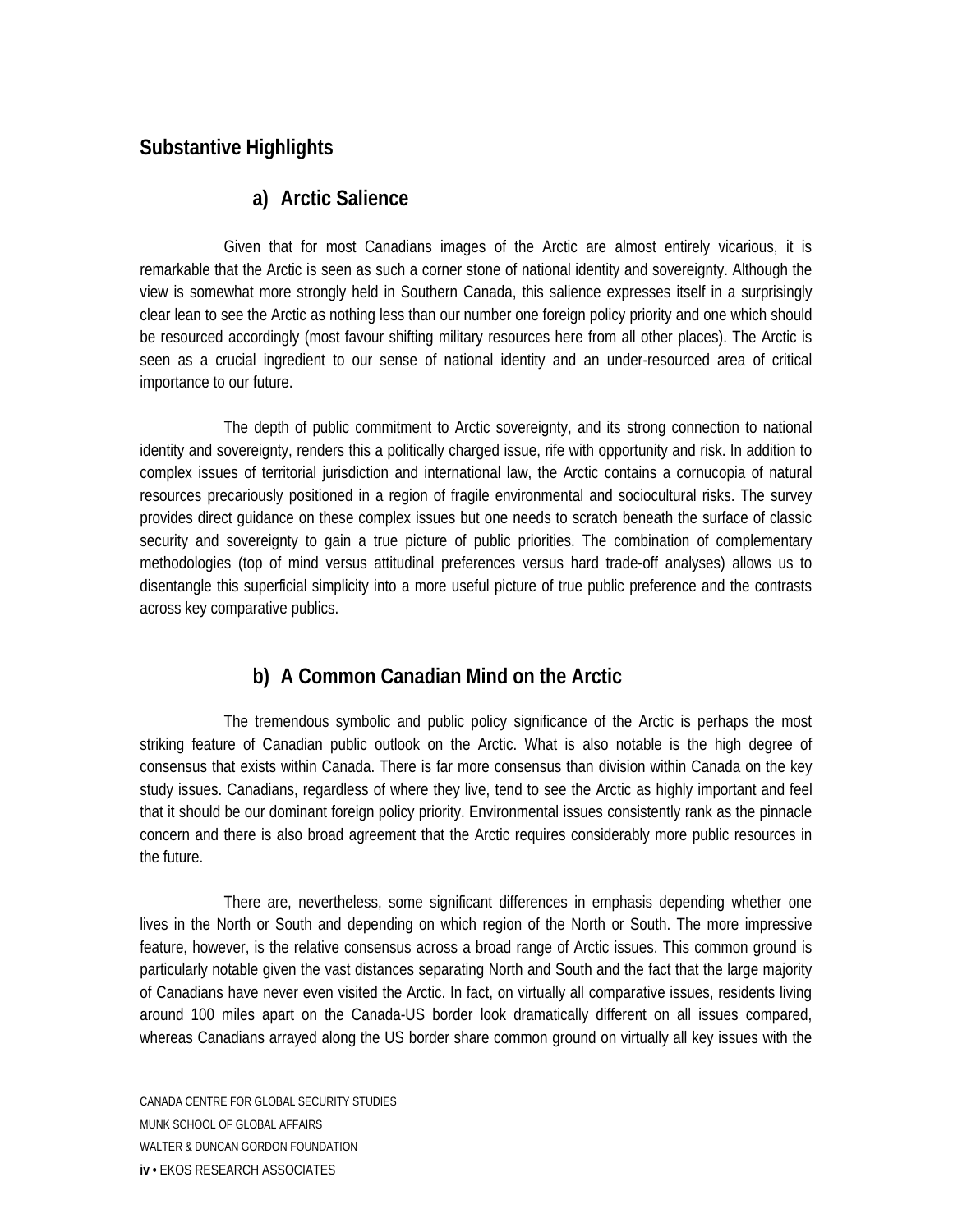## Substantive Highlights

### a) Arctic Salience

Given that for most Canadians images of the Arctic are almost entirely vicarious, it is remarkable that the Arctic is seen as such a corner stone of national identity and sovereignty. Although the view is somewhat more strongly held in Southern Canada, this salience expresses itself in a surprisingly clear lean to see the Arctic as nothing less than our number one foreign policy priority and one which should be resourced accordingly (most favour shifting military resources here from all other places). The Arctic is seen as a crucial ingredient to our sense of national identity and an under-resourced area of critical importance to our future.

The depth of public commitment to Arctic sovereignty, and its strong connection to national identity and sovereignty, renders this a politically charged issue, rife with opportunity and risk. In addition to complex issues of territorial jurisdiction and international law, the Arctic contains a cornucopia of natural resources precariously positioned in a region of fragile environmental and sociocultural risks. The survey provides direct guidance on these complex issues but one needs to scratch beneath the surface of classic security and sovereignty to gain a true picture of public priorities. The combination of complementary methodologies (top of mind versus attitudinal preferences versus hard trade-off analyses) allows us to disentangle this superficial simplicity into a more useful picture of true public preference and the contrasts across key comparative publics.

### b) A Common Canadian Mind on the Arctic

The tremendous symbolic and public policy significance of the Arctic is perhaps the most striking feature of Canadian public outlook on the Arctic. What is also notable is the high degree of consensus that exists within Canada. There is far more consensus than division within Canada on the key study issues. Canadians, regardless of where they live, tend to see the Arctic as highly important and feel that it should be our dominant foreign policy priority. Environmental issues consistently rank as the pinnacle concern and there is also broad agreement that the Arctic requires considerably more public resources in the future.

There are, nevertheless, some significant differences in emphasis depending whether one lives in the North or South and depending on which region of the North or South. The more impressive feature, however, is the relative consensus across a broad range of Arctic issues. This common ground is particularly notable given the vast distances separating North and South and the fact that the large majority of Canadians have never even visited the Arctic. In fact, on virtually all comparative issues, residents living around 100 miles apart on the Canada-US border look dramatically different on all issues compared, whereas Canadians arrayed along the US border share common ground on virtually all key issues with the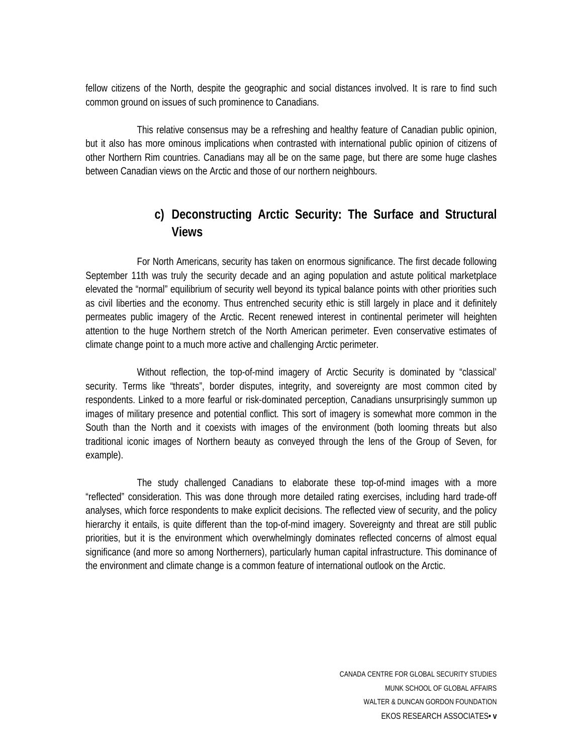fellow citizens of the North, despite the geographic and social distances involved. It is rare to find such common ground on issues of such prominence to Canadians.

This relative consensus may be a refreshing and healthy feature of Canadian public opinion, but it also has more ominous implications when contrasted with international public opinion of citizens of other Northern Rim countries. Canadians may all be on the same page, but there are some huge clashes between Canadian views on the Arctic and those of our northern neighbours.

### c) Deconstructing Arctic Security: The Surface and Structural Views

For North Americans, security has taken on enormous significance. The first decade following September 11th was truly the security decade and an aging population and astute political marketplace elevated the "normal" equilibrium of security well beyond its typical balance points with other priorities such as civil liberties and the economy. Thus entrenched security ethic is still largely in place and it definitely permeates public imagery of the Arctic. Recent renewed interest in continental perimeter will heighten attention to the huge Northern stretch of the North American perimeter. Even conservative estimates of climate change point to a much more active and challenging Arctic perimeter.

Without reflection, the top-of-mind imagery of Arctic Security is dominated by "classical' security. Terms like "threats", border disputes, integrity, and sovereignty are most common cited by respondents. Linked to a more fearful or risk-dominated perception, Canadians unsurprisingly summon up images of military presence and potential conflict. This sort of imagery is somewhat more common in the South than the North and it coexists with images of the environment (both looming threats but also traditional iconic images of Northern beauty as conveyed through the lens of the Group of Seven, for example).

The study challenged Canadians to elaborate these top-of-mind images with a more "reflected" consideration. This was done through more detailed rating exercises, including hard trade-off analyses, which force respondents to make explicit decisions. The reflected view of security, and the policy hierarchy it entails, is quite different than the top-of-mind imagery. Sovereignty and threat are still public priorities, but it is the environment which overwhelmingly dominates reflected concerns of almost equal significance (and more so among Northerners), particularly human capital infrastructure. This dominance of the environment and climate change is a common feature of international outlook on the Arctic.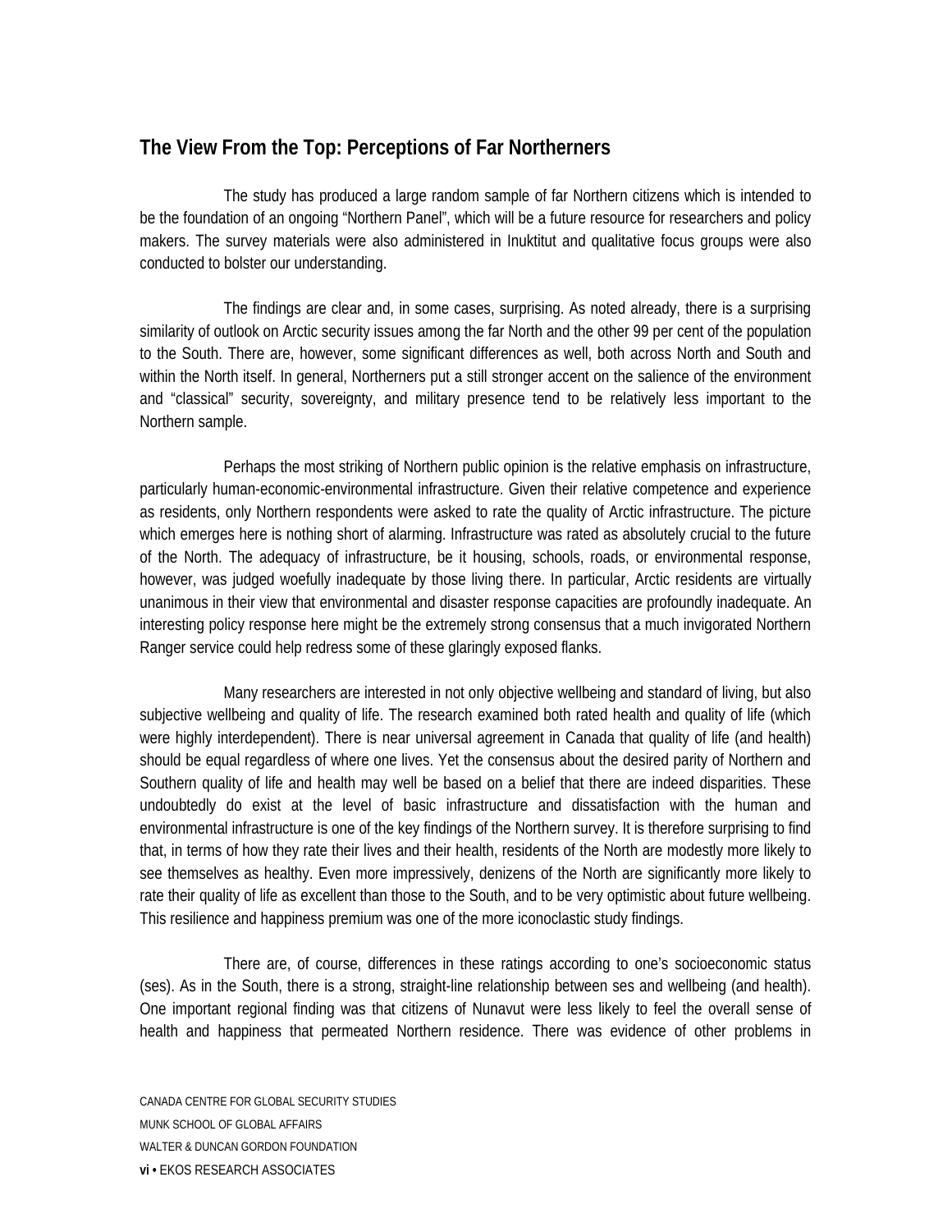## The View From the Top: Perceptions of Far Northerners

The study has produced a large random sample of far Northern citizens which is intended to be the foundation of an ongoing "Northern Panel", which will be a future resource for researchers and policy makers. The survey materials were also administered in Inuktitut and qualitative focus groups were also conducted to bolster our understanding.

The findings are clear and, in some cases, surprising. As noted already, there is a surprising similarity of outlook on Arctic security issues among the far North and the other 99 per cent of the population to the South. There are, however, some significant differences as well, both across North and South and within the North itself. In general, Northerners put a still stronger accent on the salience of the environment and "classical" security, sovereignty, and military presence tend to be relatively less important to the Northern sample.

Perhaps the most striking of Northern public opinion is the relative emphasis on infrastructure, particularly human-economic-environmental infrastructure. Given their relative competence and experience as residents, only Northern respondents were asked to rate the quality of Arctic infrastructure. The picture which emerges here is nothing short of alarming. Infrastructure was rated as absolutely crucial to the future of the North. The adequacy of infrastructure, be it housing, schools, roads, or environmental response, however, was judged woefully inadequate by those living there. In particular, Arctic residents are virtually unanimous in their view that environmental and disaster response capacities are profoundly inadequate. An interesting policy response here might be the extremely strong consensus that a much invigorated Northern Ranger service could help redress some of these glaringly exposed flanks.

Many researchers are interested in not only objective wellbeing and standard of living, but also subjective wellbeing and quality of life. The research examined both rated health and quality of life (which were highly interdependent). There is near universal agreement in Canada that quality of life (and health) should be equal regardless of where one lives. Yet the consensus about the desired parity of Northern and Southern quality of life and health may well be based on a belief that there are indeed disparities. These undoubtedly do exist at the level of basic infrastructure and dissatisfaction with the human and environmental infrastructure is one of the key findings of the Northern survey. It is therefore surprising to find that, in terms of how they rate their lives and their health, residents of the North are modestly more likely to see themselves as healthy. Even more impressively, denizens of the North are significantly more likely to rate their quality of life as excellent than those to the South, and to be very optimistic about future wellbeing. This resilience and happiness premium was one of the more iconoclastic study findings.

There are, of course, differences in these ratings according to one's socioeconomic status (ses). As in the South, there is a strong, straight-line relationship between ses and wellbeing (and health). One important regional finding was that citizens of Nunavut were less likely to feel the overall sense of health and happiness that permeated Northern residence. There was evidence of other problems in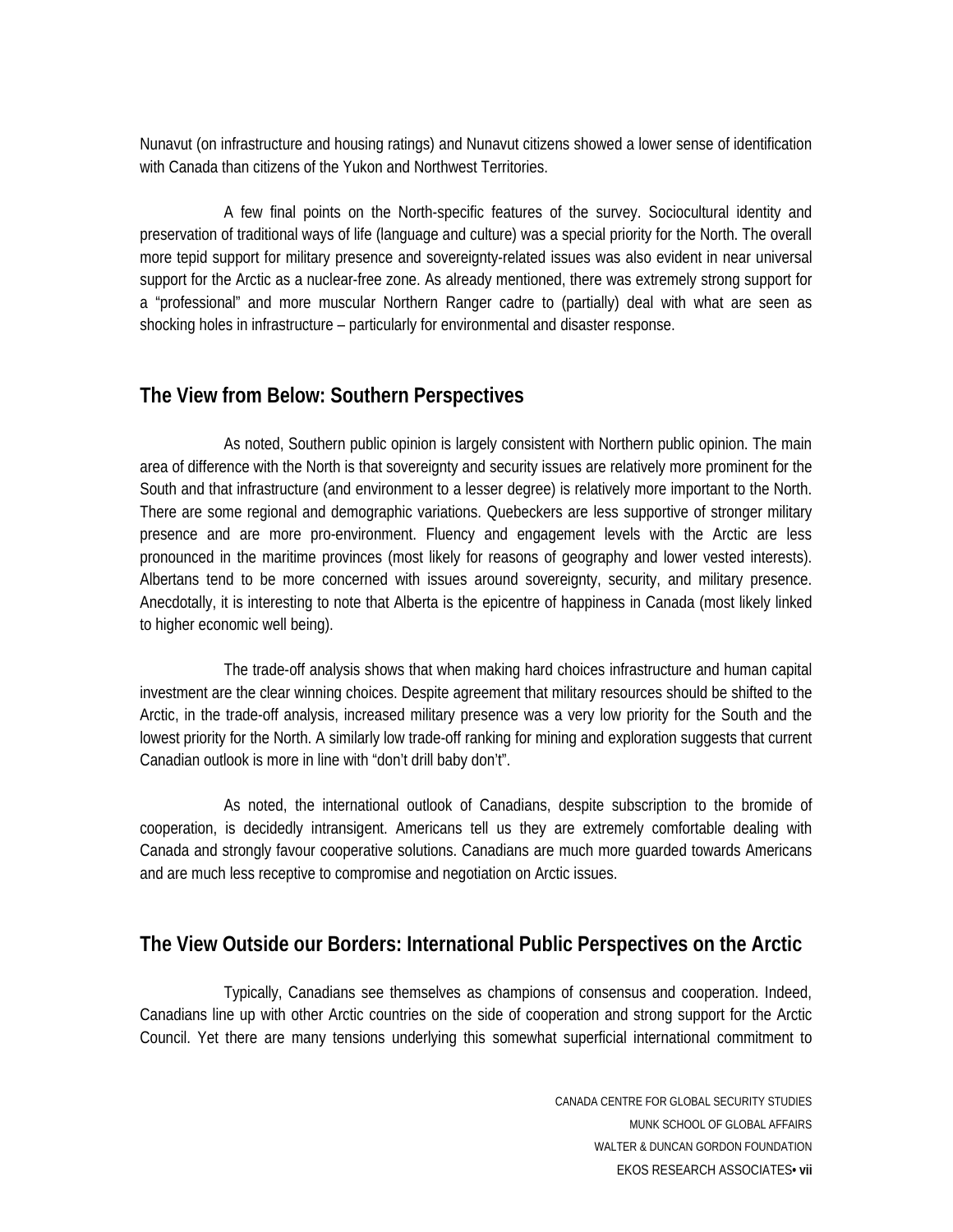Nunavut (on infrastructure and housing ratings) and Nunavut citizens showed a lower sense of identification with Canada than citizens of the Yukon and Northwest Territories.

A few final points on the North-specific features of the survey. Sociocultural identity and preservation of traditional ways of life (language and culture) was a special priority for the North. The overall more tepid support for military presence and sovereignty-related issues was also evident in near universal support for the Arctic as a nuclear-free zone. As already mentioned, there was extremely strong support for a "professional" and more muscular Northern Ranger cadre to (partially) deal with what are seen as shocking holes in infrastructure – particularly for environmental and disaster response.

## The View from Below: Southern Perspectives

As noted, Southern public opinion is largely consistent with Northern public opinion. The main area of difference with the North is that sovereignty and security issues are relatively more prominent for the South and that infrastructure (and environment to a lesser degree) is relatively more important to the North. There are some regional and demographic variations. Quebeckers are less supportive of stronger military presence and are more pro-environment. Fluency and engagement levels with the Arctic are less pronounced in the maritime provinces (most likely for reasons of geography and lower vested interests). Albertans tend to be more concerned with issues around sovereignty, security, and military presence. Anecdotally, it is interesting to note that Alberta is the epicentre of happiness in Canada (most likely linked to higher economic well being).

The trade-off analysis shows that when making hard choices infrastructure and human capital investment are the clear winning choices. Despite agreement that military resources should be shifted to the Arctic, in the trade-off analysis, increased military presence was a very low priority for the South and the lowest priority for the North. A similarly low trade-off ranking for mining and exploration suggests that current Canadian outlook is more in line with "don't drill baby don't".

As noted, the international outlook of Canadians, despite subscription to the bromide of cooperation, is decidedly intransigent. Americans tell us they are extremely comfortable dealing with Canada and strongly favour cooperative solutions. Canadians are much more guarded towards Americans and are much less receptive to compromise and negotiation on Arctic issues.

## The View Outside our Borders: International Public Perspectives on the Arctic

Typically, Canadians see themselves as champions of consensus and cooperation. Indeed, Canadians line up with other Arctic countries on the side of cooperation and strong support for the Arctic Council. Yet there are many tensions underlying this somewhat superficial international commitment to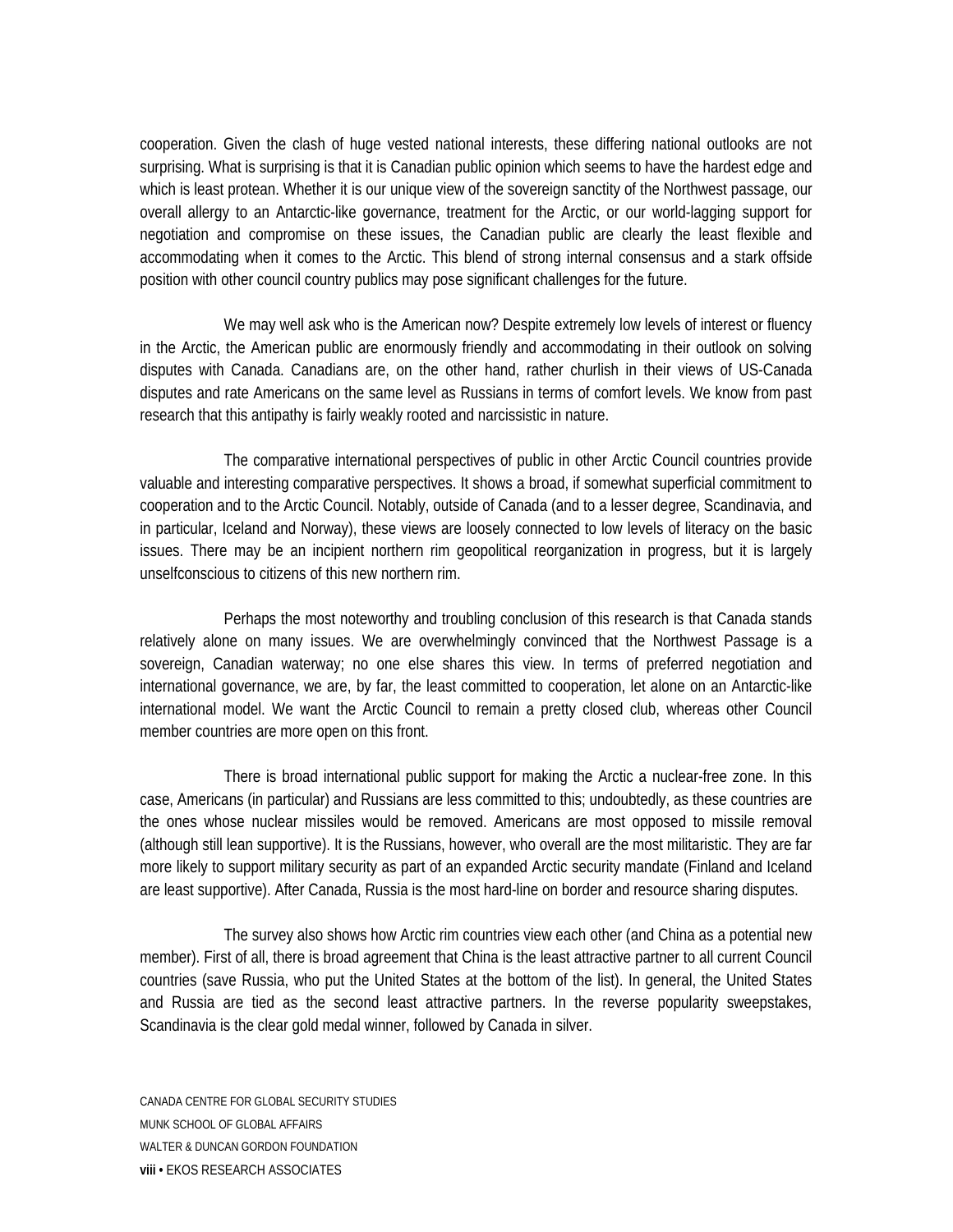cooperation. Given the clash of huge vested national interests, these differing national outlooks are not surprising. What is surprising is that it is Canadian public opinion which seems to have the hardest edge and which is least protean. Whether it is our unique view of the sovereign sanctity of the Northwest passage, our overall allergy to an Antarctic-like governance, treatment for the Arctic, or our world-lagging support for negotiation and compromise on these issues, the Canadian public are clearly the least flexible and accommodating when it comes to the Arctic. This blend of strong internal consensus and a stark offside position with other council country publics may pose significant challenges for the future.

We may well ask who is the American now? Despite extremely low levels of interest or fluency in the Arctic, the American public are enormously friendly and accommodating in their outlook on solving disputes with Canada. Canadians are, on the other hand, rather churlish in their views of US-Canada disputes and rate Americans on the same level as Russians in terms of comfort levels. We know from past research that this antipathy is fairly weakly rooted and narcissistic in nature.

The comparative international perspectives of public in other Arctic Council countries provide valuable and interesting comparative perspectives. It shows a broad, if somewhat superficial commitment to cooperation and to the Arctic Council. Notably, outside of Canada (and to a lesser degree, Scandinavia, and in particular, Iceland and Norway), these views are loosely connected to low levels of literacy on the basic issues. There may be an incipient northern rim geopolitical reorganization in progress, but it is largely unselfconscious to citizens of this new northern rim.

Perhaps the most noteworthy and troubling conclusion of this research is that Canada stands relatively alone on many issues. We are overwhelmingly convinced that the Northwest Passage is a sovereign, Canadian waterway; no one else shares this view. In terms of preferred negotiation and international governance, we are, by far, the least committed to cooperation, let alone on an Antarctic-like international model. We want the Arctic Council to remain a pretty closed club, whereas other Council member countries are more open on this front.

There is broad international public support for making the Arctic a nuclear-free zone. In this case, Americans (in particular) and Russians are less committed to this; undoubtedly, as these countries are the ones whose nuclear missiles would be removed. Americans are most opposed to missile removal (although still lean supportive). It is the Russians, however, who overall are the most militaristic. They are far more likely to support military security as part of an expanded Arctic security mandate (Finland and Iceland are least supportive). After Canada, Russia is the most hard-line on border and resource sharing disputes.

The survey also shows how Arctic rim countries view each other (and China as a potential new member). First of all, there is broad agreement that China is the least attractive partner to all current Council countries (save Russia, who put the United States at the bottom of the list). In general, the United States and Russia are tied as the second least attractive partners. In the reverse popularity sweepstakes, Scandinavia is the clear gold medal winner, followed by Canada in silver.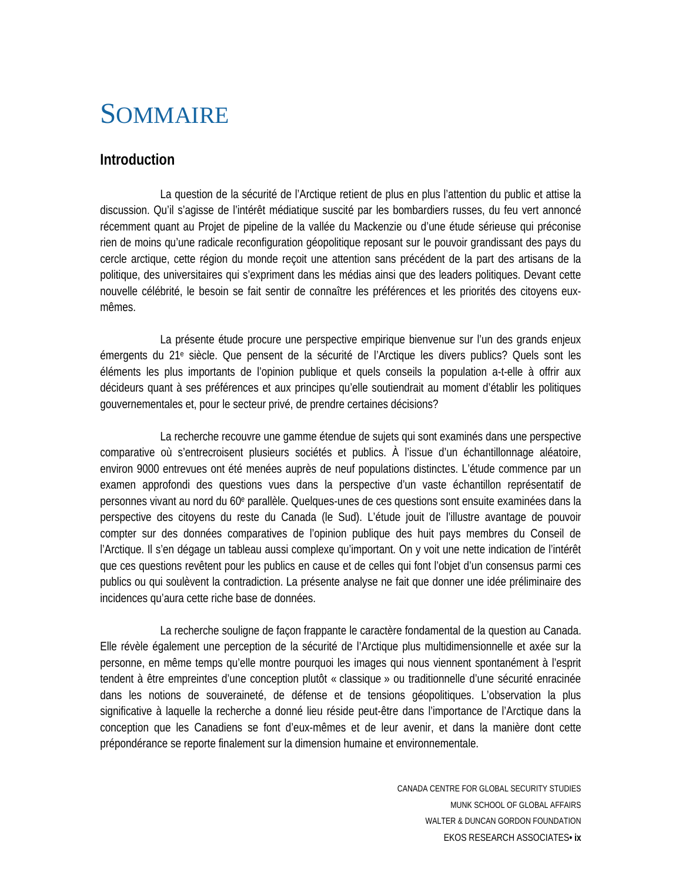# Sommaire

## Introduction

La question de la sécurité de l'Arctique retient de plus en plus l'attention du public et attise la discussion. Qu'il s'agisse de l'intérêt médiatique suscité par les bombardiers russes, du feu vert annoncé récemment quant au Projet de pipeline de la vallée du Mackenzie ou d'une étude sérieuse qui préconise rien de moins qu'une radicale reconfiguration géopolitique reposant sur le pouvoir grandissant des pays du cercle arctique, cette région du monde reçoit une attention sans précédent de la part des artisans de la politique, des universitaires qui s'expriment dans les médias ainsi que des leaders politiques. Devant cette nouvelle célébrité, le besoin se fait sentir de connaître les préférences et les priorités des citoyens eux-mêmes.

La présente étude procure une perspective empirique bienvenue sur l'un des grands enjeux émergents du 21[e] siècle. Que pensent de la sécurité de l'Arctique les divers publics? Quels sont les éléments les plus importants de l'opinion publique et quels conseils la population a-t-elle à offrir aux décideurs quant à ses préférences et aux principes qu'elle soutiendrait au moment d'établir les politiques gouvernementales et, pour le secteur privé, de prendre certaines décisions?

La recherche recouvre une gamme étendue de sujets qui sont examinés dans une perspective comparative où s'entrecroisent plusieurs sociétés et publics. À l'issue d'un échantillonnage aléatoire, environ 9000 entrevues ont été menées auprès de neuf populations distinctes. L'étude commence par un examen approfondi des questions vues dans la perspective d'un vaste échantillon représentatif de personnes vivant au nord du 60[e] parallèle. Quelques-unes de ces questions sont ensuite examinées dans la perspective des citoyens du reste du Canada (le Sud). L'étude jouit de l'illustre avantage de pouvoir compter sur des données comparatives de l'opinion publique des huit pays membres du Conseil de l'Arctique. Il s'en dégage un tableau aussi complexe qu'important. On y voit une nette indication de l'intérêt que ces questions revêtent pour les publics en cause et de celles qui font l'objet d'un consensus parmi ces publics ou qui soulèvent la contradiction. La présente analyse ne fait que donner une idée préliminaire des incidences qu'aura cette riche base de données.

La recherche souligne de façon frappante le caractère fondamental de la question au Canada. Elle révèle également une perception de la sécurité de l'Arctique plus multidimensionnelle et axée sur la personne, en même temps qu'elle montre pourquoi les images qui nous viennent spontanément à l'esprit tendent à être empreintes d'une conception plutôt « classique » ou traditionnelle d'une sécurité enracinée dans les notions de souveraineté, de défense et de tensions géopolitiques. L'observation la plus significative à laquelle la recherche a donné lieu réside peut-être dans l'importance de l'Arctique dans la conception que les Canadiens se font d'eux-mêmes et de leur avenir, et dans la manière dont cette prépondérance se reporte finalement sur la dimension humaine et environnementale.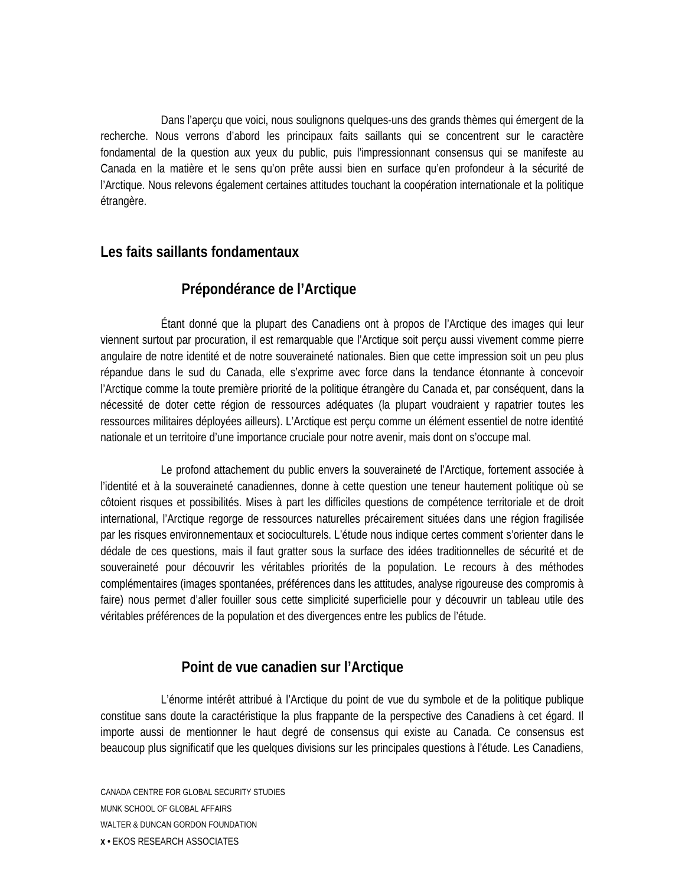Dans l'aperçu que voici, nous soulignons quelques-uns des grands thèmes qui émergent de la recherche. Nous verrons d'abord les principaux faits saillants qui se concentrent sur le caractère fondamental de la question aux yeux du public, puis l'impressionnant consensus qui se manifeste au Canada en la matière et le sens qu'on prête aussi bien en surface qu'en profondeur à la sécurité de l'Arctique. Nous relevons également certaines attitudes touchant la coopération internationale et la politique étrangère.

## Les faits saillants fondamentaux

### Prépondérance de l'Arctique

Étant donné que la plupart des Canadiens ont à propos de l'Arctique des images qui leur viennent surtout par procuration, il est remarquable que l'Arctique soit perçu aussi vivement comme pierre angulaire de notre identité et de notre souveraineté nationales. Bien que cette impression soit un peu plus répandue dans le sud du Canada, elle s'exprime avec force dans la tendance étonnante à concevoir l'Arctique comme la toute première priorité de la politique étrangère du Canada et, par conséquent, dans la nécessité de doter cette région de ressources adéquates (la plupart voudraient y rapatrier toutes les ressources militaires déployées ailleurs). L'Arctique est perçu comme un élément essentiel de notre identité nationale et un territoire d'une importance cruciale pour notre avenir, mais dont on s'occupe mal.

Le profond attachement du public envers la souveraineté de l'Arctique, fortement associée à l'identité et à la souveraineté canadiennes, donne à cette question une teneur hautement politique où se côtoient risques et possibilités. Mises à part les difficiles questions de compétence territoriale et de droit international, l'Arctique regorge de ressources naturelles précairement situées dans une région fragilisée par les risques environnementaux et socioculturels. L'étude nous indique certes comment s'orienter dans le dédale de ces questions, mais il faut gratter sous la surface des idées traditionnelles de sécurité et de souveraineté pour découvrir les véritables priorités de la population. Le recours à des méthodes complémentaires (images spontanées, préférences dans les attitudes, analyse rigoureuse des compromis à faire) nous permet d'aller fouiller sous cette simplicité superficielle pour y découvrir un tableau utile des véritables préférences de la population et des divergences entre les publics de l'étude.

### Point de vue canadien sur l'Arctique

L'énorme intérêt attribué à l'Arctique du point de vue du symbole et de la politique publique constitue sans doute la caractéristique la plus frappante de la perspective des Canadiens à cet égard. Il importe aussi de mentionner le haut degré de consensus qui existe au Canada. Ce consensus est beaucoup plus significatif que les quelques divisions sur les principales questions à l'étude. Les Canadiens,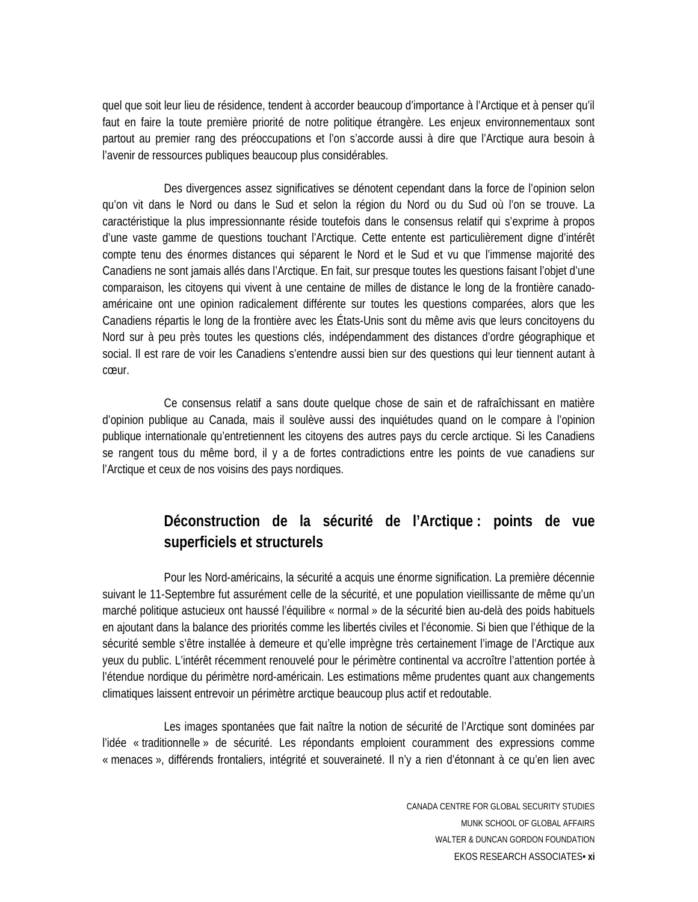quel que soit leur lieu de résidence, tendent à accorder beaucoup d'importance à l'Arctique et à penser qu'il faut en faire la toute première priorité de notre politique étrangère. Les enjeux environnementaux sont partout au premier rang des préoccupations et l'on s'accorde aussi à dire que l'Arctique aura besoin à l'avenir de ressources publiques beaucoup plus considérables.

Des divergences assez significatives se dénotent cependant dans la force de l'opinion selon qu'on vit dans le Nord ou dans le Sud et selon la région du Nord ou du Sud où l'on se trouve. La caractéristique la plus impressionnante réside toutefois dans le consensus relatif qui s'exprime à propos d'une vaste gamme de questions touchant l'Arctique. Cette entente est particulièrement digne d'intérêt compte tenu des énormes distances qui séparent le Nord et le Sud et vu que l'immense majorité des Canadiens ne sont jamais allés dans l'Arctique. En fait, sur presque toutes les questions faisant l'objet d'une comparaison, les citoyens qui vivent à une centaine de milles de distance le long de la frontière canado-américaine ont une opinion radicalement différente sur toutes les questions comparées, alors que les Canadiens répartis le long de la frontière avec les États-Unis sont du même avis que leurs concitoyens du Nord sur à peu près toutes les questions clés, indépendamment des distances d'ordre géographique et social. Il est rare de voir les Canadiens s'entendre aussi bien sur des questions qui leur tiennent autant à cœur.

Ce consensus relatif a sans doute quelque chose de sain et de rafraîchissant en matière d'opinion publique au Canada, mais il soulève aussi des inquiétudes quand on le compare à l'opinion publique internationale qu'entretiennent les citoyens des autres pays du cercle arctique. Si les Canadiens se rangent tous du même bord, il y a de fortes contradictions entre les points de vue canadiens sur l'Arctique et ceux de nos voisins des pays nordiques.

## Déconstruction de la sécurité de l'Arctique : points de vue superficiels et structurels

Pour les Nord-américains, la sécurité a acquis une énorme signification. La première décennie suivant le 11-Septembre fut assurément celle de la sécurité, et une population vieillissante de même qu'un marché politique astucieux ont haussé l'équilibre « normal » de la sécurité bien au-delà des poids habituels en ajoutant dans la balance des priorités comme les libertés civiles et l'économie. Si bien que l'éthique de la sécurité semble s'être installée à demeure et qu'elle imprègne très certainement l'image de l'Arctique aux yeux du public. L'intérêt récemment renouvelé pour le périmètre continental va accroître l'attention portée à l'étendue nordique du périmètre nord-américain. Les estimations même prudentes quant aux changements climatiques laissent entrevoir un périmètre arctique beaucoup plus actif et redoutable.

Les images spontanées que fait naître la notion de sécurité de l'Arctique sont dominées par l'idée « traditionnelle » de sécurité. Les répondants emploient couramment des expressions comme « menaces », différends frontaliers, intégrité et souveraineté. Il n'y a rien d'étonnant à ce qu'en lien avec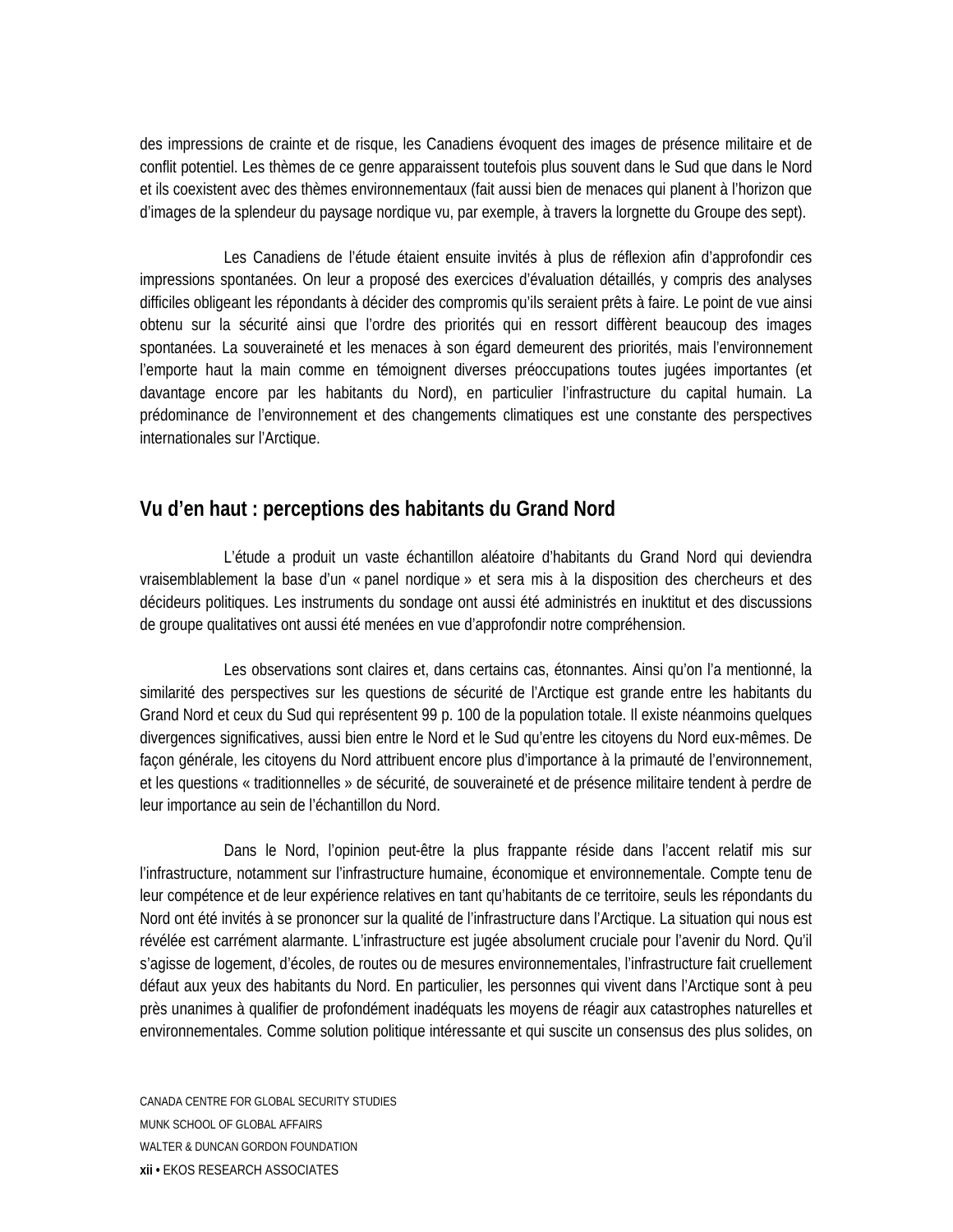des impressions de crainte et de risque, les Canadiens évoquent des images de présence militaire et de conflit potentiel. Les thèmes de ce genre apparaissent toutefois plus souvent dans le Sud que dans le Nord et ils coexistent avec des thèmes environnementaux (fait aussi bien de menaces qui planent à l'horizon que d'images de la splendeur du paysage nordique vu, par exemple, à travers la lorgnette du Groupe des sept).

Les Canadiens de l'étude étaient ensuite invités à plus de réflexion afin d'approfondir ces impressions spontanées. On leur a proposé des exercices d'évaluation détaillés, y compris des analyses difficiles obligeant les répondants à décider des compromis qu'ils seraient prêts à faire. Le point de vue ainsi obtenu sur la sécurité ainsi que l'ordre des priorités qui en ressort diffèrent beaucoup des images spontanées. La souveraineté et les menaces à son égard demeurent des priorités, mais l'environnement l'emporte haut la main comme en témoignent diverses préoccupations toutes jugées importantes (et davantage encore par les habitants du Nord), en particulier l'infrastructure du capital humain. La prédominance de l'environnement et des changements climatiques est une constante des perspectives internationales sur l'Arctique.

## Vu d'en haut : perceptions des habitants du Grand Nord

L'étude a produit un vaste échantillon aléatoire d'habitants du Grand Nord qui deviendra vraisemblablement la base d'un « panel nordique » et sera mis à la disposition des chercheurs et des décideurs politiques. Les instruments du sondage ont aussi été administrés en inuktitut et des discussions de groupe qualitatives ont aussi été menées en vue d'approfondir notre compréhension.

Les observations sont claires et, dans certains cas, étonnantes. Ainsi qu'on l'a mentionné, la similarité des perspectives sur les questions de sécurité de l'Arctique est grande entre les habitants du Grand Nord et ceux du Sud qui représentent 99 p. 100 de la population totale. Il existe néanmoins quelques divergences significatives, aussi bien entre le Nord et le Sud qu'entre les citoyens du Nord eux-mêmes. De façon générale, les citoyens du Nord attribuent encore plus d'importance à la primauté de l'environnement, et les questions « traditionnelles » de sécurité, de souveraineté et de présence militaire tendent à perdre de leur importance au sein de l'échantillon du Nord.

Dans le Nord, l'opinion peut-être la plus frappante réside dans l'accent relatif mis sur l'infrastructure, notamment sur l'infrastructure humaine, économique et environnementale. Compte tenu de leur compétence et de leur expérience relatives en tant qu'habitants de ce territoire, seuls les répondants du Nord ont été invités à se prononcer sur la qualité de l'infrastructure dans l'Arctique. La situation qui nous est révélée est carrément alarmante. L'infrastructure est jugée absolument cruciale pour l'avenir du Nord. Qu'il s'agisse de logement, d'écoles, de routes ou de mesures environnementales, l'infrastructure fait cruellement défaut aux yeux des habitants du Nord. En particulier, les personnes qui vivent dans l'Arctique sont à peu près unanimes à qualifier de profondément inadéquats les moyens de réagir aux catastrophes naturelles et environnementales. Comme solution politique intéressante et qui suscite un consensus des plus solides, on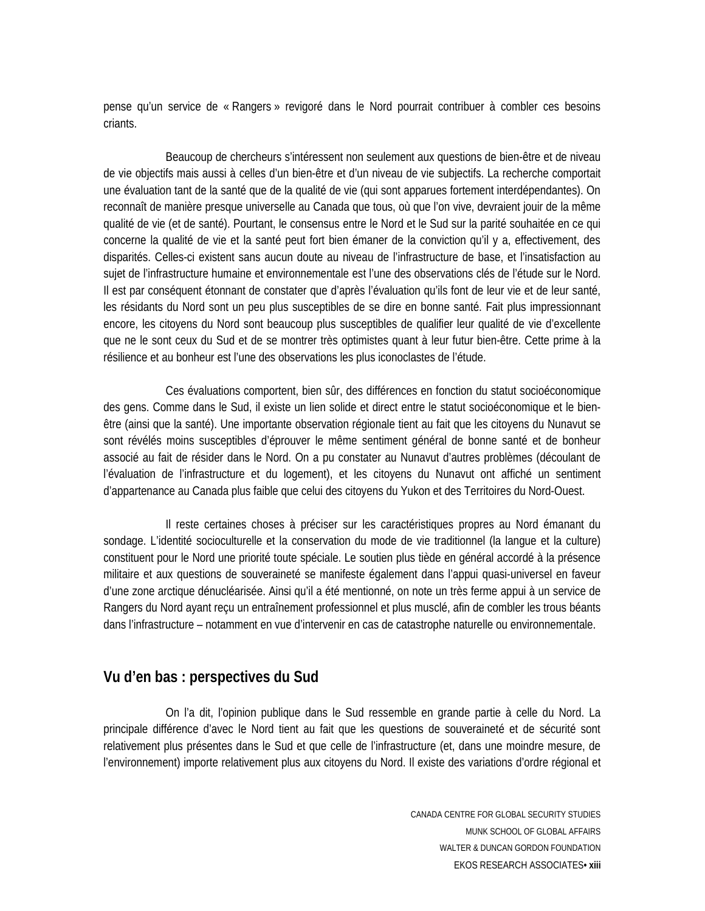pense qu'un service de « Rangers » revigoré dans le Nord pourrait contribuer à combler ces besoins criants.

Beaucoup de chercheurs s'intéressent non seulement aux questions de bien-être et de niveau de vie objectifs mais aussi à celles d'un bien-être et d'un niveau de vie subjectifs. La recherche comportait une évaluation tant de la santé que de la qualité de vie (qui sont apparues fortement interdépendantes). On reconnaît de manière presque universelle au Canada que tous, où que l'on vive, devraient jouir de la même qualité de vie (et de santé). Pourtant, le consensus entre le Nord et le Sud sur la parité souhaitée en ce qui concerne la qualité de vie et la santé peut fort bien émaner de la conviction qu'il y a, effectivement, des disparités. Celles-ci existent sans aucun doute au niveau de l'infrastructure de base, et l'insatisfaction au sujet de l'infrastructure humaine et environnementale est l'une des observations clés de l'étude sur le Nord. Il est par conséquent étonnant de constater que d'après l'évaluation qu'ils font de leur vie et de leur santé, les résidants du Nord sont un peu plus susceptibles de se dire en bonne santé. Fait plus impressionnant encore, les citoyens du Nord sont beaucoup plus susceptibles de qualifier leur qualité de vie d'excellente que ne le sont ceux du Sud et de se montrer très optimistes quant à leur futur bien-être. Cette prime à la résilience et au bonheur est l'une des observations les plus iconoclastes de l'étude.

Ces évaluations comportent, bien sûr, des différences en fonction du statut socioéconomique des gens. Comme dans le Sud, il existe un lien solide et direct entre le statut socioéconomique et le bien-être (ainsi que la santé). Une importante observation régionale tient au fait que les citoyens du Nunavut se sont révélés moins susceptibles d'éprouver le même sentiment général de bonne santé et de bonheur associé au fait de résider dans le Nord. On a pu constater au Nunavut d'autres problèmes (découlant de l'évaluation de l'infrastructure et du logement), et les citoyens du Nunavut ont affiché un sentiment d'appartenance au Canada plus faible que celui des citoyens du Yukon et des Territoires du Nord-Ouest.

Il reste certaines choses à préciser sur les caractéristiques propres au Nord émanant du sondage. L'identité socioculturelle et la conservation du mode de vie traditionnel (la langue et la culture) constituent pour le Nord une priorité toute spéciale. Le soutien plus tiède en général accordé à la présence militaire et aux questions de souveraineté se manifeste également dans l'appui quasi-universel en faveur d'une zone arctique dénucléarisée. Ainsi qu'il a été mentionné, on note un très ferme appui à un service de Rangers du Nord ayant reçu un entraînement professionnel et plus musclé, afin de combler les trous béants dans l'infrastructure – notamment en vue d'intervenir en cas de catastrophe naturelle ou environnementale.

## Vu d'en bas : perspectives du Sud

On l'a dit, l'opinion publique dans le Sud ressemble en grande partie à celle du Nord. La principale différence d'avec le Nord tient au fait que les questions de souveraineté et de sécurité sont relativement plus présentes dans le Sud et que celle de l'infrastructure (et, dans une moindre mesure, de l'environnement) importe relativement plus aux citoyens du Nord. Il existe des variations d'ordre régional et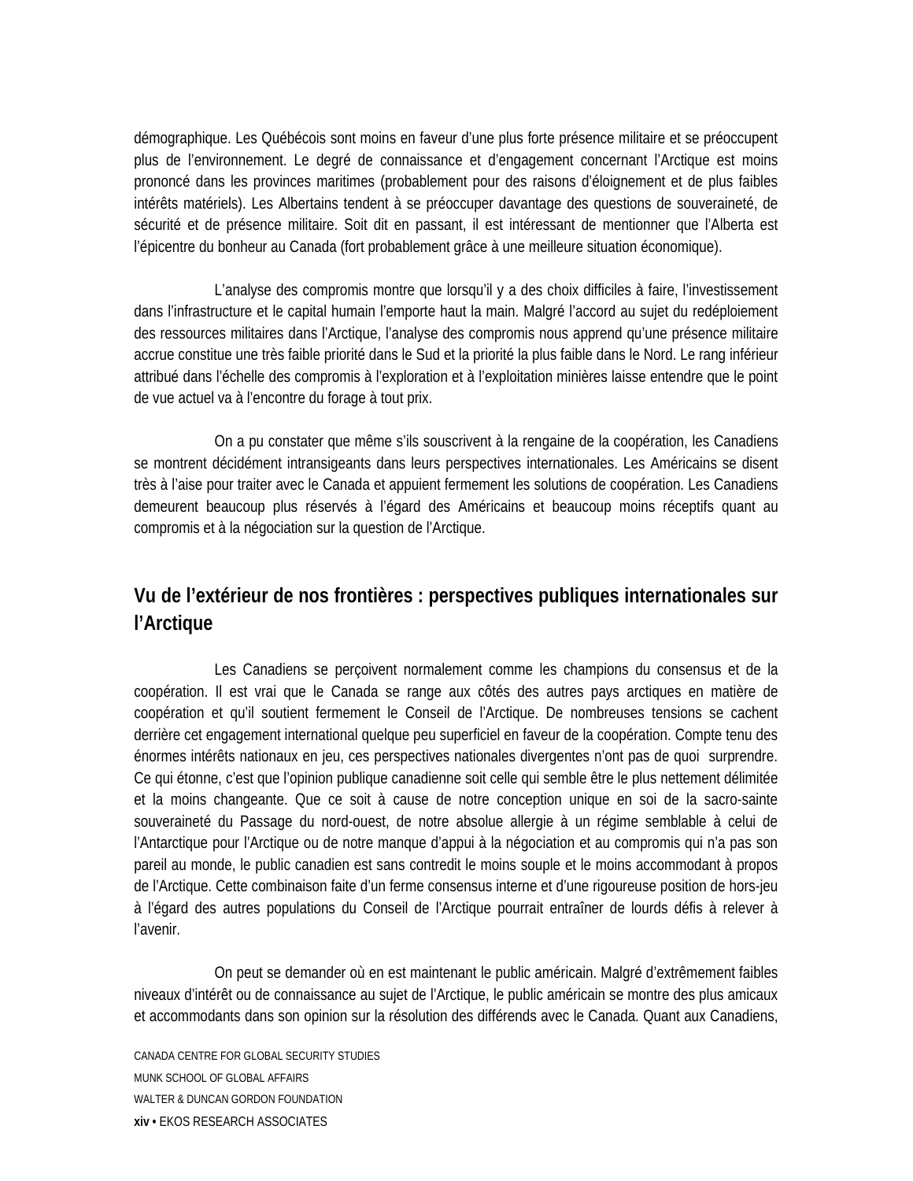démographique. Les Québécois sont moins en faveur d'une plus forte présence militaire et se préoccupent plus de l'environnement. Le degré de connaissance et d'engagement concernant l'Arctique est moins prononcé dans les provinces maritimes (probablement pour des raisons d'éloignement et de plus faibles intérêts matériels). Les Albertains tendent à se préoccuper davantage des questions de souveraineté, de sécurité et de présence militaire. Soit dit en passant, il est intéressant de mentionner que l'Alberta est l'épicentre du bonheur au Canada (fort probablement grâce à une meilleure situation économique).

L'analyse des compromis montre que lorsqu'il y a des choix difficiles à faire, l'investissement dans l'infrastructure et le capital humain l'emporte haut la main. Malgré l'accord au sujet du redéploiement des ressources militaires dans l'Arctique, l'analyse des compromis nous apprend qu'une présence militaire accrue constitue une très faible priorité dans le Sud et la priorité la plus faible dans le Nord. Le rang inférieur attribué dans l'échelle des compromis à l'exploration et à l'exploitation minières laisse entendre que le point de vue actuel va à l'encontre du forage à tout prix.

On a pu constater que même s'ils souscrivent à la rengaine de la coopération, les Canadiens se montrent décidément intransigeants dans leurs perspectives internationales. Les Américains se disent très à l'aise pour traiter avec le Canada et appuient fermement les solutions de coopération. Les Canadiens demeurent beaucoup plus réservés à l'égard des Américains et beaucoup moins réceptifs quant au compromis et à la négociation sur la question de l'Arctique.

## Vu de l'extérieur de nos frontières : perspectives publiques internationales sur l'Arctique

Les Canadiens se perçoivent normalement comme les champions du consensus et de la coopération. Il est vrai que le Canada se range aux côtés des autres pays arctiques en matière de coopération et qu'il soutient fermement le Conseil de l'Arctique. De nombreuses tensions se cachent derrière cet engagement international quelque peu superficiel en faveur de la coopération. Compte tenu des énormes intérêts nationaux en jeu, ces perspectives nationales divergentes n'ont pas de quoi surprendre. Ce qui étonne, c'est que l'opinion publique canadienne soit celle qui semble être le plus nettement délimitée et la moins changeante. Que ce soit à cause de notre conception unique en soi de la sacro-sainte souveraineté du Passage du nord-ouest, de notre absolue allergie à un régime semblable à celui de l'Antarctique pour l'Arctique ou de notre manque d'appui à la négociation et au compromis qui n'a pas son pareil au monde, le public canadien est sans contredit le moins souple et le moins accommodant à propos de l'Arctique. Cette combinaison faite d'un ferme consensus interne et d'une rigoureuse position de hors-jeu à l'égard des autres populations du Conseil de l'Arctique pourrait entraîner de lourds défis à relever à l'avenir.

On peut se demander où en est maintenant le public américain. Malgré d'extrêmement faibles niveaux d'intérêt ou de connaissance au sujet de l'Arctique, le public américain se montre des plus amicaux et accommodants dans son opinion sur la résolution des différends avec le Canada. Quant aux Canadiens,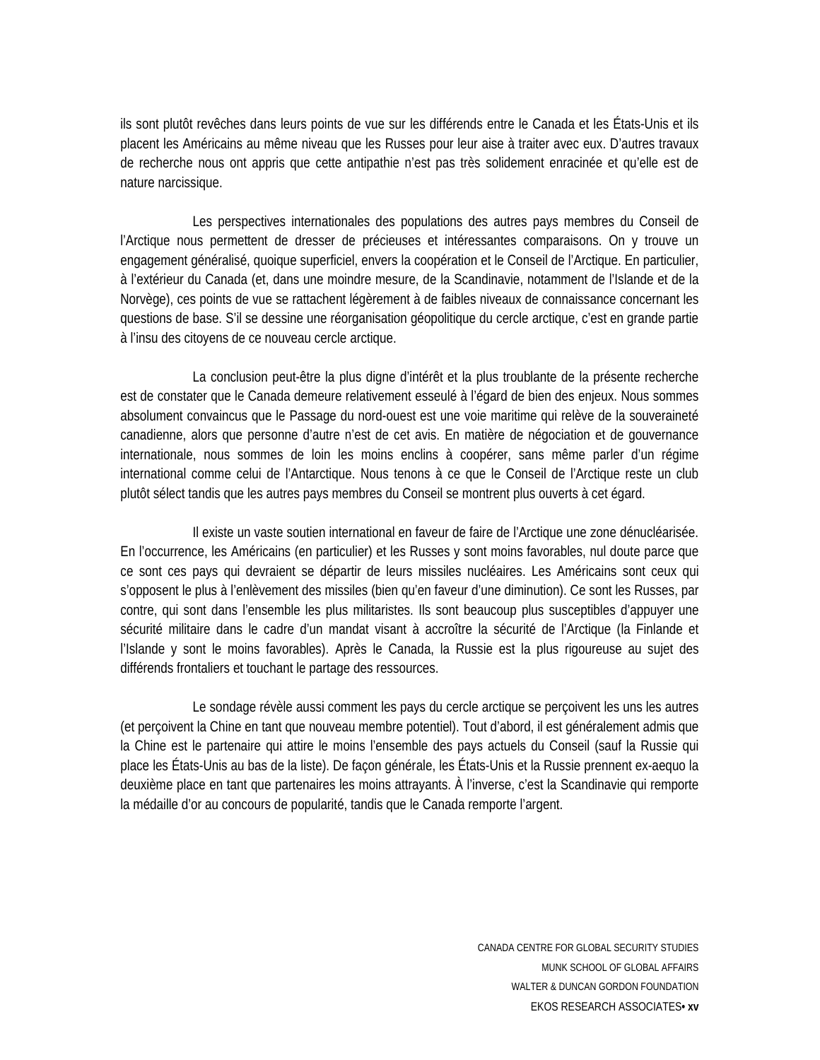ils sont plutôt revêches dans leurs points de vue sur les différends entre le Canada et les États-Unis et ils placent les Américains au même niveau que les Russes pour leur aise à traiter avec eux. D'autres travaux de recherche nous ont appris que cette antipathie n'est pas très solidement enracinée et qu'elle est de nature narcissique.

Les perspectives internationales des populations des autres pays membres du Conseil de l'Arctique nous permettent de dresser de précieuses et intéressantes comparaisons. On y trouve un engagement généralisé, quoique superficiel, envers la coopération et le Conseil de l'Arctique. En particulier, à l'extérieur du Canada (et, dans une moindre mesure, de la Scandinavie, notamment de l'Islande et de la Norvège), ces points de vue se rattachent légèrement à de faibles niveaux de connaissance concernant les questions de base. S'il se dessine une réorganisation géopolitique du cercle arctique, c'est en grande partie à l'insu des citoyens de ce nouveau cercle arctique.

La conclusion peut-être la plus digne d'intérêt et la plus troublante de la présente recherche est de constater que le Canada demeure relativement esseulé à l'égard de bien des enjeux. Nous sommes absolument convaincus que le Passage du nord-ouest est une voie maritime qui relève de la souveraineté canadienne, alors que personne d'autre n'est de cet avis. En matière de négociation et de gouvernance internationale, nous sommes de loin les moins enclins à coopérer, sans même parler d'un régime international comme celui de l'Antarctique. Nous tenons à ce que le Conseil de l'Arctique reste un club plutôt sélect tandis que les autres pays membres du Conseil se montrent plus ouverts à cet égard.

Il existe un vaste soutien international en faveur de faire de l'Arctique une zone dénucléarisée. En l'occurrence, les Américains (en particulier) et les Russes y sont moins favorables, nul doute parce que ce sont ces pays qui devraient se départir de leurs missiles nucléaires. Les Américains sont ceux qui s'opposent le plus à l'enlèvement des missiles (bien qu'en faveur d'une diminution). Ce sont les Russes, par contre, qui sont dans l'ensemble les plus militaristes. Ils sont beaucoup plus susceptibles d'appuyer une sécurité militaire dans le cadre d'un mandat visant à accroître la sécurité de l'Arctique (la Finlande et l'Islande y sont le moins favorables). Après le Canada, la Russie est la plus rigoureuse au sujet des différends frontaliers et touchant le partage des ressources.

Le sondage révèle aussi comment les pays du cercle arctique se perçoivent les uns les autres (et perçoivent la Chine en tant que nouveau membre potentiel). Tout d'abord, il est généralement admis que la Chine est le partenaire qui attire le moins l'ensemble des pays actuels du Conseil (sauf la Russie qui place les États-Unis au bas de la liste). De façon générale, les États-Unis et la Russie prennent ex-aequo la deuxième place en tant que partenaires les moins attrayants. À l'inverse, c'est la Scandinavie qui remporte la médaille d'or au concours de popularité, tandis que le Canada remporte l'argent.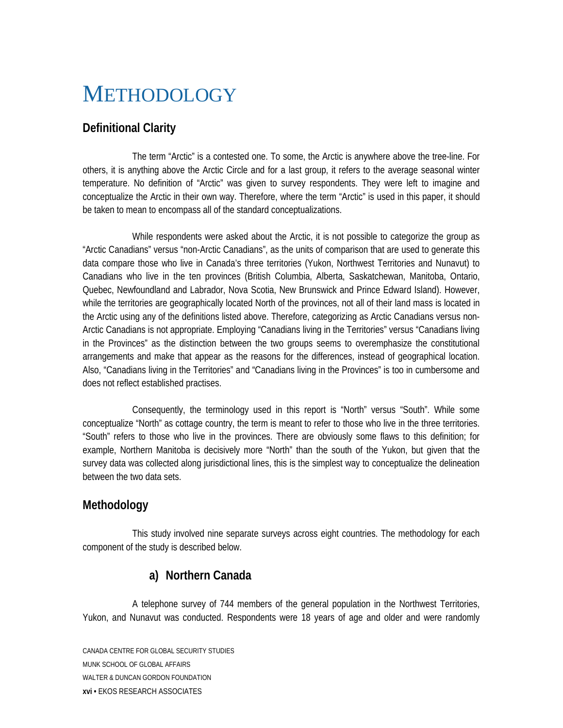# METHODOLOGY

## Definitional Clarity

The term "Arctic" is a contested one. To some, the Arctic is anywhere above the tree-line. For others, it is anything above the Arctic Circle and for a last group, it refers to the average seasonal winter temperature. No definition of "Arctic" was given to survey respondents. They were left to imagine and conceptualize the Arctic in their own way. Therefore, where the term "Arctic" is used in this paper, it should be taken to mean to encompass all of the standard conceptualizations.

While respondents were asked about the Arctic, it is not possible to categorize the group as "Arctic Canadians" versus "non-Arctic Canadians", as the units of comparison that are used to generate this data compare those who live in Canada's three territories (Yukon, Northwest Territories and Nunavut) to Canadians who live in the ten provinces (British Columbia, Alberta, Saskatchewan, Manitoba, Ontario, Quebec, Newfoundland and Labrador, Nova Scotia, New Brunswick and Prince Edward Island). However, while the territories are geographically located North of the provinces, not all of their land mass is located in the Arctic using any of the definitions listed above. Therefore, categorizing as Arctic Canadians versus non-Arctic Canadians is not appropriate. Employing "Canadians living in the Territories" versus "Canadians living in the Provinces" as the distinction between the two groups seems to overemphasize the constitutional arrangements and make that appear as the reasons for the differences, instead of geographical location. Also, "Canadians living in the Territories" and "Canadians living in the Provinces" is too in cumbersome and does not reflect established practises.

Consequently, the terminology used in this report is "North" versus "South". While some conceptualize "North" as cottage country, the term is meant to refer to those who live in the three territories. "South" refers to those who live in the provinces. There are obviously some flaws to this definition; for example, Northern Manitoba is decisively more "North" than the south of the Yukon, but given that the survey data was collected along jurisdictional lines, this is the simplest way to conceptualize the delineation between the two data sets.

## Methodology

This study involved nine separate surveys across eight countries. The methodology for each component of the study is described below.

### a) Northern Canada

A telephone survey of 744 members of the general population in the Northwest Territories, Yukon, and Nunavut was conducted. Respondents were 18 years of age and older and were randomly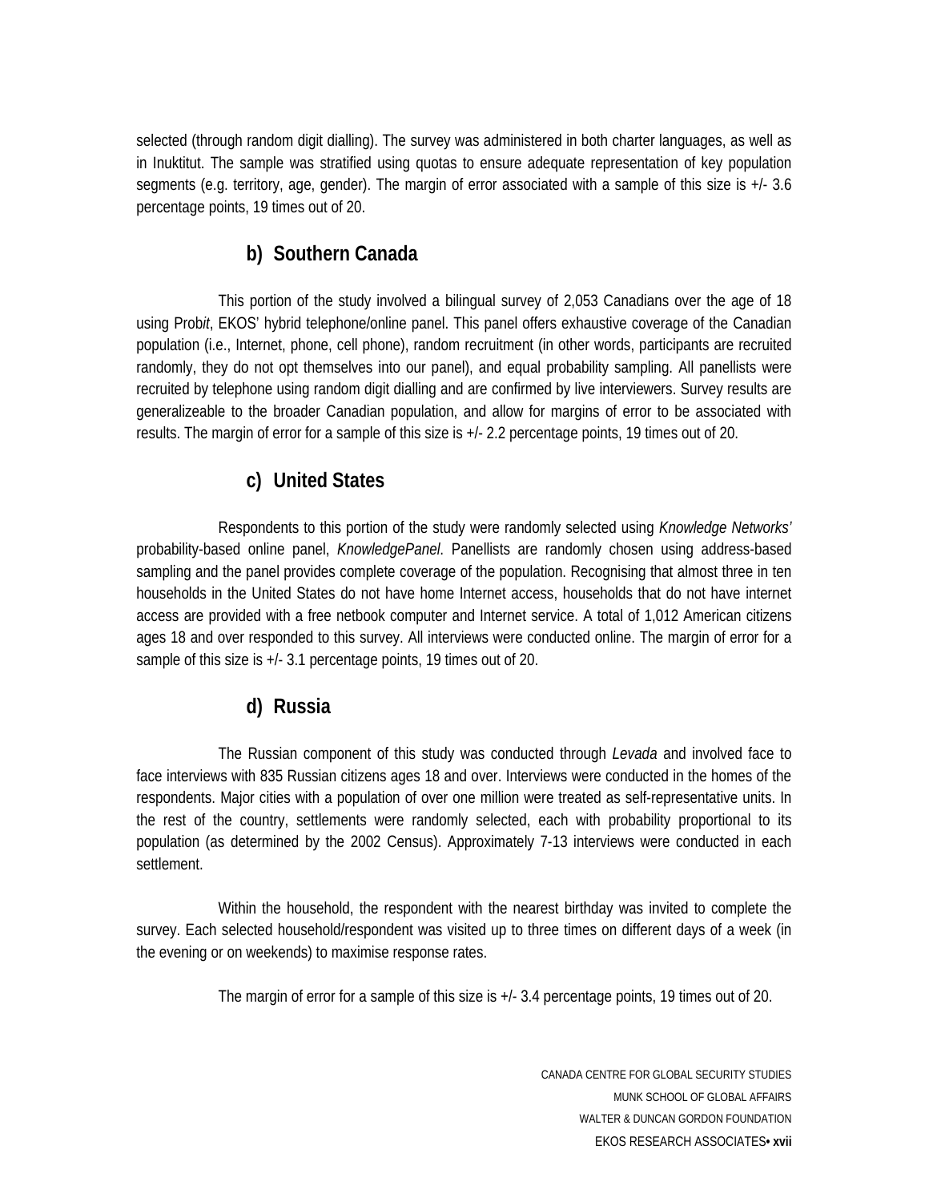selected (through random digit dialling). The survey was administered in both charter languages, as well as in Inuktitut. The sample was stratified using quotas to ensure adequate representation of key population segments (e.g. territory, age, gender). The margin of error associated with a sample of this size is +/- 3.6 percentage points, 19 times out of 20.

### b) Southern Canada

This portion of the study involved a bilingual survey of 2,053 Canadians over the age of 18 using Prob*it*, EKOS' hybrid telephone/online panel. This panel offers exhaustive coverage of the Canadian population (i.e., Internet, phone, cell phone), random recruitment (in other words, participants are recruited randomly, they do not opt themselves into our panel), and equal probability sampling. All panellists were recruited by telephone using random digit dialling and are confirmed by live interviewers. Survey results are generalizeable to the broader Canadian population, and allow for margins of error to be associated with results. The margin of error for a sample of this size is +/- 2.2 percentage points, 19 times out of 20.

### c) United States

Respondents to this portion of the study were randomly selected using *Knowledge Networks'* probability-based online panel, *KnowledgePanel*. Panellists are randomly chosen using address-based sampling and the panel provides complete coverage of the population. Recognising that almost three in ten households in the United States do not have home Internet access, households that do not have internet access are provided with a free netbook computer and Internet service. A total of 1,012 American citizens ages 18 and over responded to this survey. All interviews were conducted online. The margin of error for a sample of this size is +/- 3.1 percentage points, 19 times out of 20.

### d) Russia

The Russian component of this study was conducted through *Levada* and involved face to face interviews with 835 Russian citizens ages 18 and over. Interviews were conducted in the homes of the respondents. Major cities with a population of over one million were treated as self-representative units. In the rest of the country, settlements were randomly selected, each with probability proportional to its population (as determined by the 2002 Census). Approximately 7-13 interviews were conducted in each settlement.

Within the household, the respondent with the nearest birthday was invited to complete the survey. Each selected household/respondent was visited up to three times on different days of a week (in the evening or on weekends) to maximise response rates.

The margin of error for a sample of this size is +/- 3.4 percentage points, 19 times out of 20.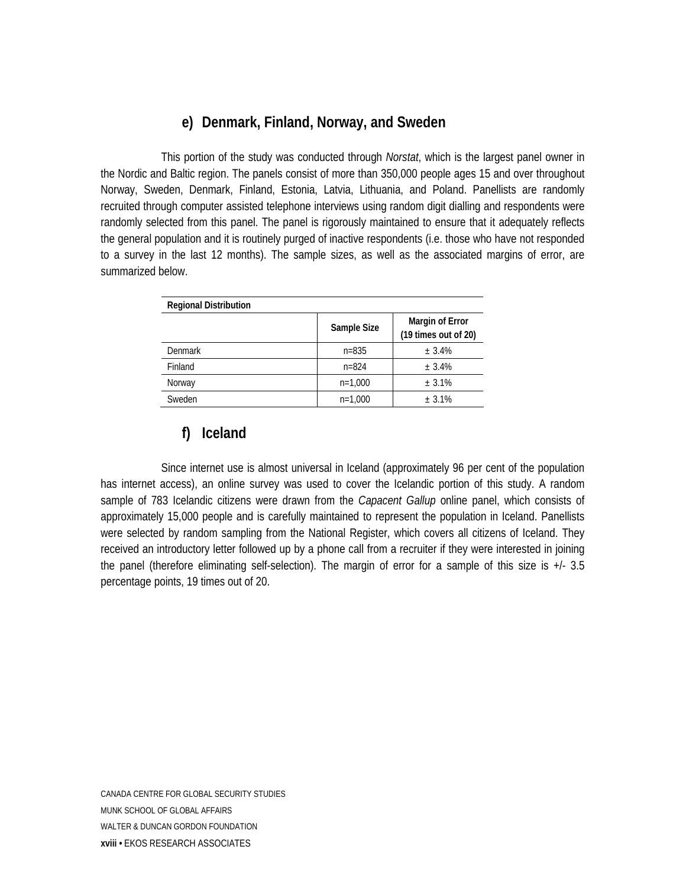### e) Denmark, Finland, Norway, and Sweden

This portion of the study was conducted through *Norstat*, which is the largest panel owner in the Nordic and Baltic region. The panels consist of more than 350,000 people ages 15 and over throughout Norway, Sweden, Denmark, Finland, Estonia, Latvia, Lithuania, and Poland. Panellists are randomly recruited through computer assisted telephone interviews using random digit dialling and respondents were randomly selected from this panel. The panel is rigorously maintained to ensure that it adequately reflects the general population and it is routinely purged of inactive respondents (i.e. those who have not responded to a survey in the last 12 months). The sample sizes, as well as the associated margins of error, are summarized below.

| Regional Distribution | | |
|---|---|---|
| | Sample Size | Margin of Error (19 times out of 20) |
| Denmark | n=835 | ± 3.4% |
| Finland | n=824 | ± 3.4% |
| Norway | n=1,000 | ± 3.1% |
| Sweden | n=1,000 | ± 3.1% |

### f) Iceland

Since internet use is almost universal in Iceland (approximately 96 per cent of the population has internet access), an online survey was used to cover the Icelandic portion of this study. A random sample of 783 Icelandic citizens were drawn from the *Capacent Gallup* online panel, which consists of approximately 15,000 people and is carefully maintained to represent the population in Iceland. Panellists were selected by random sampling from the National Register, which covers all citizens of Iceland. They received an introductory letter followed up by a phone call from a recruiter if they were interested in joining the panel (therefore eliminating self-selection). The margin of error for a sample of this size is +/- 3.5 percentage points, 19 times out of 20.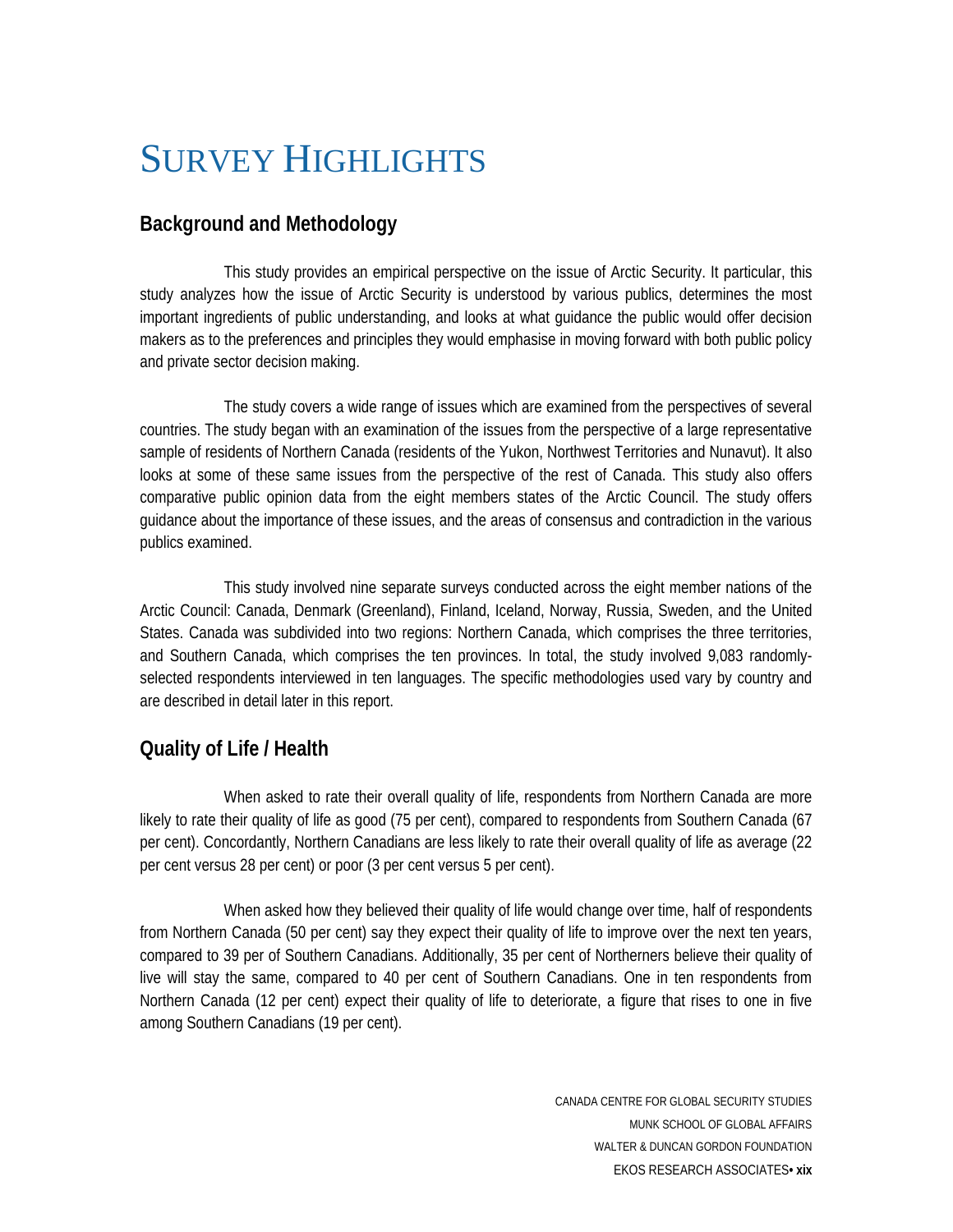# Survey Highlights

## Background and Methodology

This study provides an empirical perspective on the issue of Arctic Security. It particular, this study analyzes how the issue of Arctic Security is understood by various publics, determines the most important ingredients of public understanding, and looks at what guidance the public would offer decision makers as to the preferences and principles they would emphasise in moving forward with both public policy and private sector decision making.

The study covers a wide range of issues which are examined from the perspectives of several countries. The study began with an examination of the issues from the perspective of a large representative sample of residents of Northern Canada (residents of the Yukon, Northwest Territories and Nunavut). It also looks at some of these same issues from the perspective of the rest of Canada. This study also offers comparative public opinion data from the eight members states of the Arctic Council. The study offers guidance about the importance of these issues, and the areas of consensus and contradiction in the various publics examined.

This study involved nine separate surveys conducted across the eight member nations of the Arctic Council: Canada, Denmark (Greenland), Finland, Iceland, Norway, Russia, Sweden, and the United States. Canada was subdivided into two regions: Northern Canada, which comprises the three territories, and Southern Canada, which comprises the ten provinces. In total, the study involved 9,083 randomly-selected respondents interviewed in ten languages. The specific methodologies used vary by country and are described in detail later in this report.

## Quality of Life / Health

When asked to rate their overall quality of life, respondents from Northern Canada are more likely to rate their quality of life as good (75 per cent), compared to respondents from Southern Canada (67 per cent). Concordantly, Northern Canadians are less likely to rate their overall quality of life as average (22 per cent versus 28 per cent) or poor (3 per cent versus 5 per cent).

When asked how they believed their quality of life would change over time, half of respondents from Northern Canada (50 per cent) say they expect their quality of life to improve over the next ten years, compared to 39 per of Southern Canadians. Additionally, 35 per cent of Northerners believe their quality of live will stay the same, compared to 40 per cent of Southern Canadians. One in ten respondents from Northern Canada (12 per cent) expect their quality of life to deteriorate, a figure that rises to one in five among Southern Canadians (19 per cent).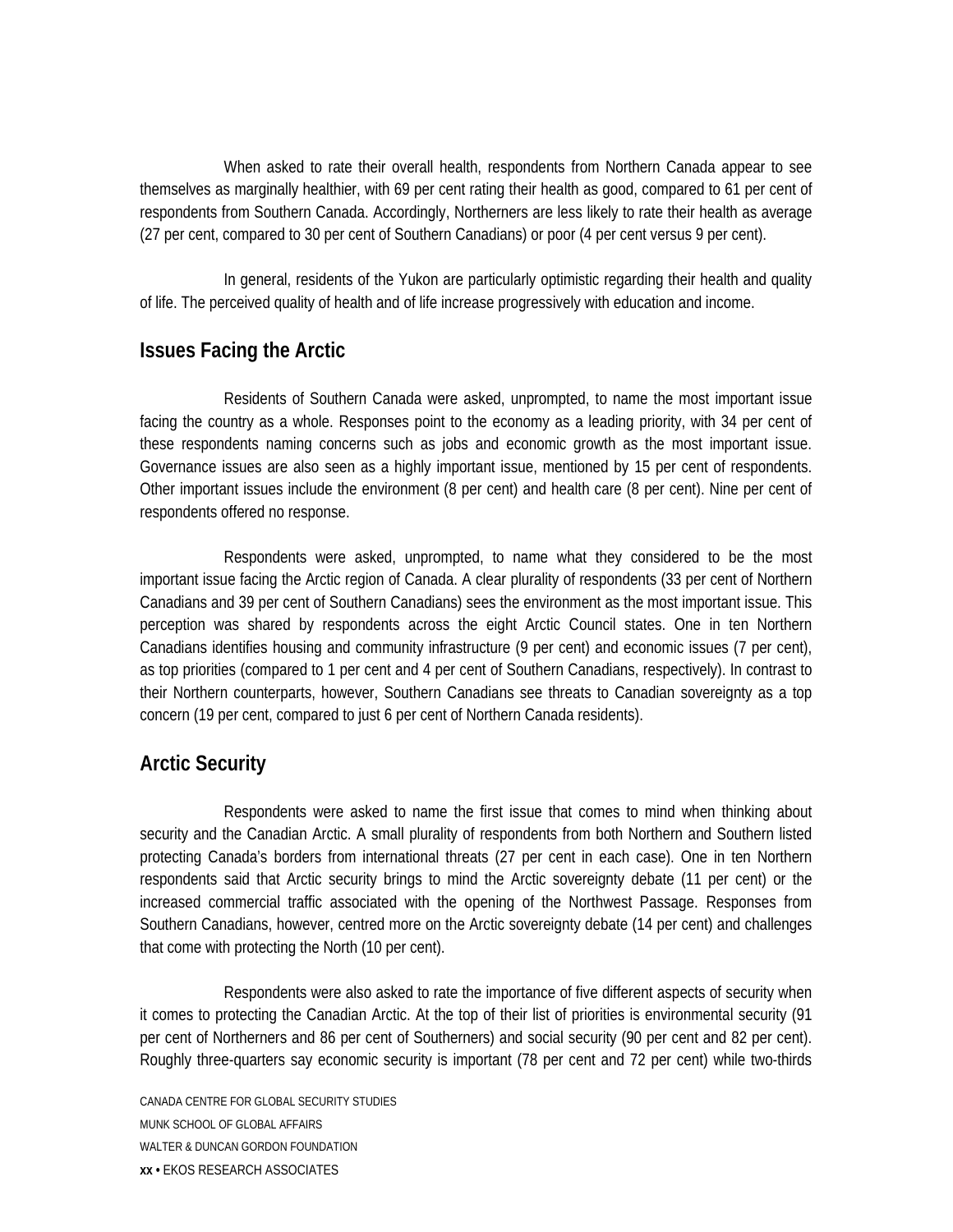When asked to rate their overall health, respondents from Northern Canada appear to see themselves as marginally healthier, with 69 per cent rating their health as good, compared to 61 per cent of respondents from Southern Canada. Accordingly, Northerners are less likely to rate their health as average (27 per cent, compared to 30 per cent of Southern Canadians) or poor (4 per cent versus 9 per cent).

In general, residents of the Yukon are particularly optimistic regarding their health and quality of life. The perceived quality of health and of life increase progressively with education and income.

## Issues Facing the Arctic

Residents of Southern Canada were asked, unprompted, to name the most important issue facing the country as a whole. Responses point to the economy as a leading priority, with 34 per cent of these respondents naming concerns such as jobs and economic growth as the most important issue. Governance issues are also seen as a highly important issue, mentioned by 15 per cent of respondents. Other important issues include the environment (8 per cent) and health care (8 per cent). Nine per cent of respondents offered no response.

Respondents were asked, unprompted, to name what they considered to be the most important issue facing the Arctic region of Canada. A clear plurality of respondents (33 per cent of Northern Canadians and 39 per cent of Southern Canadians) sees the environment as the most important issue. This perception was shared by respondents across the eight Arctic Council states. One in ten Northern Canadians identifies housing and community infrastructure (9 per cent) and economic issues (7 per cent), as top priorities (compared to 1 per cent and 4 per cent of Southern Canadians, respectively). In contrast to their Northern counterparts, however, Southern Canadians see threats to Canadian sovereignty as a top concern (19 per cent, compared to just 6 per cent of Northern Canada residents).

## Arctic Security

Respondents were asked to name the first issue that comes to mind when thinking about security and the Canadian Arctic. A small plurality of respondents from both Northern and Southern listed protecting Canada's borders from international threats (27 per cent in each case). One in ten Northern respondents said that Arctic security brings to mind the Arctic sovereignty debate (11 per cent) or the increased commercial traffic associated with the opening of the Northwest Passage. Responses from Southern Canadians, however, centred more on the Arctic sovereignty debate (14 per cent) and challenges that come with protecting the North (10 per cent).

Respondents were also asked to rate the importance of five different aspects of security when it comes to protecting the Canadian Arctic. At the top of their list of priorities is environmental security (91 per cent of Northerners and 86 per cent of Southerners) and social security (90 per cent and 82 per cent). Roughly three-quarters say economic security is important (78 per cent and 72 per cent) while two-thirds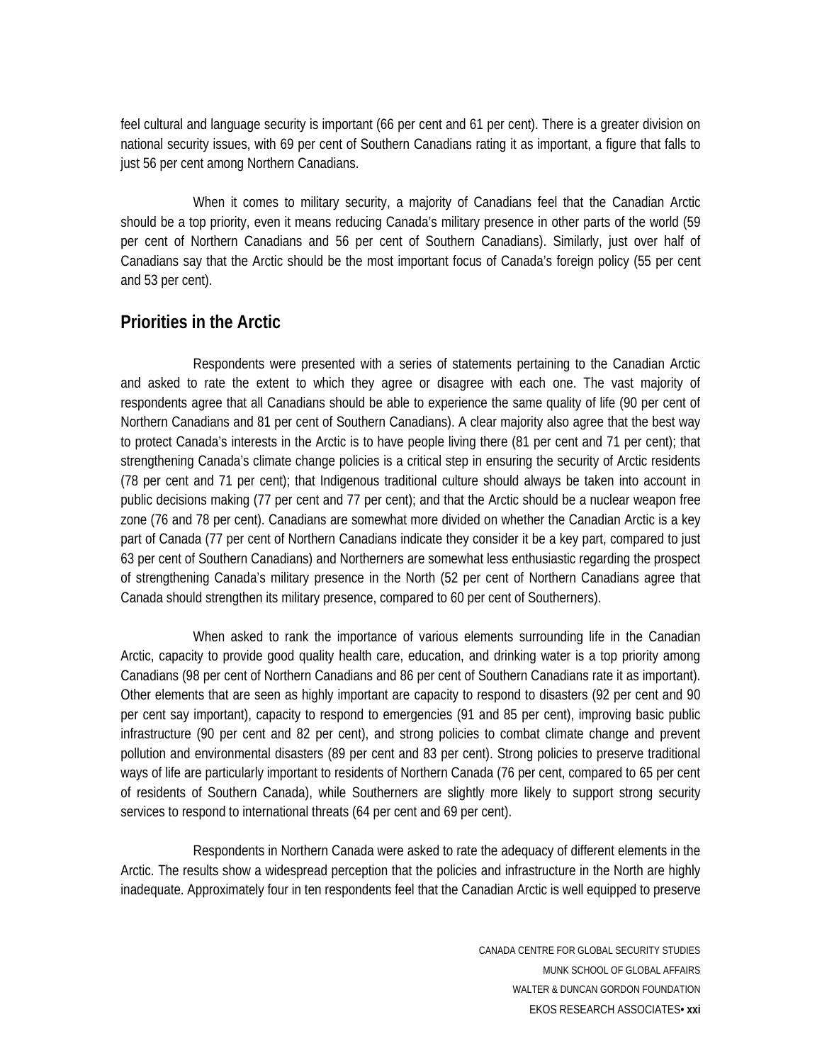feel cultural and language security is important (66 per cent and 61 per cent). There is a greater division on national security issues, with 69 per cent of Southern Canadians rating it as important, a figure that falls to just 56 per cent among Northern Canadians.

When it comes to military security, a majority of Canadians feel that the Canadian Arctic should be a top priority, even it means reducing Canada's military presence in other parts of the world (59 per cent of Northern Canadians and 56 per cent of Southern Canadians). Similarly, just over half of Canadians say that the Arctic should be the most important focus of Canada's foreign policy (55 per cent and 53 per cent).

## Priorities in the Arctic

Respondents were presented with a series of statements pertaining to the Canadian Arctic and asked to rate the extent to which they agree or disagree with each one. The vast majority of respondents agree that all Canadians should be able to experience the same quality of life (90 per cent of Northern Canadians and 81 per cent of Southern Canadians). A clear majority also agree that the best way to protect Canada's interests in the Arctic is to have people living there (81 per cent and 71 per cent); that strengthening Canada's climate change policies is a critical step in ensuring the security of Arctic residents (78 per cent and 71 per cent); that Indigenous traditional culture should always be taken into account in public decisions making (77 per cent and 77 per cent); and that the Arctic should be a nuclear weapon free zone (76 and 78 per cent). Canadians are somewhat more divided on whether the Canadian Arctic is a key part of Canada (77 per cent of Northern Canadians indicate they consider it be a key part, compared to just 63 per cent of Southern Canadians) and Northerners are somewhat less enthusiastic regarding the prospect of strengthening Canada's military presence in the North (52 per cent of Northern Canadians agree that Canada should strengthen its military presence, compared to 60 per cent of Southerners).

When asked to rank the importance of various elements surrounding life in the Canadian Arctic, capacity to provide good quality health care, education, and drinking water is a top priority among Canadians (98 per cent of Northern Canadians and 86 per cent of Southern Canadians rate it as important). Other elements that are seen as highly important are capacity to respond to disasters (92 per cent and 90 per cent say important), capacity to respond to emergencies (91 and 85 per cent), improving basic public infrastructure (90 per cent and 82 per cent), and strong policies to combat climate change and prevent pollution and environmental disasters (89 per cent and 83 per cent). Strong policies to preserve traditional ways of life are particularly important to residents of Northern Canada (76 per cent, compared to 65 per cent of residents of Southern Canada), while Southerners are slightly more likely to support strong security services to respond to international threats (64 per cent and 69 per cent).

Respondents in Northern Canada were asked to rate the adequacy of different elements in the Arctic. The results show a widespread perception that the policies and infrastructure in the North are highly inadequate. Approximately four in ten respondents feel that the Canadian Arctic is well equipped to preserve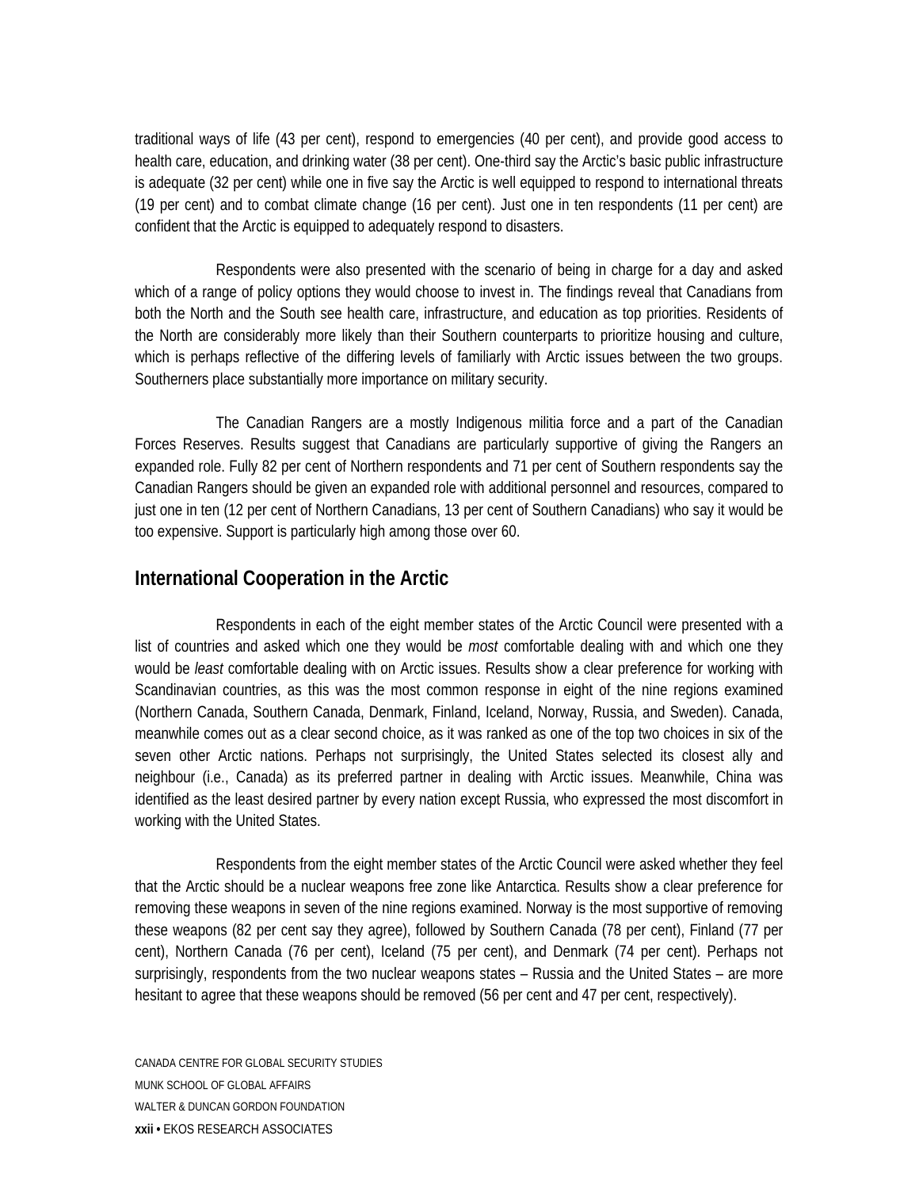traditional ways of life (43 per cent), respond to emergencies (40 per cent), and provide good access to health care, education, and drinking water (38 per cent). One-third say the Arctic's basic public infrastructure is adequate (32 per cent) while one in five say the Arctic is well equipped to respond to international threats (19 per cent) and to combat climate change (16 per cent). Just one in ten respondents (11 per cent) are confident that the Arctic is equipped to adequately respond to disasters.

Respondents were also presented with the scenario of being in charge for a day and asked which of a range of policy options they would choose to invest in. The findings reveal that Canadians from both the North and the South see health care, infrastructure, and education as top priorities. Residents of the North are considerably more likely than their Southern counterparts to prioritize housing and culture, which is perhaps reflective of the differing levels of familiarly with Arctic issues between the two groups. Southerners place substantially more importance on military security.

The Canadian Rangers are a mostly Indigenous militia force and a part of the Canadian Forces Reserves. Results suggest that Canadians are particularly supportive of giving the Rangers an expanded role. Fully 82 per cent of Northern respondents and 71 per cent of Southern respondents say the Canadian Rangers should be given an expanded role with additional personnel and resources, compared to just one in ten (12 per cent of Northern Canadians, 13 per cent of Southern Canadians) who say it would be too expensive. Support is particularly high among those over 60.

## International Cooperation in the Arctic

Respondents in each of the eight member states of the Arctic Council were presented with a list of countries and asked which one they would be *most* comfortable dealing with and which one they would be *least* comfortable dealing with on Arctic issues. Results show a clear preference for working with Scandinavian countries, as this was the most common response in eight of the nine regions examined (Northern Canada, Southern Canada, Denmark, Finland, Iceland, Norway, Russia, and Sweden). Canada, meanwhile comes out as a clear second choice, as it was ranked as one of the top two choices in six of the seven other Arctic nations. Perhaps not surprisingly, the United States selected its closest ally and neighbour (i.e., Canada) as its preferred partner in dealing with Arctic issues. Meanwhile, China was identified as the least desired partner by every nation except Russia, who expressed the most discomfort in working with the United States.

Respondents from the eight member states of the Arctic Council were asked whether they feel that the Arctic should be a nuclear weapons free zone like Antarctica. Results show a clear preference for removing these weapons in seven of the nine regions examined. Norway is the most supportive of removing these weapons (82 per cent say they agree), followed by Southern Canada (78 per cent), Finland (77 per cent), Northern Canada (76 per cent), Iceland (75 per cent), and Denmark (74 per cent). Perhaps not surprisingly, respondents from the two nuclear weapons states – Russia and the United States – are more hesitant to agree that these weapons should be removed (56 per cent and 47 per cent, respectively).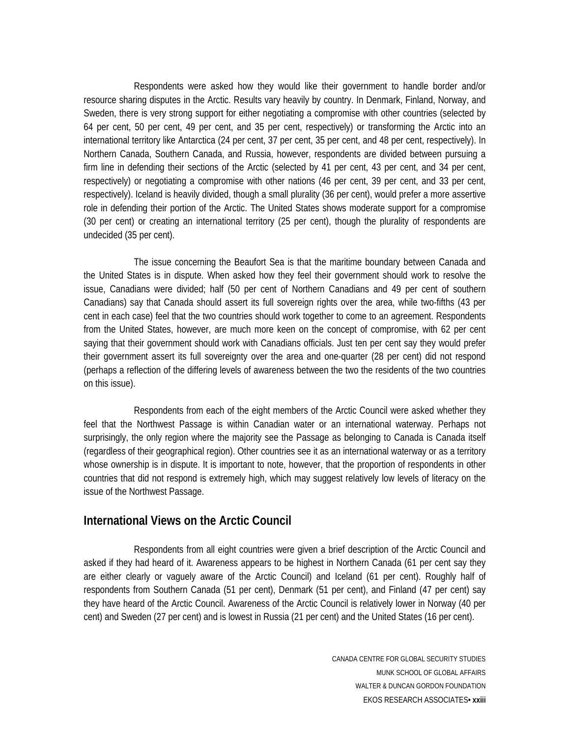Respondents were asked how they would like their government to handle border and/or resource sharing disputes in the Arctic. Results vary heavily by country. In Denmark, Finland, Norway, and Sweden, there is very strong support for either negotiating a compromise with other countries (selected by 64 per cent, 50 per cent, 49 per cent, and 35 per cent, respectively) or transforming the Arctic into an international territory like Antarctica (24 per cent, 37 per cent, 35 per cent, and 48 per cent, respectively). In Northern Canada, Southern Canada, and Russia, however, respondents are divided between pursuing a firm line in defending their sections of the Arctic (selected by 41 per cent, 43 per cent, and 34 per cent, respectively) or negotiating a compromise with other nations (46 per cent, 39 per cent, and 33 per cent, respectively). Iceland is heavily divided, though a small plurality (36 per cent), would prefer a more assertive role in defending their portion of the Arctic. The United States shows moderate support for a compromise (30 per cent) or creating an international territory (25 per cent), though the plurality of respondents are undecided (35 per cent).

The issue concerning the Beaufort Sea is that the maritime boundary between Canada and the United States is in dispute. When asked how they feel their government should work to resolve the issue, Canadians were divided; half (50 per cent of Northern Canadians and 49 per cent of southern Canadians) say that Canada should assert its full sovereign rights over the area, while two-fifths (43 per cent in each case) feel that the two countries should work together to come to an agreement. Respondents from the United States, however, are much more keen on the concept of compromise, with 62 per cent saying that their government should work with Canadians officials. Just ten per cent say they would prefer their government assert its full sovereignty over the area and one-quarter (28 per cent) did not respond (perhaps a reflection of the differing levels of awareness between the two the residents of the two countries on this issue).

Respondents from each of the eight members of the Arctic Council were asked whether they feel that the Northwest Passage is within Canadian water or an international waterway. Perhaps not surprisingly, the only region where the majority see the Passage as belonging to Canada is Canada itself (regardless of their geographical region). Other countries see it as an international waterway or as a territory whose ownership is in dispute. It is important to note, however, that the proportion of respondents in other countries that did not respond is extremely high, which may suggest relatively low levels of literacy on the issue of the Northwest Passage.

## International Views on the Arctic Council

Respondents from all eight countries were given a brief description of the Arctic Council and asked if they had heard of it. Awareness appears to be highest in Northern Canada (61 per cent say they are either clearly or vaguely aware of the Arctic Council) and Iceland (61 per cent). Roughly half of respondents from Southern Canada (51 per cent), Denmark (51 per cent), and Finland (47 per cent) say they have heard of the Arctic Council. Awareness of the Arctic Council is relatively lower in Norway (40 per cent) and Sweden (27 per cent) and is lowest in Russia (21 per cent) and the United States (16 per cent).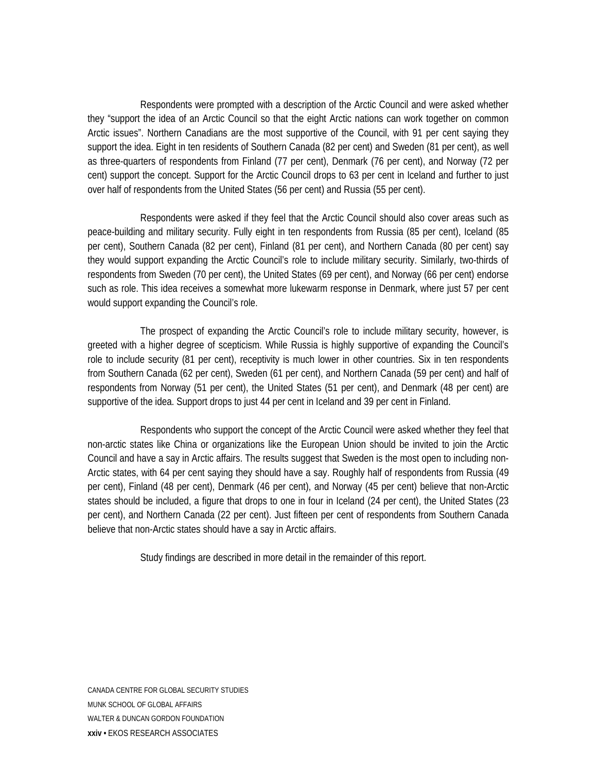Respondents were prompted with a description of the Arctic Council and were asked whether they "support the idea of an Arctic Council so that the eight Arctic nations can work together on common Arctic issues". Northern Canadians are the most supportive of the Council, with 91 per cent saying they support the idea. Eight in ten residents of Southern Canada (82 per cent) and Sweden (81 per cent), as well as three-quarters of respondents from Finland (77 per cent), Denmark (76 per cent), and Norway (72 per cent) support the concept. Support for the Arctic Council drops to 63 per cent in Iceland and further to just over half of respondents from the United States (56 per cent) and Russia (55 per cent).

Respondents were asked if they feel that the Arctic Council should also cover areas such as peace-building and military security. Fully eight in ten respondents from Russia (85 per cent), Iceland (85 per cent), Southern Canada (82 per cent), Finland (81 per cent), and Northern Canada (80 per cent) say they would support expanding the Arctic Council's role to include military security. Similarly, two-thirds of respondents from Sweden (70 per cent), the United States (69 per cent), and Norway (66 per cent) endorse such as role. This idea receives a somewhat more lukewarm response in Denmark, where just 57 per cent would support expanding the Council's role.

The prospect of expanding the Arctic Council's role to include military security, however, is greeted with a higher degree of scepticism. While Russia is highly supportive of expanding the Council's role to include security (81 per cent), receptivity is much lower in other countries. Six in ten respondents from Southern Canada (62 per cent), Sweden (61 per cent), and Northern Canada (59 per cent) and half of respondents from Norway (51 per cent), the United States (51 per cent), and Denmark (48 per cent) are supportive of the idea. Support drops to just 44 per cent in Iceland and 39 per cent in Finland.

Respondents who support the concept of the Arctic Council were asked whether they feel that non-arctic states like China or organizations like the European Union should be invited to join the Arctic Council and have a say in Arctic affairs. The results suggest that Sweden is the most open to including non-Arctic states, with 64 per cent saying they should have a say. Roughly half of respondents from Russia (49 per cent), Finland (48 per cent), Denmark (46 per cent), and Norway (45 per cent) believe that non-Arctic states should be included, a figure that drops to one in four in Iceland (24 per cent), the United States (23 per cent), and Northern Canada (22 per cent). Just fifteen per cent of respondents from Southern Canada believe that non-Arctic states should have a say in Arctic affairs.

Study findings are described in more detail in the remainder of this report.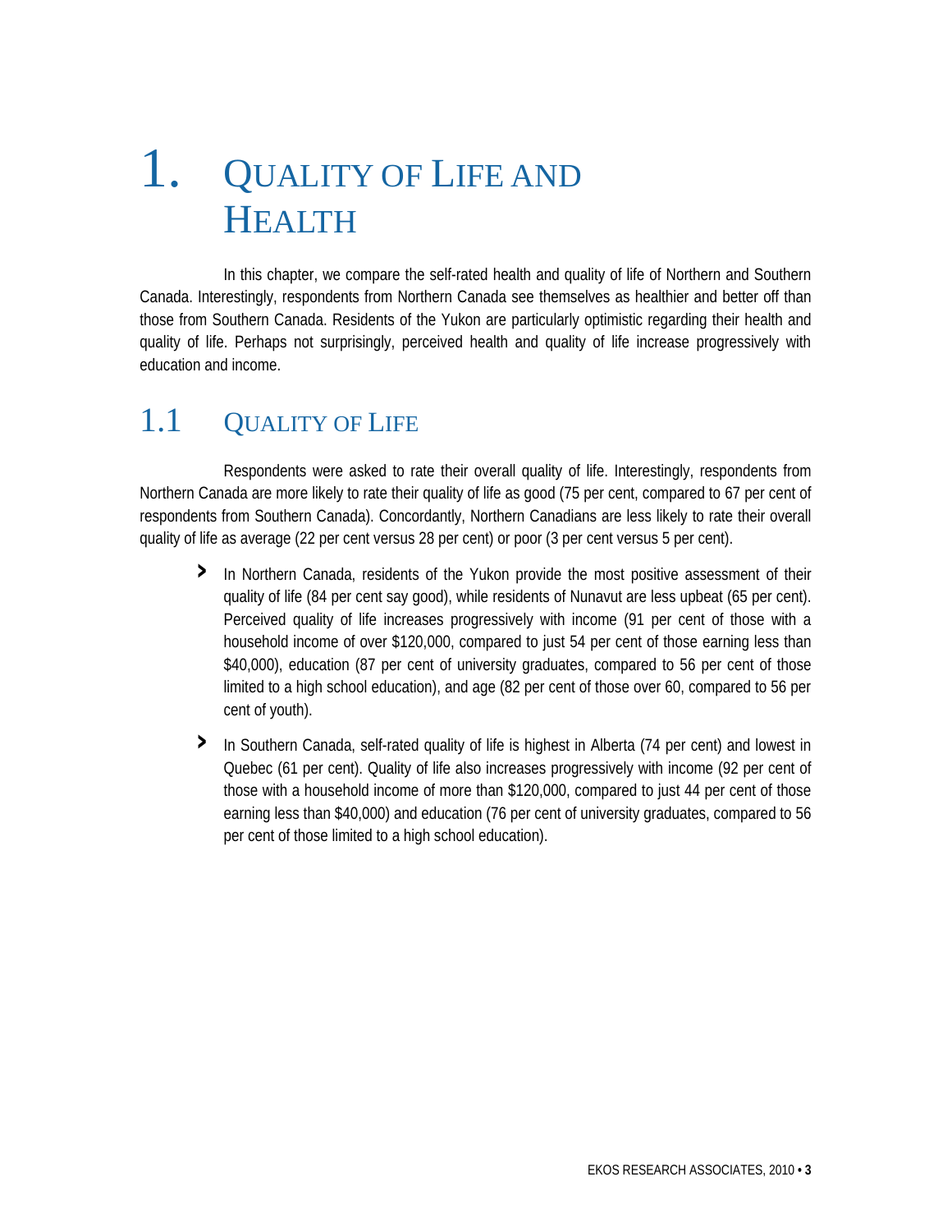# 1. Quality of Life and Health

In this chapter, we compare the self-rated health and quality of life of Northern and Southern Canada. Interestingly, respondents from Northern Canada see themselves as healthier and better off than those from Southern Canada. Residents of the Yukon are particularly optimistic regarding their health and quality of life. Perhaps not surprisingly, perceived health and quality of life increase progressively with education and income.

## 1.1 Quality of Life

Respondents were asked to rate their overall quality of life. Interestingly, respondents from Northern Canada are more likely to rate their quality of life as good (75 per cent, compared to 67 per cent of respondents from Southern Canada). Concordantly, Northern Canadians are less likely to rate their overall quality of life as average (22 per cent versus 28 per cent) or poor (3 per cent versus 5 per cent).

- In Northern Canada, residents of the Yukon provide the most positive assessment of their quality of life (84 per cent say good), while residents of Nunavut are less upbeat (65 per cent). Perceived quality of life increases progressively with income (91 per cent of those with a household income of over $120,000, compared to just 54 per cent of those earning less than $40,000), education (87 per cent of university graduates, compared to 56 per cent of those limited to a high school education), and age (82 per cent of those over 60, compared to 56 per cent of youth).
- In Southern Canada, self-rated quality of life is highest in Alberta (74 per cent) and lowest in Quebec (61 per cent). Quality of life also increases progressively with income (92 per cent of those with a household income of more than $120,000, compared to just 44 per cent of those earning less than $40,000) and education (76 per cent of university graduates, compared to 56 per cent of those limited to a high school education).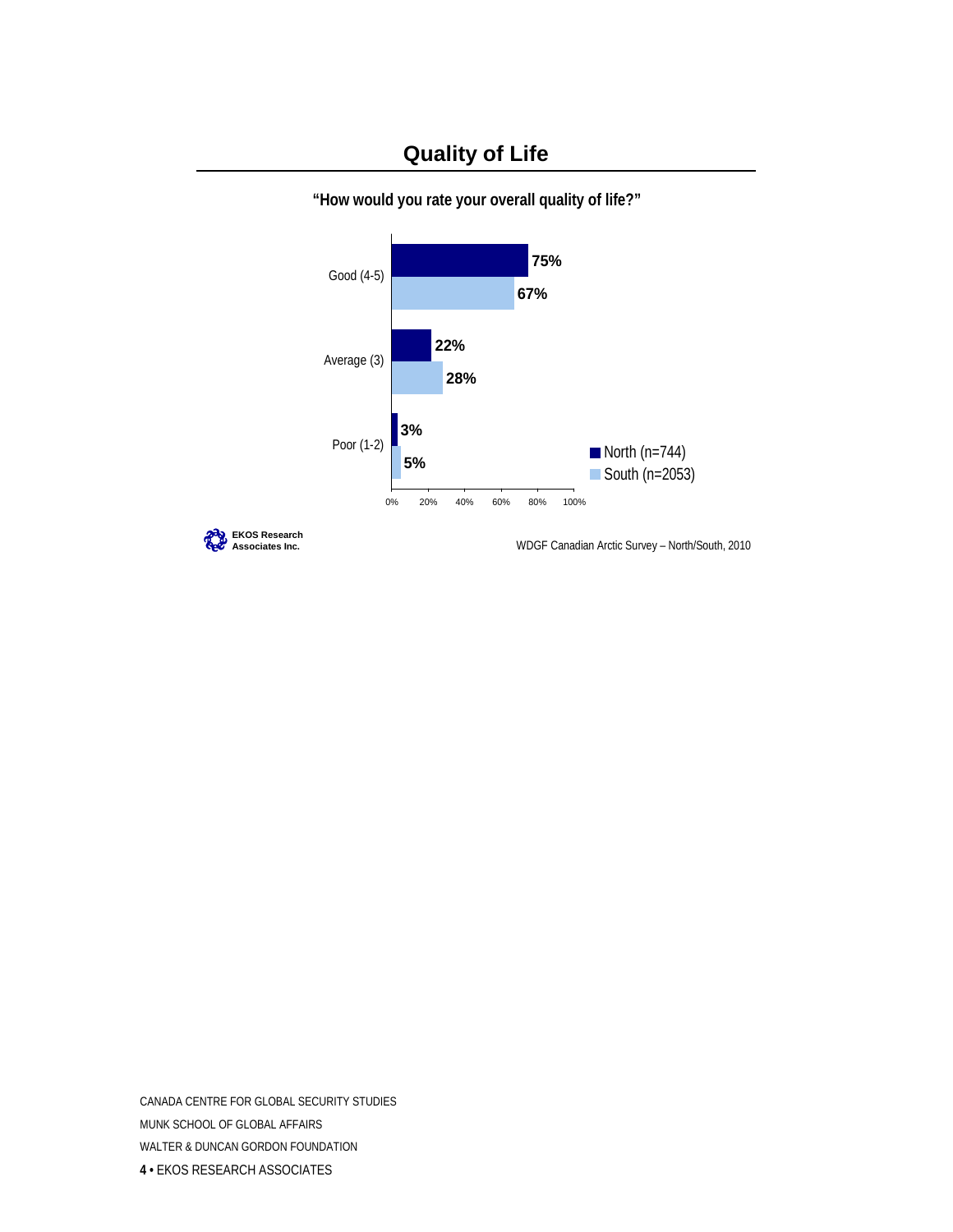## Quality of Life

**"How would you rate your overall quality of life?"**

| | North (n=744) | South (n=2053) |
|---|---|---|
| Good (4-5) | 75% | 67% |
| Average (3) | 22% | 28% |
| Poor (1-2) | 3% | 5% |

EKOS Research Associates Inc.

WDGF Canadian Arctic Survey – North/South, 2010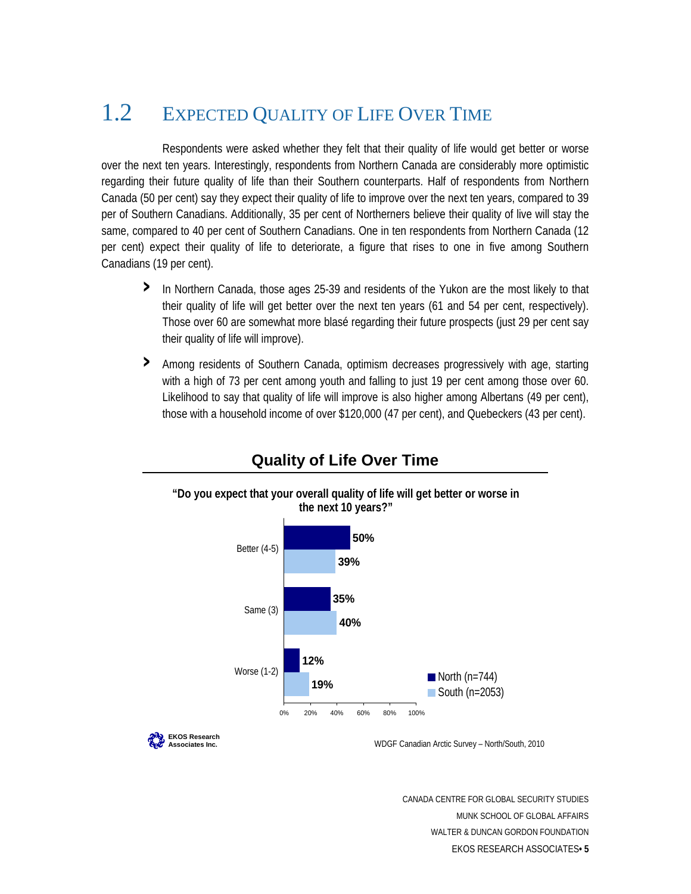## 1.2 Expected Quality of Life Over Time

Respondents were asked whether they felt that their quality of life would get better or worse over the next ten years. Interestingly, respondents from Northern Canada are considerably more optimistic regarding their future quality of life than their Southern counterparts. Half of respondents from Northern Canada (50 per cent) say they expect their quality of life to improve over the next ten years, compared to 39 per of Southern Canadians. Additionally, 35 per cent of Northerners believe their quality of live will stay the same, compared to 40 per cent of Southern Canadians. One in ten respondents from Northern Canada (12 per cent) expect their quality of life to deteriorate, a figure that rises to one in five among Southern Canadians (19 per cent).

- In Northern Canada, those ages 25-39 and residents of the Yukon are the most likely to that their quality of life will get better over the next ten years (61 and 54 per cent, respectively). Those over 60 are somewhat more blasé regarding their future prospects (just 29 per cent say their quality of life will improve).
- Among residents of Southern Canada, optimism decreases progressively with age, starting with a high of 73 per cent among youth and falling to just 19 per cent among those over 60. Likelihood to say that quality of life will improve is also higher among Albertans (49 per cent), those with a household income of over $120,000 (47 per cent), and Quebeckers (43 per cent).

**Quality of Life Over Time**

**"Do you expect that your overall quality of life will get better or worse in the next 10 years?"**

| | North (n=744) | South (n=2053) |
|---|---|---|
| Better (4-5) | 50% | 39% |
| Same (3) | 35% | 40% |
| Worse (1-2) | 12% | 19% |

EKOS Research Associates Inc.

WDGF Canadian Arctic Survey – North/South, 2010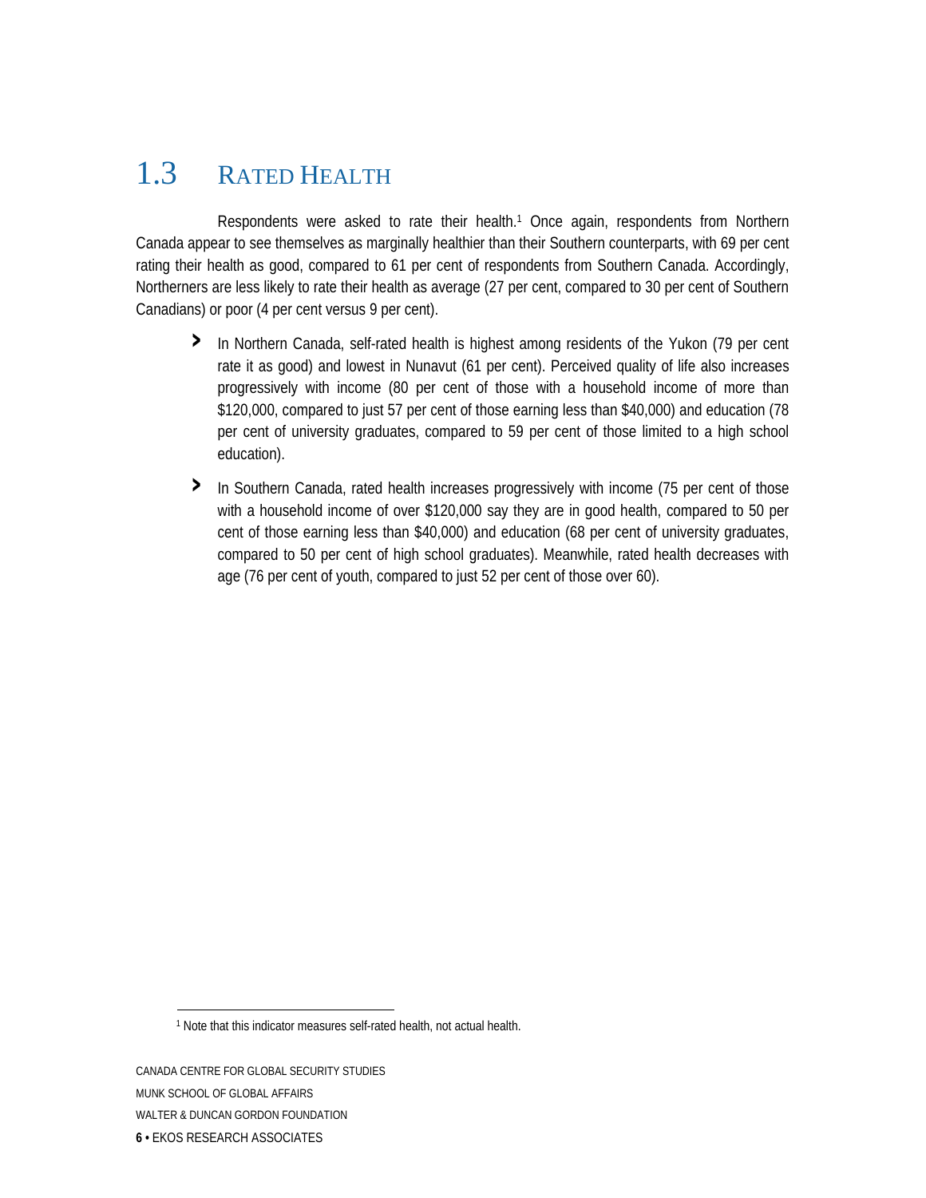## 1.3 RATED HEALTH

Respondents were asked to rate their health.[1] Once again, respondents from Northern Canada appear to see themselves as marginally healthier than their Southern counterparts, with 69 per cent rating their health as good, compared to 61 per cent of respondents from Southern Canada. Accordingly, Northerners are less likely to rate their health as average (27 per cent, compared to 30 per cent of Southern Canadians) or poor (4 per cent versus 9 per cent).

- In Northern Canada, self-rated health is highest among residents of the Yukon (79 per cent rate it as good) and lowest in Nunavut (61 per cent). Perceived quality of life also increases progressively with income (80 per cent of those with a household income of more than $120,000, compared to just 57 per cent of those earning less than $40,000) and education (78 per cent of university graduates, compared to 59 per cent of those limited to a high school education).
- In Southern Canada, rated health increases progressively with income (75 per cent of those with a household income of over $120,000 say they are in good health, compared to 50 per cent of those earning less than $40,000) and education (68 per cent of university graduates, compared to 50 per cent of high school graduates). Meanwhile, rated health decreases with age (76 per cent of youth, compared to just 52 per cent of those over 60).

[1] Note that this indicator measures self-rated health, not actual health.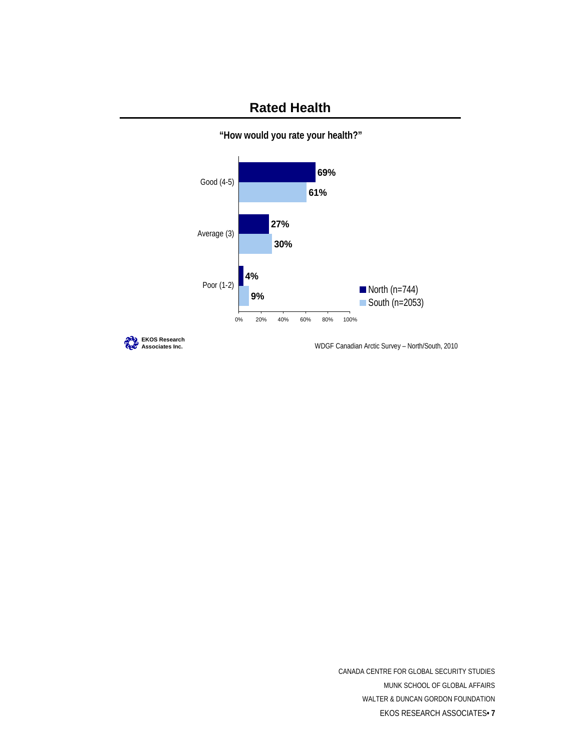## Rated Health

**"How would you rate your health?"**

| | North (n=744) | South (n=2053) |
|---|---|---|
| Good (4-5) | 69% | 61% |
| Average (3) | 27% | 30% |
| Poor (1-2) | 4% | 9% |

EKOS Research Associates Inc.

WDGF Canadian Arctic Survey – North/South, 2010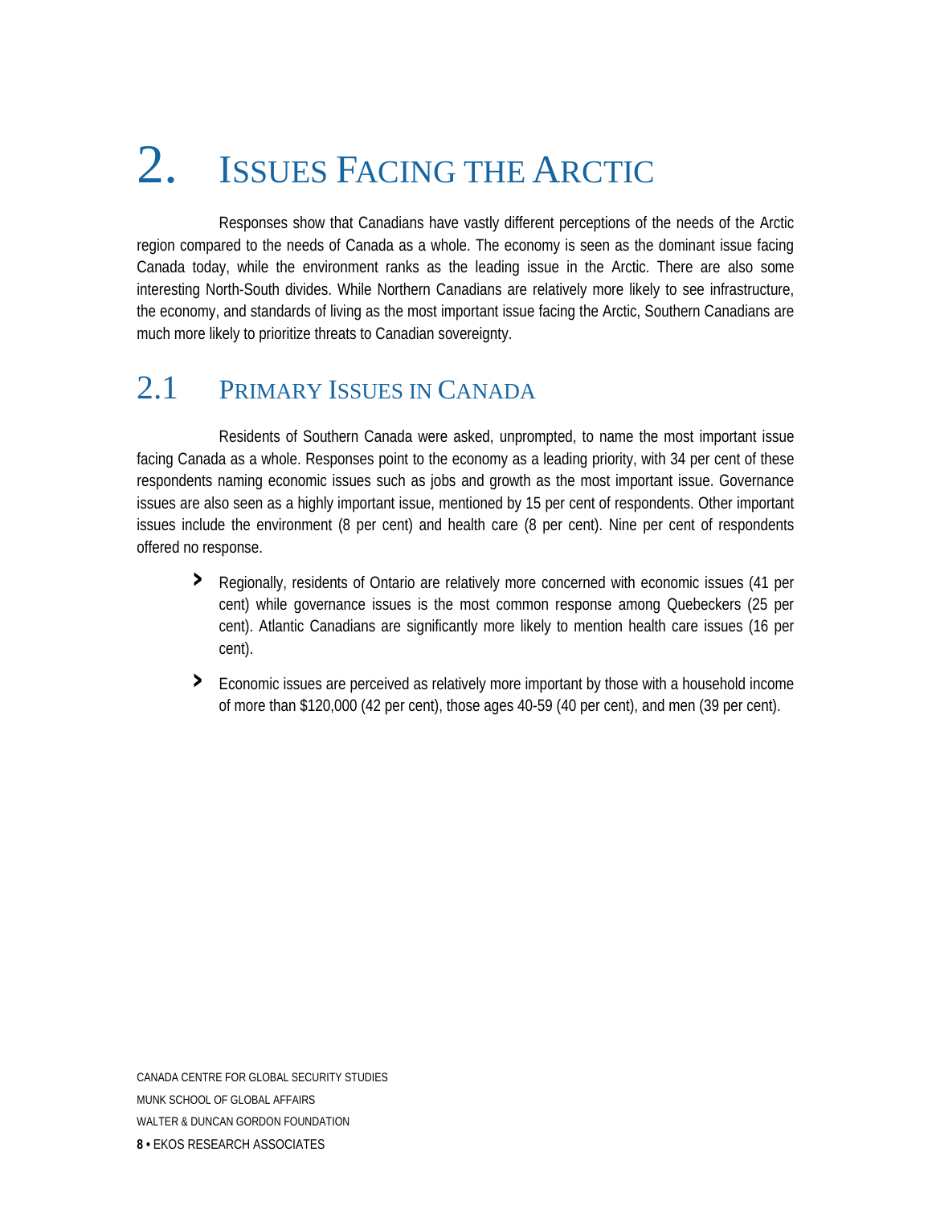# 2. Issues Facing the Arctic

Responses show that Canadians have vastly different perceptions of the needs of the Arctic region compared to the needs of Canada as a whole. The economy is seen as the dominant issue facing Canada today, while the environment ranks as the leading issue in the Arctic. There are also some interesting North-South divides. While Northern Canadians are relatively more likely to see infrastructure, the economy, and standards of living as the most important issue facing the Arctic, Southern Canadians are much more likely to prioritize threats to Canadian sovereignty.

## 2.1 Primary Issues in Canada

Residents of Southern Canada were asked, unprompted, to name the most important issue facing Canada as a whole. Responses point to the economy as a leading priority, with 34 per cent of these respondents naming economic issues such as jobs and growth as the most important issue. Governance issues are also seen as a highly important issue, mentioned by 15 per cent of respondents. Other important issues include the environment (8 per cent) and health care (8 per cent). Nine per cent of respondents offered no response.

- Regionally, residents of Ontario are relatively more concerned with economic issues (41 per cent) while governance issues is the most common response among Quebeckers (25 per cent). Atlantic Canadians are significantly more likely to mention health care issues (16 per cent).
- Economic issues are perceived as relatively more important by those with a household income of more than $120,000 (42 per cent), those ages 40-59 (40 per cent), and men (39 per cent).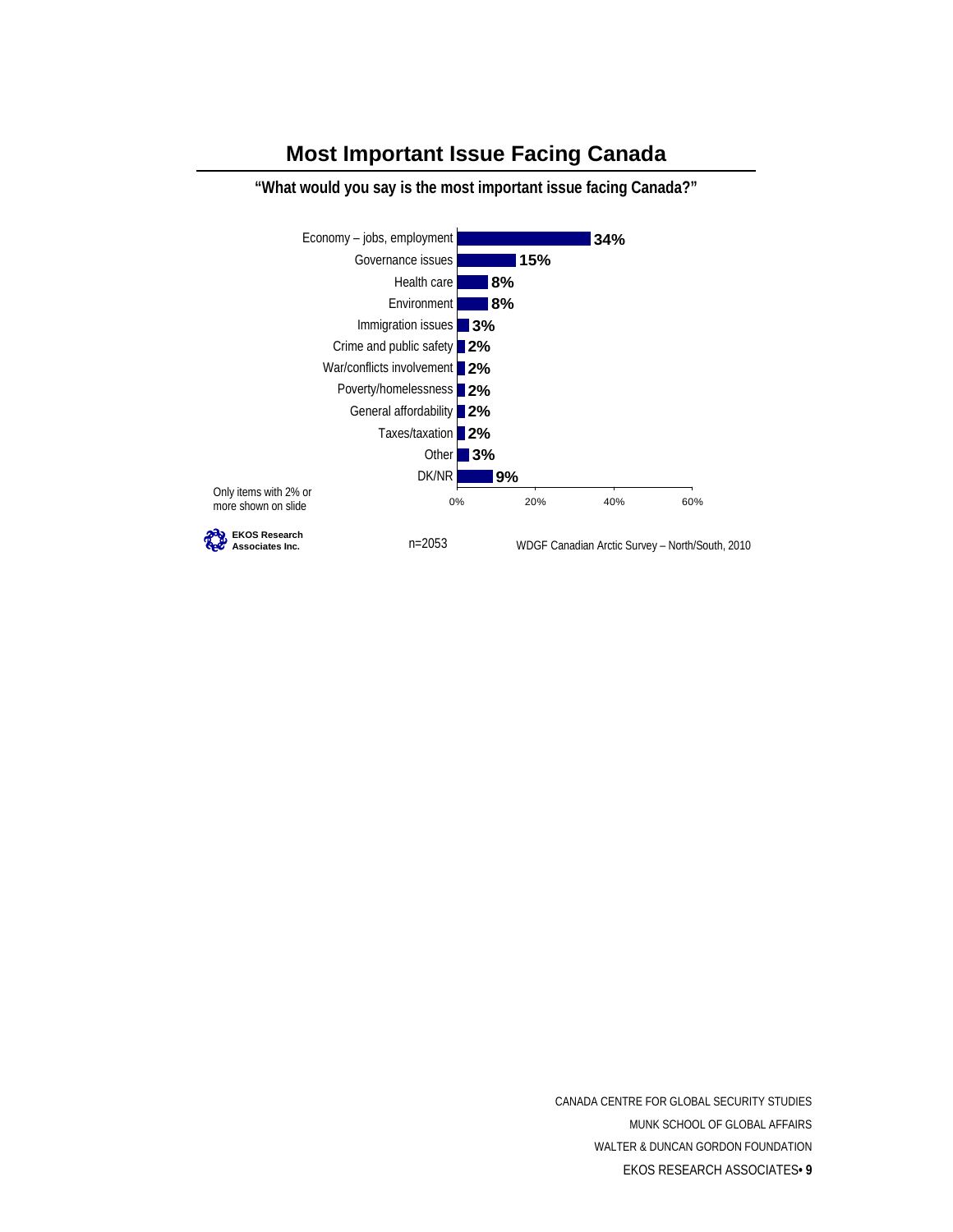# Most Important Issue Facing Canada

**"What would you say is the most important issue facing Canada?"**

| Issue | % |
|---|---|
| Economy – jobs, employment | 34% |
| Governance issues | 15% |
| Health care | 8% |
| Environment | 8% |
| Immigration issues | 3% |
| Crime and public safety | 2% |
| War/conflicts involvement | 2% |
| Poverty/homelessness | 2% |
| General affordability | 2% |
| Taxes/taxation | 2% |
| Other | 3% |
| DK/NR | 9% |

Only items with 2% or more shown on slide

EKOS Research Associates Inc.

n=2053

WDGF Canadian Arctic Survey – North/South, 2010

CANADA CENTRE FOR GLOBAL SECURITY STUDIES
MUNK SCHOOL OF GLOBAL AFFAIRS
WALTER & DUNCAN GORDON FOUNDATION
EKOS RESEARCH ASSOCIATES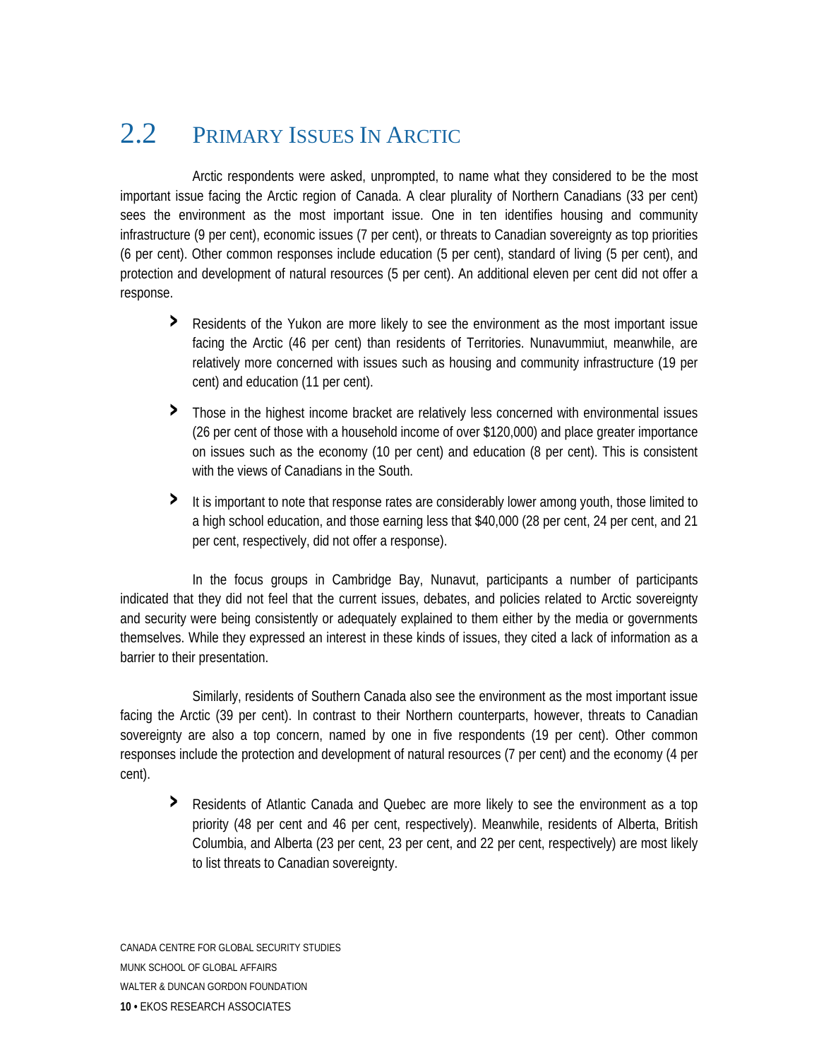## 2.2 Primary Issues In Arctic

Arctic respondents were asked, unprompted, to name what they considered to be the most important issue facing the Arctic region of Canada. A clear plurality of Northern Canadians (33 per cent) sees the environment as the most important issue. One in ten identifies housing and community infrastructure (9 per cent), economic issues (7 per cent), or threats to Canadian sovereignty as top priorities (6 per cent). Other common responses include education (5 per cent), standard of living (5 per cent), and protection and development of natural resources (5 per cent). An additional eleven per cent did not offer a response.

- Residents of the Yukon are more likely to see the environment as the most important issue facing the Arctic (46 per cent) than residents of Territories. Nunavummiut, meanwhile, are relatively more concerned with issues such as housing and community infrastructure (19 per cent) and education (11 per cent).
- Those in the highest income bracket are relatively less concerned with environmental issues (26 per cent of those with a household income of over $120,000) and place greater importance on issues such as the economy (10 per cent) and education (8 per cent). This is consistent with the views of Canadians in the South.
- It is important to note that response rates are considerably lower among youth, those limited to a high school education, and those earning less that $40,000 (28 per cent, 24 per cent, and 21 per cent, respectively, did not offer a response).

In the focus groups in Cambridge Bay, Nunavut, participants a number of participants indicated that they did not feel that the current issues, debates, and policies related to Arctic sovereignty and security were being consistently or adequately explained to them either by the media or governments themselves. While they expressed an interest in these kinds of issues, they cited a lack of information as a barrier to their presentation.

Similarly, residents of Southern Canada also see the environment as the most important issue facing the Arctic (39 per cent). In contrast to their Northern counterparts, however, threats to Canadian sovereignty are also a top concern, named by one in five respondents (19 per cent). Other common responses include the protection and development of natural resources (7 per cent) and the economy (4 per cent).

- Residents of Atlantic Canada and Quebec are more likely to see the environment as a top priority (48 per cent and 46 per cent, respectively). Meanwhile, residents of Alberta, British Columbia, and Alberta (23 per cent, 23 per cent, and 22 per cent, respectively) are most likely to list threats to Canadian sovereignty.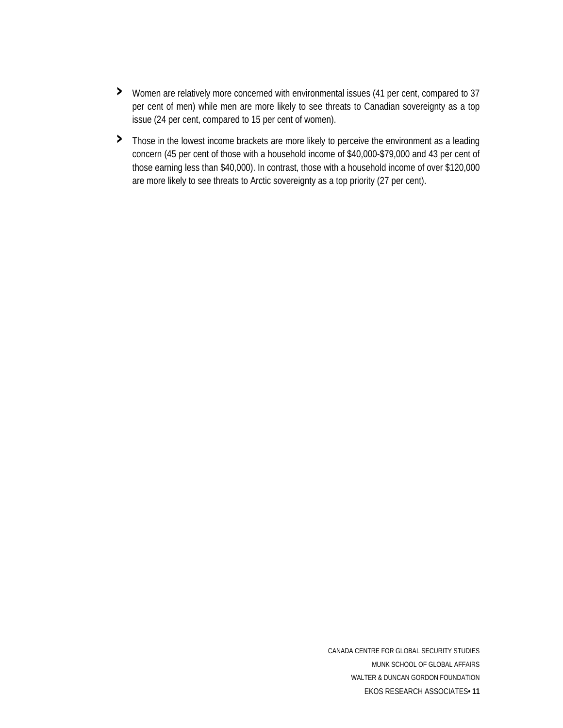- Women are relatively more concerned with environmental issues (41 per cent, compared to 37 per cent of men) while men are more likely to see threats to Canadian sovereignty as a top issue (24 per cent, compared to 15 per cent of women).
- Those in the lowest income brackets are more likely to perceive the environment as a leading concern (45 per cent of those with a household income of $40,000-$79,000 and 43 per cent of those earning less than $40,000). In contrast, those with a household income of over $120,000 are more likely to see threats to Arctic sovereignty as a top priority (27 per cent).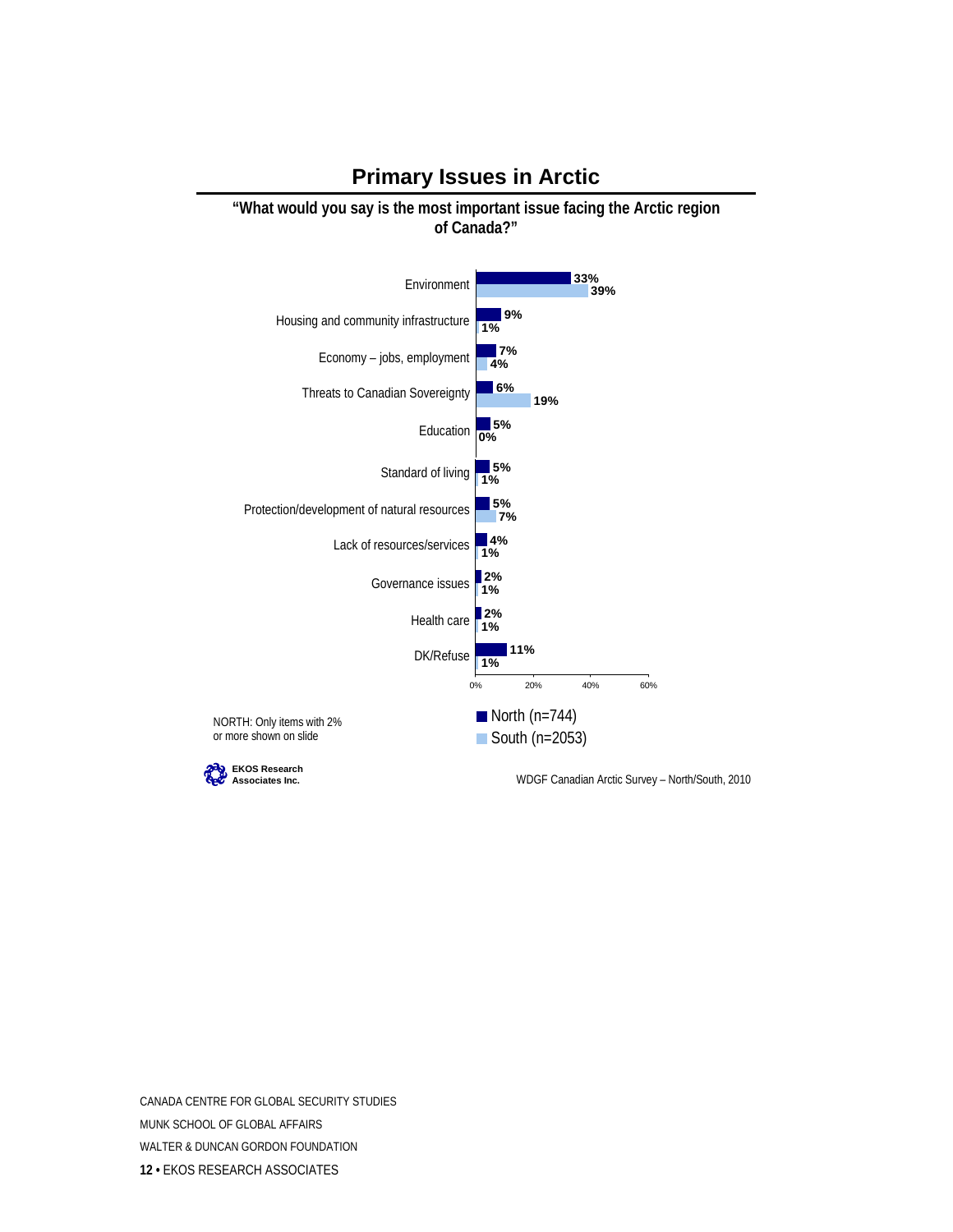## Primary Issues in Arctic

**"What would you say is the most important issue facing the Arctic region of Canada?"**

| | North (n=744) | South (n=2053) |
|---|---|---|
| Environment | 33% | 39% |
| Housing and community infrastructure | 9% | 1% |
| Economy – jobs, employment | 7% | 4% |
| Threats to Canadian Sovereignty | 6% | 19% |
| Education | 5% | 0% |
| Standard of living | 5% | 1% |
| Protection/development of natural resources | 5% | 7% |
| Lack of resources/services | 4% | 1% |
| Governance issues | 2% | 1% |
| Health care | 2% | 1% |
| DK/Refuse | 11% | 1% |

NORTH: Only items with 2% or more shown on slide

EKOS Research Associates Inc.

WDGF Canadian Arctic Survey – North/South, 2010

CANADA CENTRE FOR GLOBAL SECURITY STUDIES
MUNK SCHOOL OF GLOBAL AFFAIRS
WALTER & DUNCAN GORDON FOUNDATION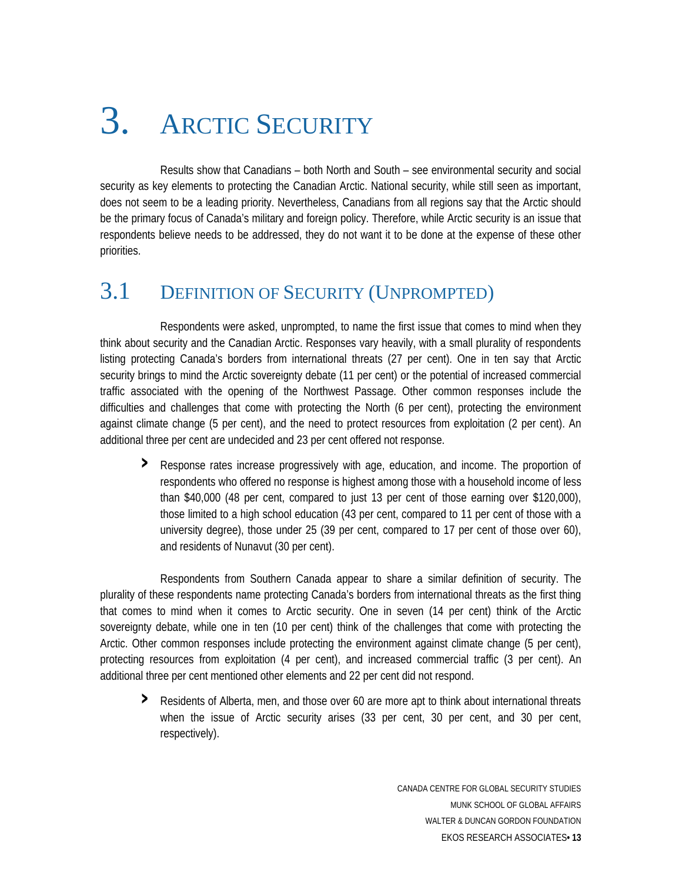# 3. Arctic Security

Results show that Canadians – both North and South – see environmental security and social security as key elements to protecting the Canadian Arctic. National security, while still seen as important, does not seem to be a leading priority. Nevertheless, Canadians from all regions say that the Arctic should be the primary focus of Canada's military and foreign policy. Therefore, while Arctic security is an issue that respondents believe needs to be addressed, they do not want it to be done at the expense of these other priorities.

## 3.1 Definition of Security (Unprompted)

Respondents were asked, unprompted, to name the first issue that comes to mind when they think about security and the Canadian Arctic. Responses vary heavily, with a small plurality of respondents listing protecting Canada's borders from international threats (27 per cent). One in ten say that Arctic security brings to mind the Arctic sovereignty debate (11 per cent) or the potential of increased commercial traffic associated with the opening of the Northwest Passage. Other common responses include the difficulties and challenges that come with protecting the North (6 per cent), protecting the environment against climate change (5 per cent), and the need to protect resources from exploitation (2 per cent). An additional three per cent are undecided and 23 per cent offered not response.

- Response rates increase progressively with age, education, and income. The proportion of respondents who offered no response is highest among those with a household income of less than $40,000 (48 per cent, compared to just 13 per cent of those earning over $120,000), those limited to a high school education (43 per cent, compared to 11 per cent of those with a university degree), those under 25 (39 per cent, compared to 17 per cent of those over 60), and residents of Nunavut (30 per cent).

Respondents from Southern Canada appear to share a similar definition of security. The plurality of these respondents name protecting Canada's borders from international threats as the first thing that comes to mind when it comes to Arctic security. One in seven (14 per cent) think of the Arctic sovereignty debate, while one in ten (10 per cent) think of the challenges that come with protecting the Arctic. Other common responses include protecting the environment against climate change (5 per cent), protecting resources from exploitation (4 per cent), and increased commercial traffic (3 per cent). An additional three per cent mentioned other elements and 22 per cent did not respond.

- Residents of Alberta, men, and those over 60 are more apt to think about international threats when the issue of Arctic security arises (33 per cent, 30 per cent, and 30 per cent, respectively).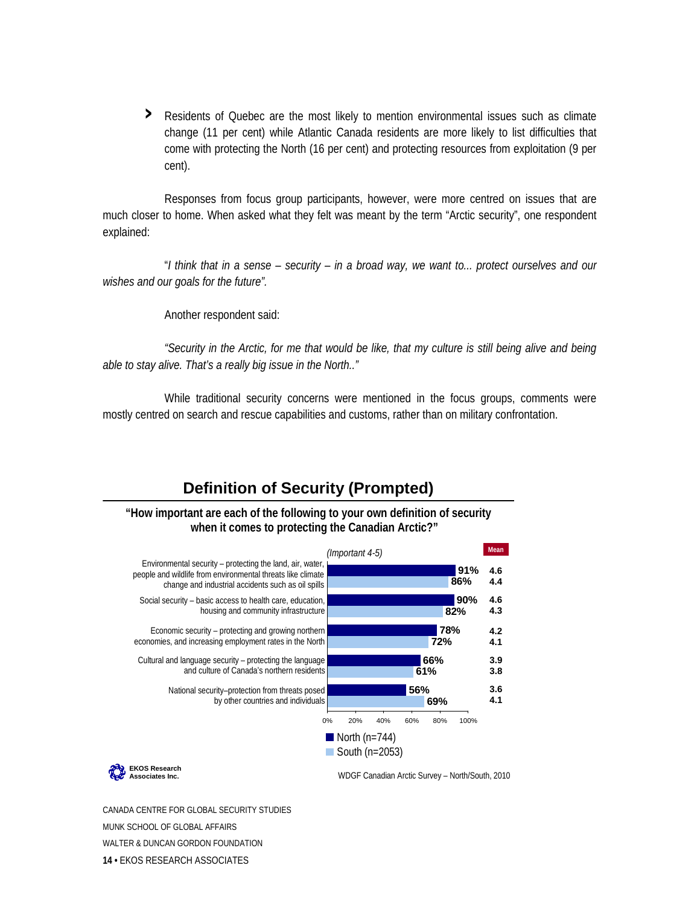- Residents of Quebec are the most likely to mention environmental issues such as climate change (11 per cent) while Atlantic Canada residents are more likely to list difficulties that come with protecting the North (16 per cent) and protecting resources from exploitation (9 per cent).

Responses from focus group participants, however, were more centred on issues that are much closer to home. When asked what they felt was meant by the term "Arctic security", one respondent explained:

"*I think that in a sense – security – in a broad way, we want to... protect ourselves and our wishes and our goals for the future".*

Another respondent said:

*"Security in the Arctic, for me that would be like, that my culture is still being alive and being able to stay alive. That's a really big issue in the North.."*

While traditional security concerns were mentioned in the focus groups, comments were mostly centred on search and rescue capabilities and customs, rather than on military confrontation.

## Definition of Security (Prompted)

**"How important are each of the following to your own definition of security when it comes to protecting the Canadian Arctic?"**

*(Important 4-5)*

| | North (n=744) | South (n=2053) | Mean North | Mean South |
|---|---|---|---|---|
| Environmental security – protecting the land, air, water, people and wildlife from environmental threats like climate change and industrial accidents such as oil spills | 91% | 86% | 4.6 | 4.4 |
| Social security – basic access to health care, education, housing and community infrastructure | 90% | 82% | 4.6 | 4.3 |
| Economic security – protecting and growing northern economies, and increasing employment rates in the North | 78% | 72% | 4.2 | 4.1 |
| Cultural and language security – protecting the language and culture of Canada's northern residents | 66% | 61% | 3.9 | 3.8 |
| National security–protection from threats posed by other countries and individuals | 56% | 69% | 3.6 | 4.1 |

EKOS Research Associates Inc.

WDGF Canadian Arctic Survey – North/South, 2010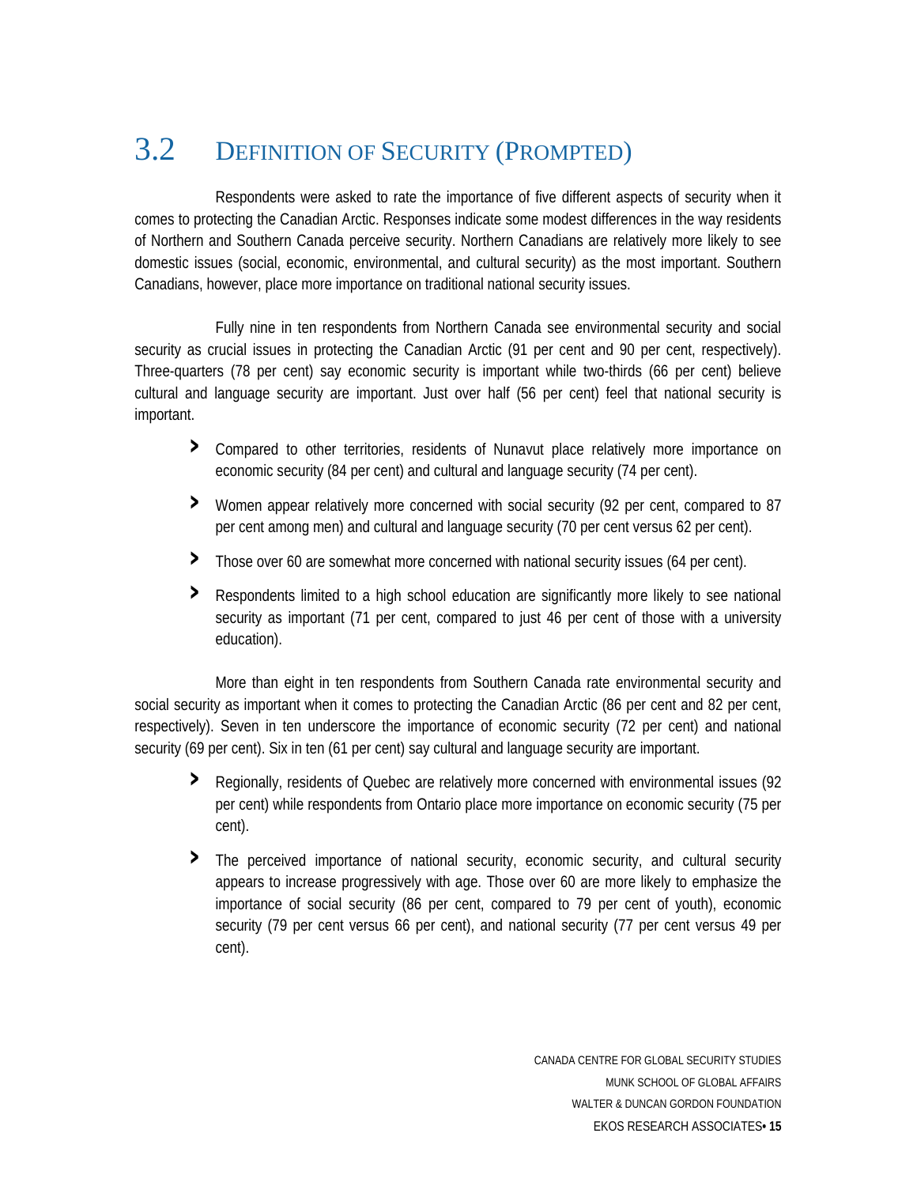## 3.2 Definition of Security (Prompted)

Respondents were asked to rate the importance of five different aspects of security when it comes to protecting the Canadian Arctic. Responses indicate some modest differences in the way residents of Northern and Southern Canada perceive security. Northern Canadians are relatively more likely to see domestic issues (social, economic, environmental, and cultural security) as the most important. Southern Canadians, however, place more importance on traditional national security issues.

Fully nine in ten respondents from Northern Canada see environmental security and social security as crucial issues in protecting the Canadian Arctic (91 per cent and 90 per cent, respectively). Three-quarters (78 per cent) say economic security is important while two-thirds (66 per cent) believe cultural and language security are important. Just over half (56 per cent) feel that national security is important.

- Compared to other territories, residents of Nunavut place relatively more importance on economic security (84 per cent) and cultural and language security (74 per cent).
- Women appear relatively more concerned with social security (92 per cent, compared to 87 per cent among men) and cultural and language security (70 per cent versus 62 per cent).
- Those over 60 are somewhat more concerned with national security issues (64 per cent).
- Respondents limited to a high school education are significantly more likely to see national security as important (71 per cent, compared to just 46 per cent of those with a university education).

More than eight in ten respondents from Southern Canada rate environmental security and social security as important when it comes to protecting the Canadian Arctic (86 per cent and 82 per cent, respectively). Seven in ten underscore the importance of economic security (72 per cent) and national security (69 per cent). Six in ten (61 per cent) say cultural and language security are important.

- Regionally, residents of Quebec are relatively more concerned with environmental issues (92 per cent) while respondents from Ontario place more importance on economic security (75 per cent).
- The perceived importance of national security, economic security, and cultural security appears to increase progressively with age. Those over 60 are more likely to emphasize the importance of social security (86 per cent, compared to 79 per cent of youth), economic security (79 per cent versus 66 per cent), and national security (77 per cent versus 49 per cent).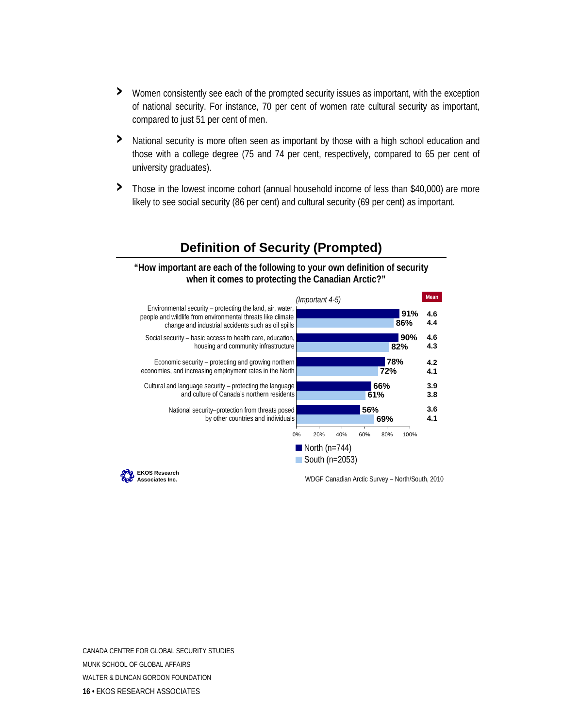- Women consistently see each of the prompted security issues as important, with the exception of national security. For instance, 70 per cent of women rate cultural security as important, compared to just 51 per cent of men.
- National security is more often seen as important by those with a high school education and those with a college degree (75 and 74 per cent, respectively, compared to 65 per cent of university graduates).
- Those in the lowest income cohort (annual household income of less than $40,000) are more likely to see social security (86 per cent) and cultural security (69 per cent) as important.

## Definition of Security (Prompted)

**"How important are each of the following to your own definition of security when it comes to protecting the Canadian Arctic?"**

*(Important 4-5)*

| | North (n=744) | South (n=2053) | Mean North | Mean South |
|---|---|---|---|---|
| Environmental security – protecting the land, air, water, people and wildlife from environmental threats like climate change and industrial accidents such as oil spills | 91% | 86% | 4.6 | 4.4 |
| Social security – basic access to health care, education, housing and community infrastructure | 90% | 82% | 4.6 | 4.3 |
| Economic security – protecting and growing northern economies, and increasing employment rates in the North | 78% | 72% | 4.2 | 4.1 |
| Cultural and language security – protecting the language and culture of Canada's northern residents | 66% | 61% | 3.9 | 3.8 |
| National security–protection from threats posed by other countries and individuals | 56% | 69% | 3.6 | 4.1 |

EKOS Research Associates Inc.

WDGF Canadian Arctic Survey – North/South, 2010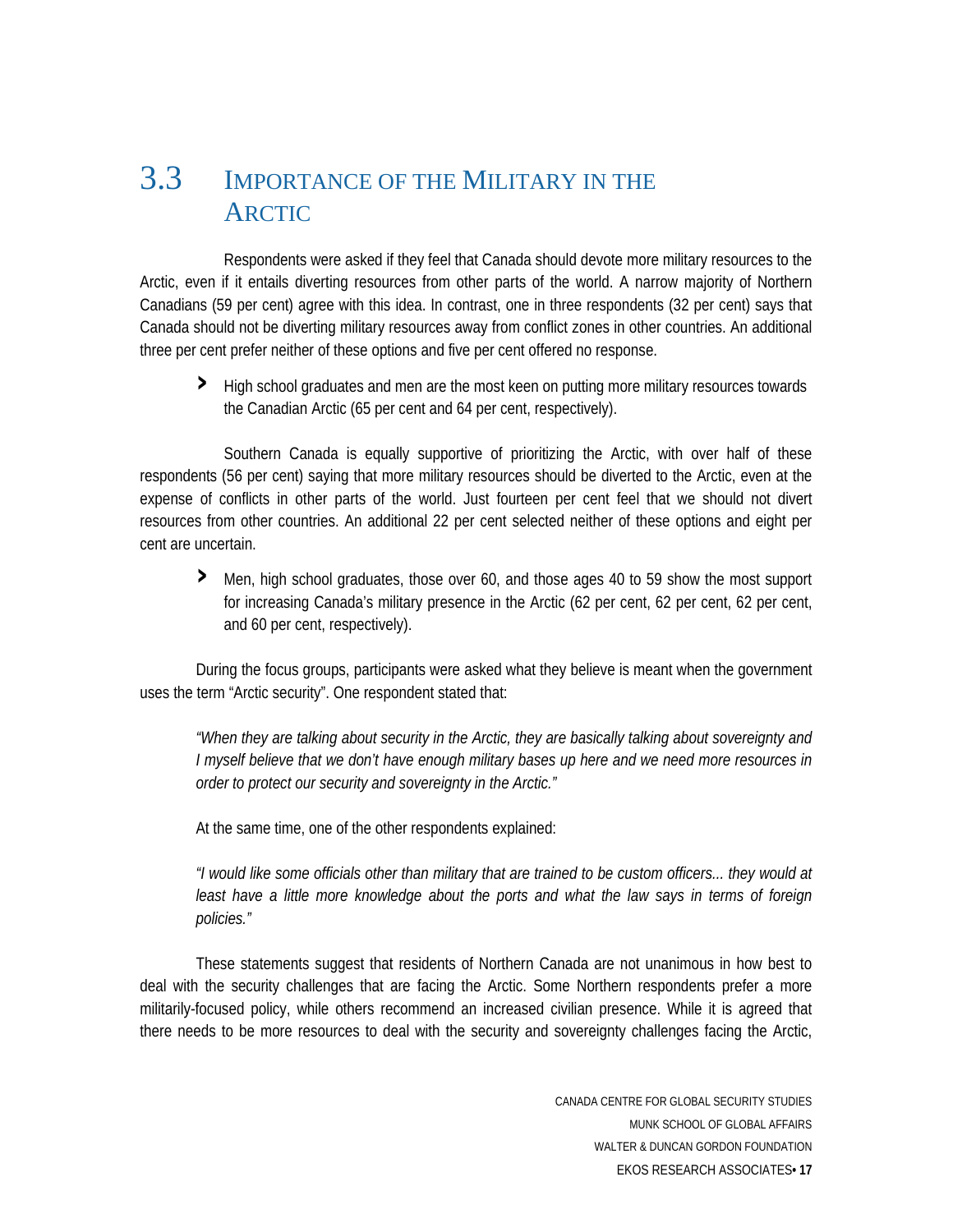## 3.3 Importance of the Military in the Arctic

Respondents were asked if they feel that Canada should devote more military resources to the Arctic, even if it entails diverting resources from other parts of the world. A narrow majority of Northern Canadians (59 per cent) agree with this idea. In contrast, one in three respondents (32 per cent) says that Canada should not be diverting military resources away from conflict zones in other countries. An additional three per cent prefer neither of these options and five per cent offered no response.

- High school graduates and men are the most keen on putting more military resources towards the Canadian Arctic (65 per cent and 64 per cent, respectively).

Southern Canada is equally supportive of prioritizing the Arctic, with over half of these respondents (56 per cent) saying that more military resources should be diverted to the Arctic, even at the expense of conflicts in other parts of the world. Just fourteen per cent feel that we should not divert resources from other countries. An additional 22 per cent selected neither of these options and eight per cent are uncertain.

- Men, high school graduates, those over 60, and those ages 40 to 59 show the most support for increasing Canada's military presence in the Arctic (62 per cent, 62 per cent, 62 per cent, and 60 per cent, respectively).

During the focus groups, participants were asked what they believe is meant when the government uses the term "Arctic security". One respondent stated that:

> *"When they are talking about security in the Arctic, they are basically talking about sovereignty and I myself believe that we don't have enough military bases up here and we need more resources in order to protect our security and sovereignty in the Arctic."*

At the same time, one of the other respondents explained:

> *"I would like some officials other than military that are trained to be custom officers... they would at least have a little more knowledge about the ports and what the law says in terms of foreign policies."*

These statements suggest that residents of Northern Canada are not unanimous in how best to deal with the security challenges that are facing the Arctic. Some Northern respondents prefer a more militarily-focused policy, while others recommend an increased civilian presence. While it is agreed that there needs to be more resources to deal with the security and sovereignty challenges facing the Arctic,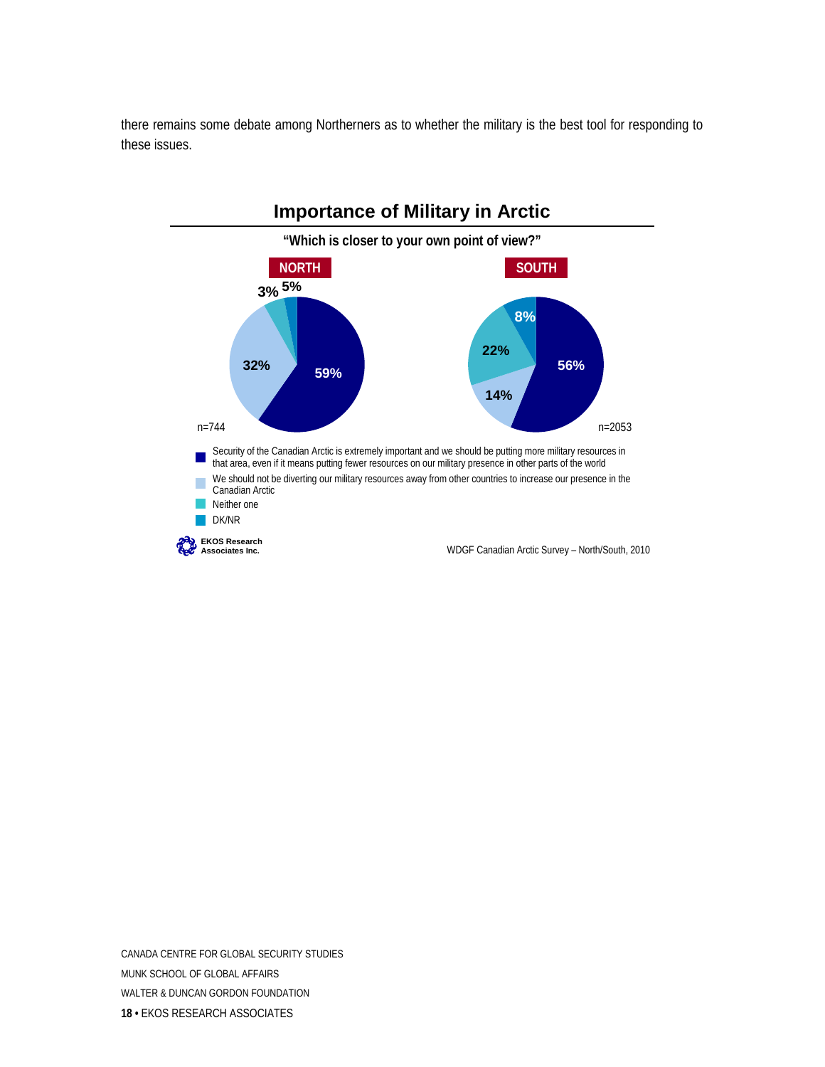there remains some debate among Northerners as to whether the military is the best tool for responding to these issues.

## Importance of Military in Arctic

**"Which is closer to your own point of view?"**

| | NORTH (n=744) | SOUTH (n=2053) |
|---|---|---|
| Security of the Canadian Arctic is extremely important and we should be putting more military resources in that area, even if it means putting fewer resources on our military presence in other parts of the world | 59% | 56% |
| We should not be diverting our military resources away from other countries to increase our presence in the Canadian Arctic | 32% | 14% |
| Neither one | 3% | 22% |
| DK/NR | 5% | 8% |

EKOS Research Associates Inc.

WDGF Canadian Arctic Survey – North/South, 2010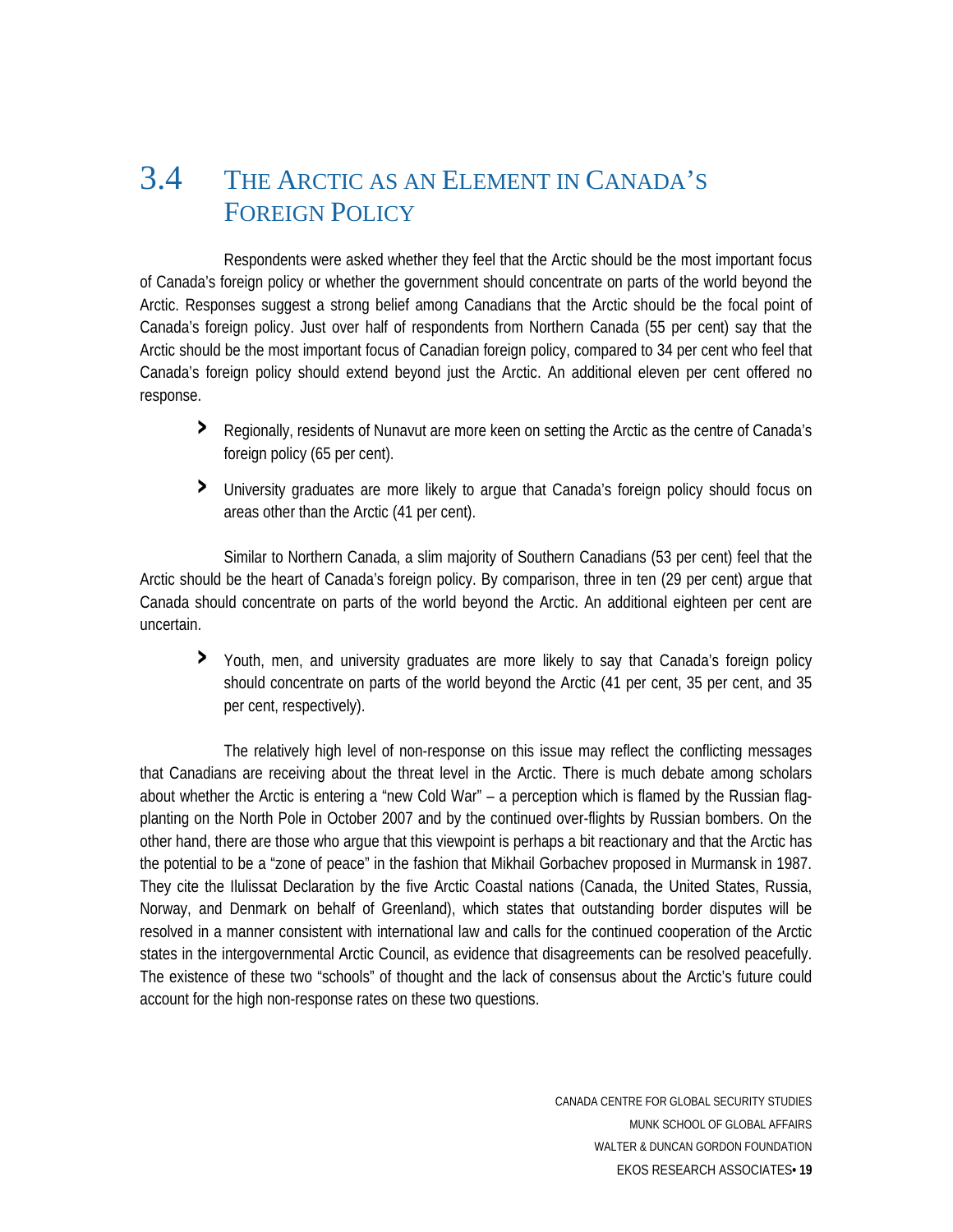## 3.4 The Arctic as an Element in Canada's Foreign Policy

Respondents were asked whether they feel that the Arctic should be the most important focus of Canada's foreign policy or whether the government should concentrate on parts of the world beyond the Arctic. Responses suggest a strong belief among Canadians that the Arctic should be the focal point of Canada's foreign policy. Just over half of respondents from Northern Canada (55 per cent) say that the Arctic should be the most important focus of Canadian foreign policy, compared to 34 per cent who feel that Canada's foreign policy should extend beyond just the Arctic. An additional eleven per cent offered no response.

- Regionally, residents of Nunavut are more keen on setting the Arctic as the centre of Canada's foreign policy (65 per cent).
- University graduates are more likely to argue that Canada's foreign policy should focus on areas other than the Arctic (41 per cent).

Similar to Northern Canada, a slim majority of Southern Canadians (53 per cent) feel that the Arctic should be the heart of Canada's foreign policy. By comparison, three in ten (29 per cent) argue that Canada should concentrate on parts of the world beyond the Arctic. An additional eighteen per cent are uncertain.

- Youth, men, and university graduates are more likely to say that Canada's foreign policy should concentrate on parts of the world beyond the Arctic (41 per cent, 35 per cent, and 35 per cent, respectively).

The relatively high level of non-response on this issue may reflect the conflicting messages that Canadians are receiving about the threat level in the Arctic. There is much debate among scholars about whether the Arctic is entering a "new Cold War" – a perception which is flamed by the Russian flag-planting on the North Pole in October 2007 and by the continued over-flights by Russian bombers. On the other hand, there are those who argue that this viewpoint is perhaps a bit reactionary and that the Arctic has the potential to be a "zone of peace" in the fashion that Mikhail Gorbachev proposed in Murmansk in 1987. They cite the Ilulissat Declaration by the five Arctic Coastal nations (Canada, the United States, Russia, Norway, and Denmark on behalf of Greenland), which states that outstanding border disputes will be resolved in a manner consistent with international law and calls for the continued cooperation of the Arctic states in the intergovernmental Arctic Council, as evidence that disagreements can be resolved peacefully. The existence of these two "schools" of thought and the lack of consensus about the Arctic's future could account for the high non-response rates on these two questions.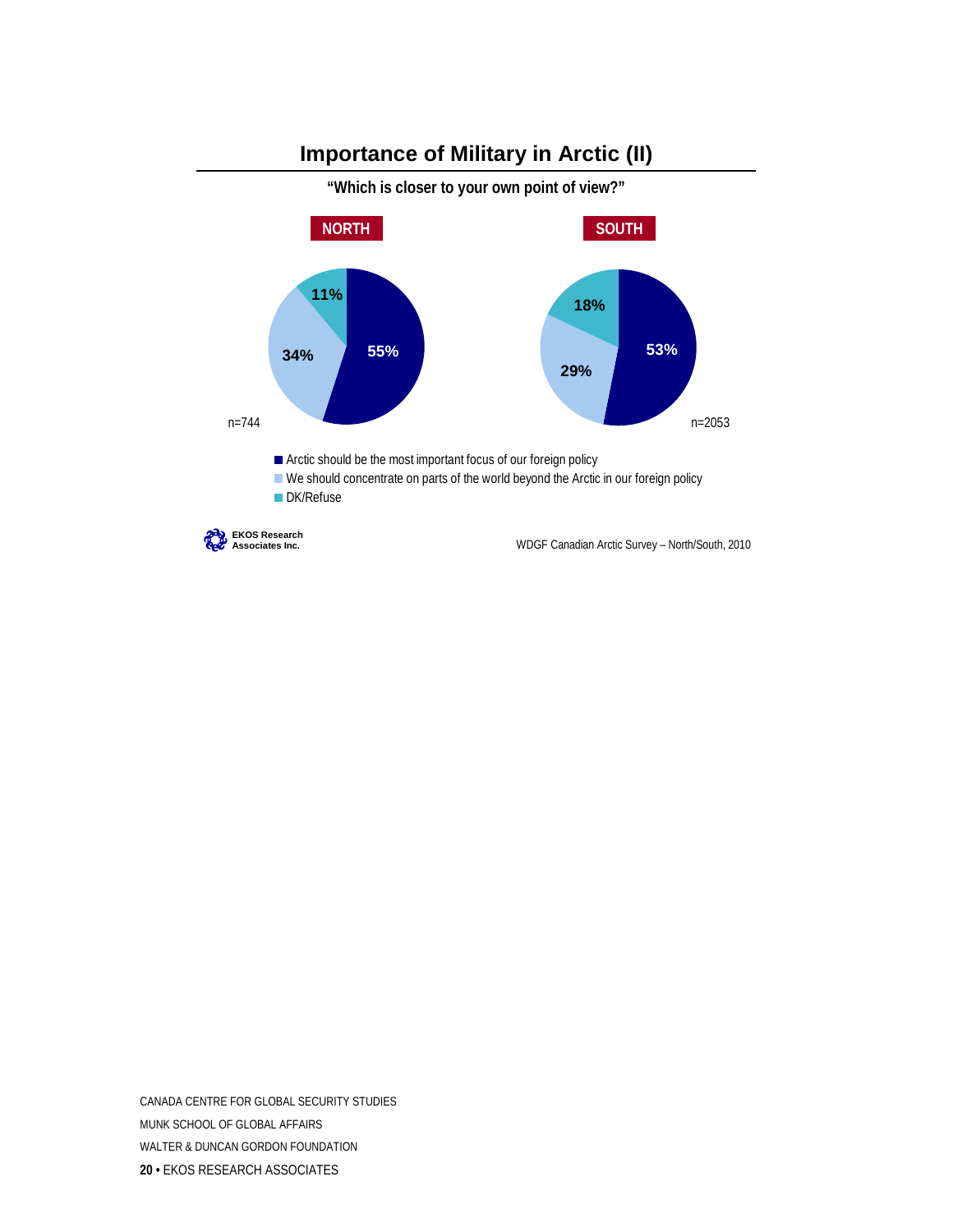## Importance of Military in Arctic (II)

**"Which is closer to your own point of view?"**

| | NORTH (n=744) | SOUTH (n=2053) |
|---|---|---|
| Arctic should be the most important focus of our foreign policy | 55% | 53% |
| We should concentrate on parts of the world beyond the Arctic in our foreign policy | 34% | 29% |
| DK/Refuse | 11% | 18% |

EKOS Research Associates Inc.

WDGF Canadian Arctic Survey – North/South, 2010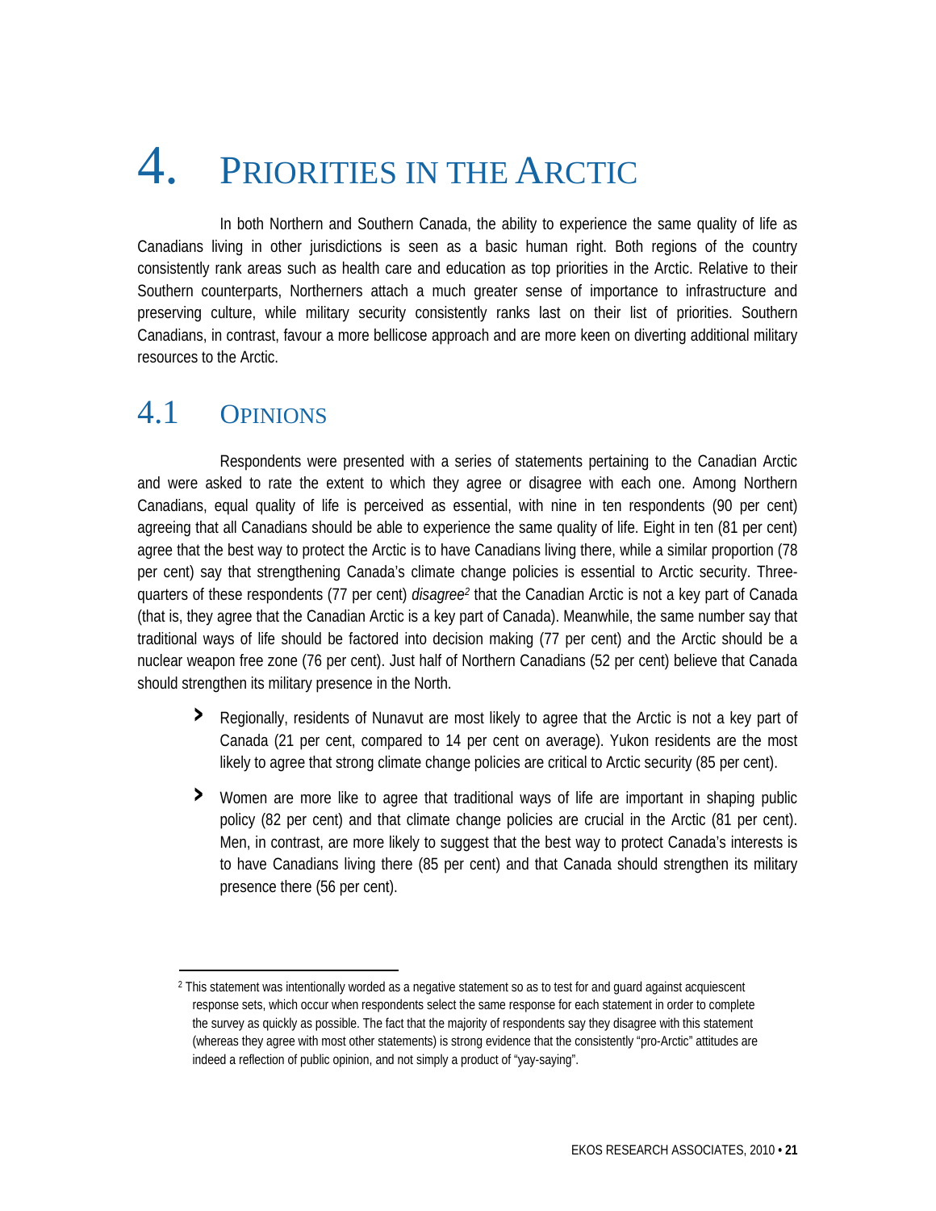# 4. PRIORITIES IN THE ARCTIC

In both Northern and Southern Canada, the ability to experience the same quality of life as Canadians living in other jurisdictions is seen as a basic human right. Both regions of the country consistently rank areas such as health care and education as top priorities in the Arctic. Relative to their Southern counterparts, Northerners attach a much greater sense of importance to infrastructure and preserving culture, while military security consistently ranks last on their list of priorities. Southern Canadians, in contrast, favour a more bellicose approach and are more keen on diverting additional military resources to the Arctic.

## 4.1 OPINIONS

Respondents were presented with a series of statements pertaining to the Canadian Arctic and were asked to rate the extent to which they agree or disagree with each one. Among Northern Canadians, equal quality of life is perceived as essential, with nine in ten respondents (90 per cent) agreeing that all Canadians should be able to experience the same quality of life. Eight in ten (81 per cent) agree that the best way to protect the Arctic is to have Canadians living there, while a similar proportion (78 per cent) say that strengthening Canada's climate change policies is essential to Arctic security. Three-quarters of these respondents (77 per cent) *disagree*[2] that the Canadian Arctic is not a key part of Canada (that is, they agree that the Canadian Arctic is a key part of Canada). Meanwhile, the same number say that traditional ways of life should be factored into decision making (77 per cent) and the Arctic should be a nuclear weapon free zone (76 per cent). Just half of Northern Canadians (52 per cent) believe that Canada should strengthen its military presence in the North.

- Regionally, residents of Nunavut are most likely to agree that the Arctic is not a key part of Canada (21 per cent, compared to 14 per cent on average). Yukon residents are the most likely to agree that strong climate change policies are critical to Arctic security (85 per cent).

- Women are more like to agree that traditional ways of life are important in shaping public policy (82 per cent) and that climate change policies are crucial in the Arctic (81 per cent). Men, in contrast, are more likely to suggest that the best way to protect Canada's interests is to have Canadians living there (85 per cent) and that Canada should strengthen its military presence there (56 per cent).

---

[2] This statement was intentionally worded as a negative statement so as to test for and guard against acquiescent response sets, which occur when respondents select the same response for each statement in order to complete the survey as quickly as possible. The fact that the majority of respondents say they disagree with this statement (whereas they agree with most other statements) is strong evidence that the consistently "pro-Arctic" attitudes are indeed a reflection of public opinion, and not simply a product of "yay-saying".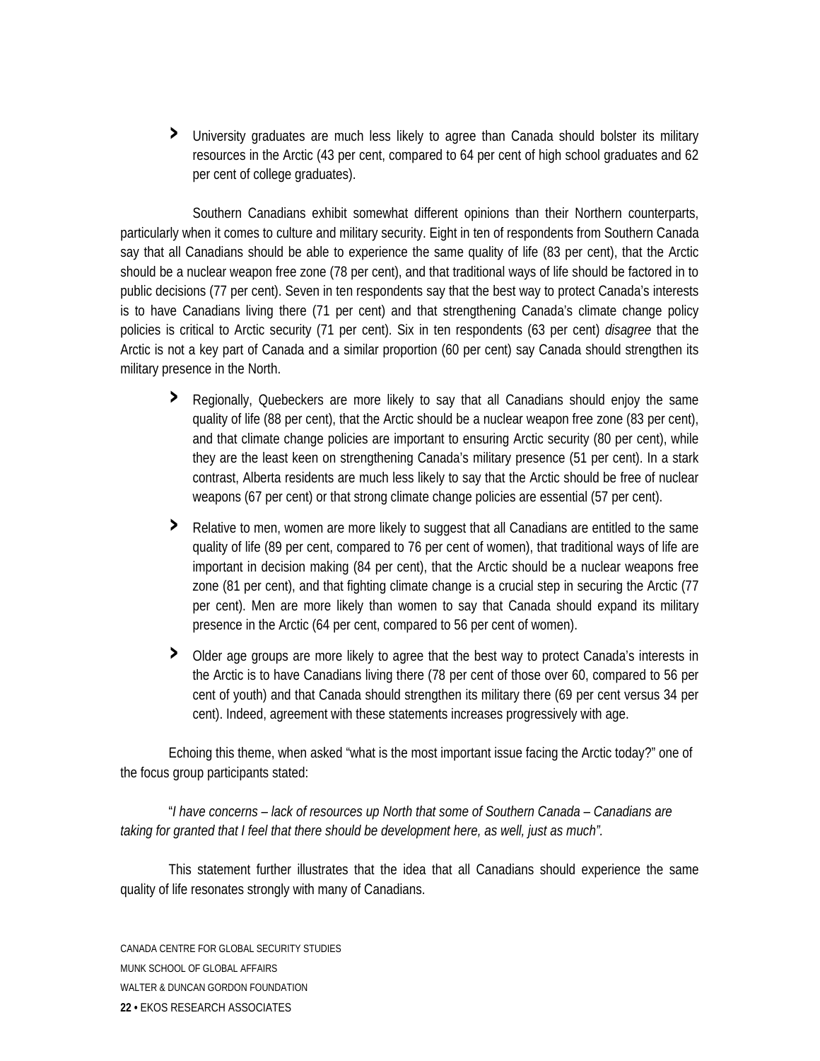- University graduates are much less likely to agree than Canada should bolster its military resources in the Arctic (43 per cent, compared to 64 per cent of high school graduates and 62 per cent of college graduates).

Southern Canadians exhibit somewhat different opinions than their Northern counterparts, particularly when it comes to culture and military security. Eight in ten of respondents from Southern Canada say that all Canadians should be able to experience the same quality of life (83 per cent), that the Arctic should be a nuclear weapon free zone (78 per cent), and that traditional ways of life should be factored in to public decisions (77 per cent). Seven in ten respondents say that the best way to protect Canada's interests is to have Canadians living there (71 per cent) and that strengthening Canada's climate change policy policies is critical to Arctic security (71 per cent). Six in ten respondents (63 per cent) *disagree* that the Arctic is not a key part of Canada and a similar proportion (60 per cent) say Canada should strengthen its military presence in the North.

- Regionally, Quebeckers are more likely to say that all Canadians should enjoy the same quality of life (88 per cent), that the Arctic should be a nuclear weapon free zone (83 per cent), and that climate change policies are important to ensuring Arctic security (80 per cent), while they are the least keen on strengthening Canada's military presence (51 per cent). In a stark contrast, Alberta residents are much less likely to say that the Arctic should be free of nuclear weapons (67 per cent) or that strong climate change policies are essential (57 per cent).
- Relative to men, women are more likely to suggest that all Canadians are entitled to the same quality of life (89 per cent, compared to 76 per cent of women), that traditional ways of life are important in decision making (84 per cent), that the Arctic should be a nuclear weapons free zone (81 per cent), and that fighting climate change is a crucial step in securing the Arctic (77 per cent). Men are more likely than women to say that Canada should expand its military presence in the Arctic (64 per cent, compared to 56 per cent of women).
- Older age groups are more likely to agree that the best way to protect Canada's interests in the Arctic is to have Canadians living there (78 per cent of those over 60, compared to 56 per cent of youth) and that Canada should strengthen its military there (69 per cent versus 34 per cent). Indeed, agreement with these statements increases progressively with age.

Echoing this theme, when asked "what is the most important issue facing the Arctic today?" one of the focus group participants stated:

"*I have concerns – lack of resources up North that some of Southern Canada – Canadians are taking for granted that I feel that there should be development here, as well, just as much*".

This statement further illustrates that the idea that all Canadians should experience the same quality of life resonates strongly with many of Canadians.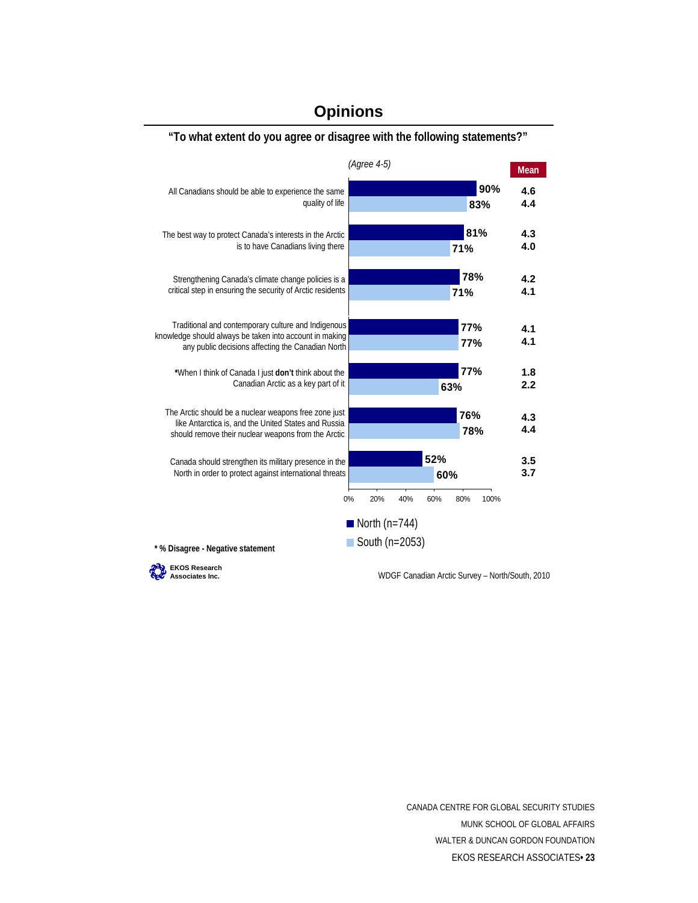## Opinions

**"To what extent do you agree or disagree with the following statements?"**

*(Agree 4-5)*

| Statement | North (n=744) | South (n=2053) | Mean North | Mean South |
|---|---|---|---|---|
| All Canadians should be able to experience the same quality of life | 90% | 83% | 4.6 | 4.4 |
| The best way to protect Canada's interests in the Arctic is to have Canadians living there | 81% | 71% | 4.3 | 4.0 |
| Strengthening Canada's climate change policies is a critical step in ensuring the security of Arctic residents | 78% | 71% | 4.2 | 4.1 |
| Traditional and contemporary culture and Indigenous knowledge should always be taken into account in making any public decisions affecting the Canadian North | 77% | 77% | 4.1 | 4.1 |
| *When I think of Canada I just **don't** think about the Canadian Arctic as a key part of it | 77% | 63% | 1.8 | 2.2 |
| The Arctic should be a nuclear weapons free zone just like Antarctica is, and the United States and Russia should remove their nuclear weapons from the Arctic | 76% | 78% | 4.3 | 4.4 |
| Canada should strengthen its military presence in the North in order to protect against international threats | 52% | 60% | 3.5 | 3.7 |

**\* % Disagree - Negative statement**

EKOS Research Associates Inc.

WDGF Canadian Arctic Survey – North/South, 2010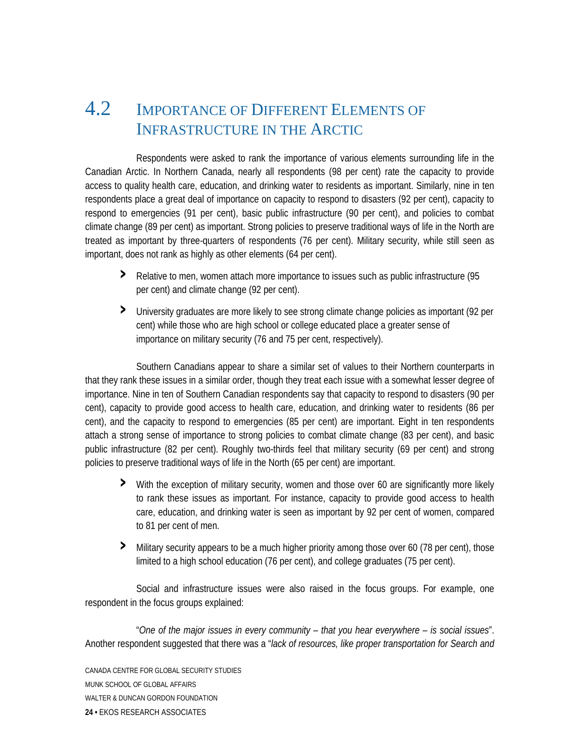## 4.2 Importance of Different Elements of Infrastructure in the Arctic

Respondents were asked to rank the importance of various elements surrounding life in the Canadian Arctic. In Northern Canada, nearly all respondents (98 per cent) rate the capacity to provide access to quality health care, education, and drinking water to residents as important. Similarly, nine in ten respondents place a great deal of importance on capacity to respond to disasters (92 per cent), capacity to respond to emergencies (91 per cent), basic public infrastructure (90 per cent), and policies to combat climate change (89 per cent) as important. Strong policies to preserve traditional ways of life in the North are treated as important by three-quarters of respondents (76 per cent). Military security, while still seen as important, does not rank as highly as other elements (64 per cent).

- Relative to men, women attach more importance to issues such as public infrastructure (95 per cent) and climate change (92 per cent).
- University graduates are more likely to see strong climate change policies as important (92 per cent) while those who are high school or college educated place a greater sense of importance on military security (76 and 75 per cent, respectively).

Southern Canadians appear to share a similar set of values to their Northern counterparts in that they rank these issues in a similar order, though they treat each issue with a somewhat lesser degree of importance. Nine in ten of Southern Canadian respondents say that capacity to respond to disasters (90 per cent), capacity to provide good access to health care, education, and drinking water to residents (86 per cent), and the capacity to respond to emergencies (85 per cent) are important. Eight in ten respondents attach a strong sense of importance to strong policies to combat climate change (83 per cent), and basic public infrastructure (82 per cent). Roughly two-thirds feel that military security (69 per cent) and strong policies to preserve traditional ways of life in the North (65 per cent) are important.

- With the exception of military security, women and those over 60 are significantly more likely to rank these issues as important. For instance, capacity to provide good access to health care, education, and drinking water is seen as important by 92 per cent of women, compared to 81 per cent of men.
- Military security appears to be a much higher priority among those over 60 (78 per cent), those limited to a high school education (76 per cent), and college graduates (75 per cent).

Social and infrastructure issues were also raised in the focus groups. For example, one respondent in the focus groups explained:

"*One of the major issues in every community – that you hear everywhere – is social issues*". Another respondent suggested that there was a "*lack of resources, like proper transportation for Search and*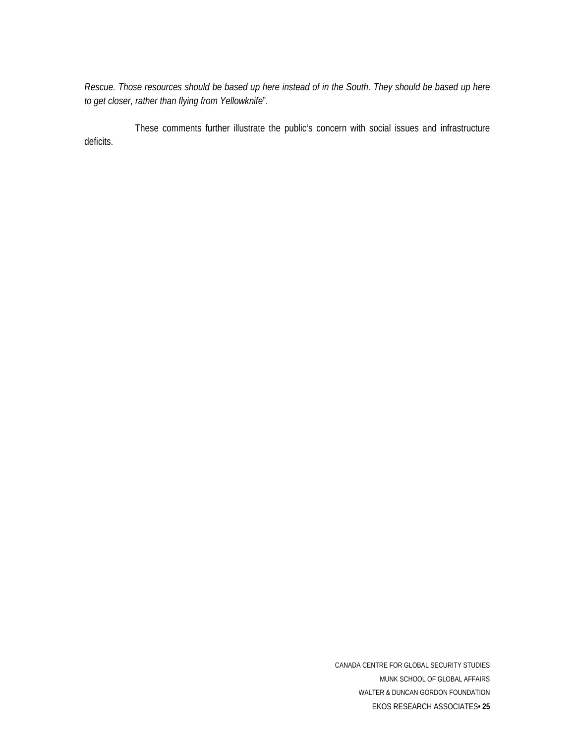*Rescue. Those resources should be based up here instead of in the South. They should be based up here to get closer, rather than flying from Yellowknife*".

These comments further illustrate the public's concern with social issues and infrastructure deficits.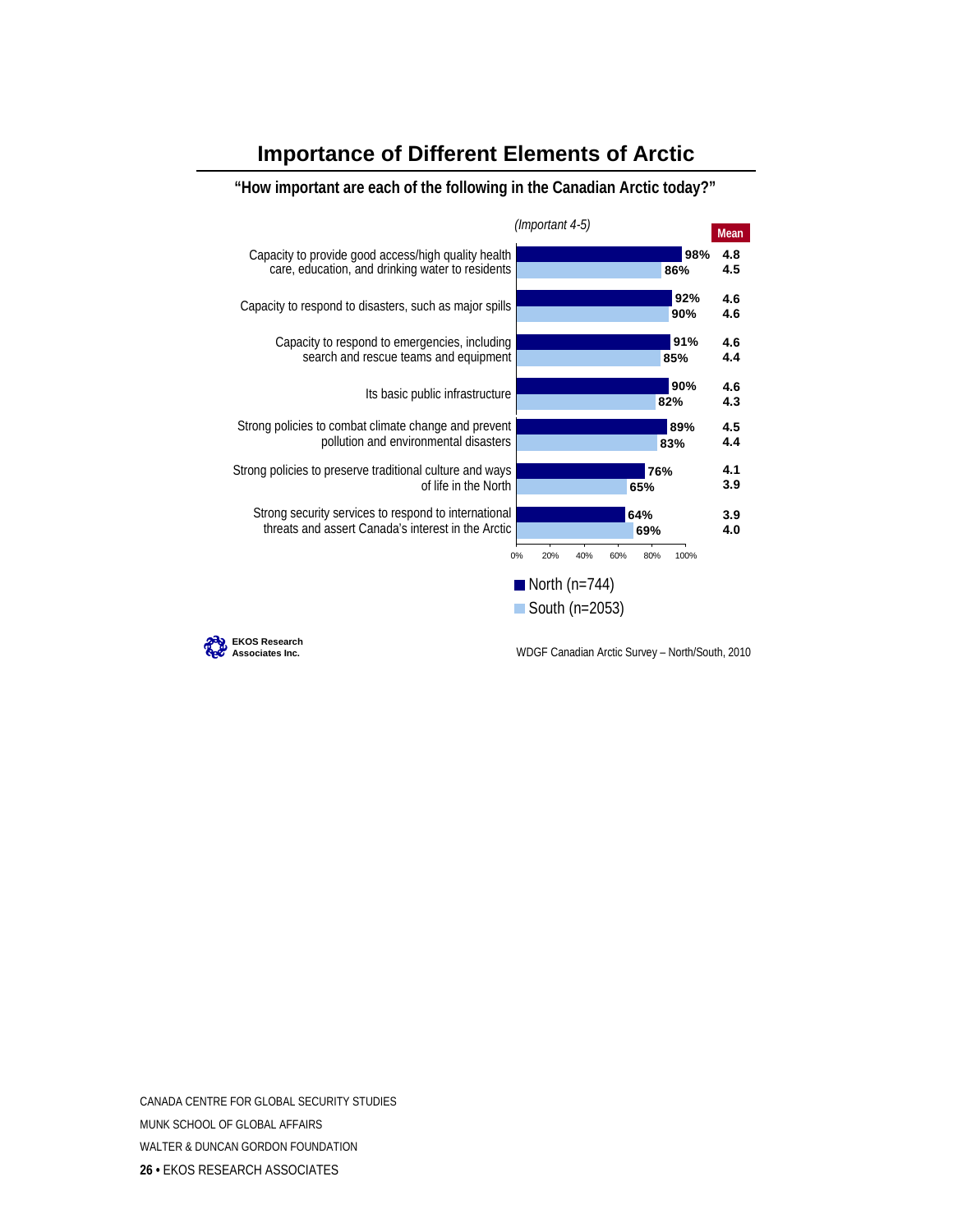## Importance of Different Elements of Arctic

**"How important are each of the following in the Canadian Arctic today?"**

*(Important 4-5)*

| Element | North (n=744) | South (n=2053) | Mean North | Mean South |
|---|---|---|---|---|
| Capacity to provide good access/high quality health care, education, and drinking water to residents | 98% | 86% | 4.8 | 4.5 |
| Capacity to respond to disasters, such as major spills | 92% | 90% | 4.6 | 4.6 |
| Capacity to respond to emergencies, including search and rescue teams and equipment | 91% | 85% | 4.6 | 4.4 |
| Its basic public infrastructure | 90% | 82% | 4.6 | 4.3 |
| Strong policies to combat climate change and prevent pollution and environmental disasters | 89% | 83% | 4.5 | 4.4 |
| Strong policies to preserve traditional culture and ways of life in the North | 76% | 65% | 4.1 | 3.9 |
| Strong security services to respond to international threats and assert Canada's interest in the Arctic | 64% | 69% | 3.9 | 4.0 |

EKOS Research Associates Inc.

WDGF Canadian Arctic Survey – North/South, 2010

CANADA CENTRE FOR GLOBAL SECURITY STUDIES
MUNK SCHOOL OF GLOBAL AFFAIRS
WALTER & DUNCAN GORDON FOUNDATION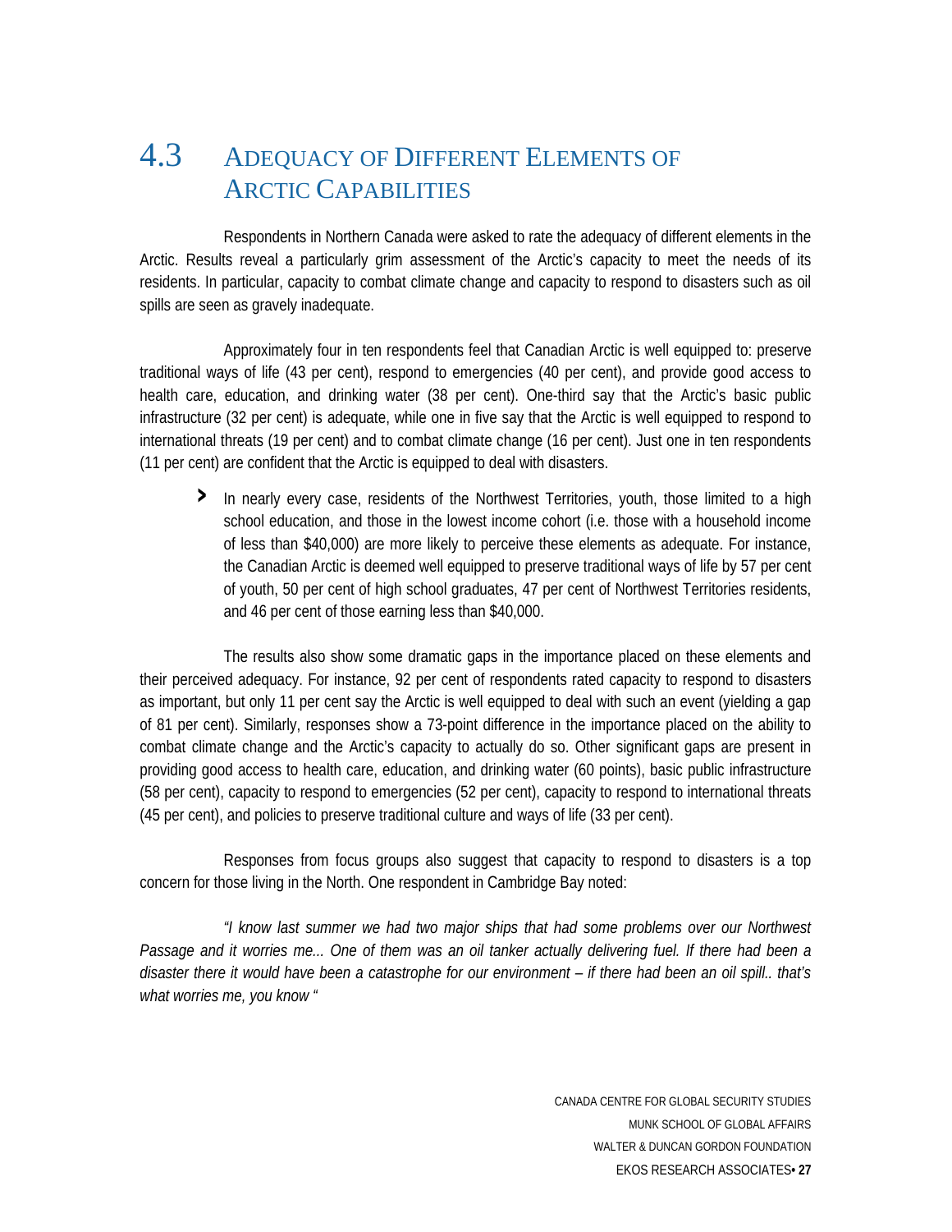## 4.3 ADEQUACY OF DIFFERENT ELEMENTS OF ARCTIC CAPABILITIES

Respondents in Northern Canada were asked to rate the adequacy of different elements in the Arctic. Results reveal a particularly grim assessment of the Arctic's capacity to meet the needs of its residents. In particular, capacity to combat climate change and capacity to respond to disasters such as oil spills are seen as gravely inadequate.

Approximately four in ten respondents feel that Canadian Arctic is well equipped to: preserve traditional ways of life (43 per cent), respond to emergencies (40 per cent), and provide good access to health care, education, and drinking water (38 per cent). One-third say that the Arctic's basic public infrastructure (32 per cent) is adequate, while one in five say that the Arctic is well equipped to respond to international threats (19 per cent) and to combat climate change (16 per cent). Just one in ten respondents (11 per cent) are confident that the Arctic is equipped to deal with disasters.

- In nearly every case, residents of the Northwest Territories, youth, those limited to a high school education, and those in the lowest income cohort (i.e. those with a household income of less than $40,000) are more likely to perceive these elements as adequate. For instance, the Canadian Arctic is deemed well equipped to preserve traditional ways of life by 57 per cent of youth, 50 per cent of high school graduates, 47 per cent of Northwest Territories residents, and 46 per cent of those earning less than $40,000.

The results also show some dramatic gaps in the importance placed on these elements and their perceived adequacy. For instance, 92 per cent of respondents rated capacity to respond to disasters as important, but only 11 per cent say the Arctic is well equipped to deal with such an event (yielding a gap of 81 per cent). Similarly, responses show a 73-point difference in the importance placed on the ability to combat climate change and the Arctic's capacity to actually do so. Other significant gaps are present in providing good access to health care, education, and drinking water (60 points), basic public infrastructure (58 per cent), capacity to respond to emergencies (52 per cent), capacity to respond to international threats (45 per cent), and policies to preserve traditional culture and ways of life (33 per cent).

Responses from focus groups also suggest that capacity to respond to disasters is a top concern for those living in the North. One respondent in Cambridge Bay noted:

*"I know last summer we had two major ships that had some problems over our Northwest Passage and it worries me... One of them was an oil tanker actually delivering fuel. If there had been a disaster there it would have been a catastrophe for our environment – if there had been an oil spill.. that's what worries me, you know "*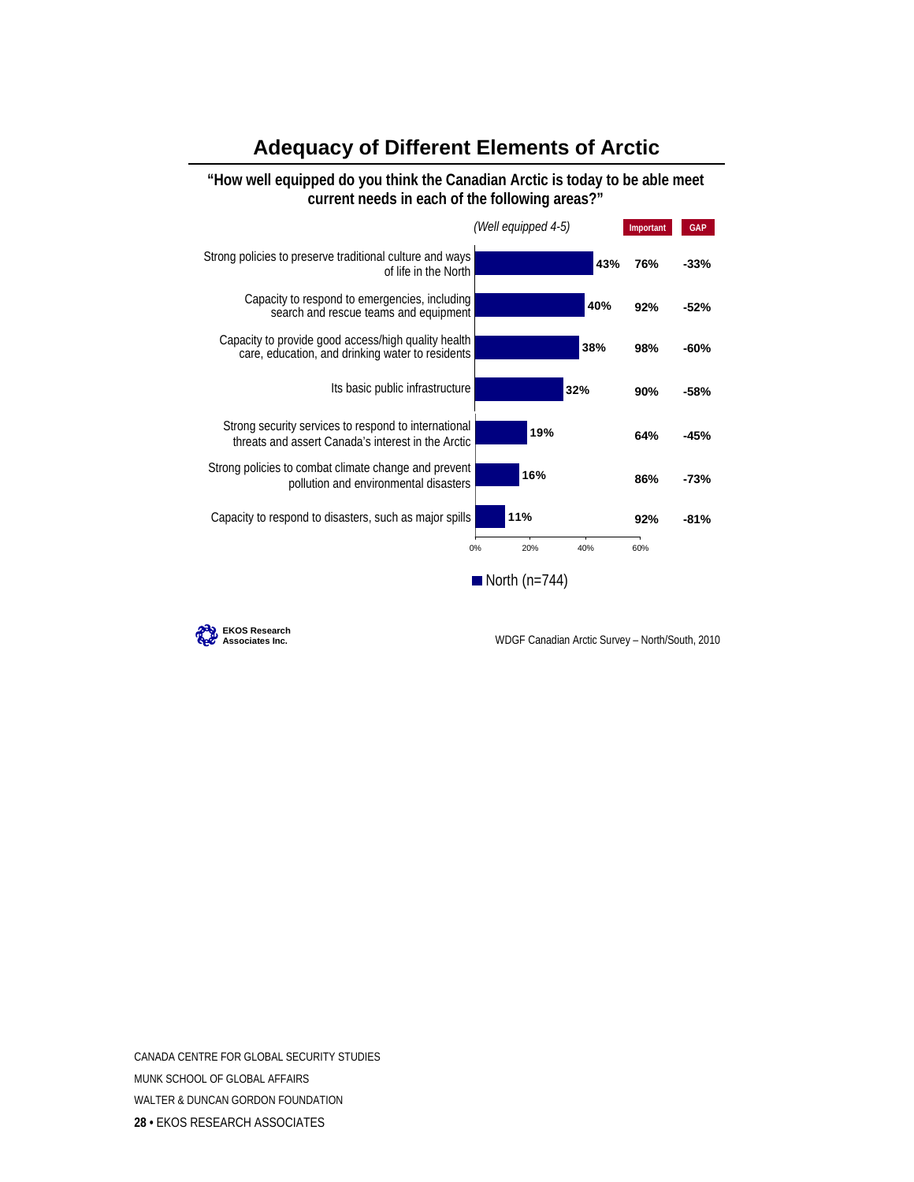## Adequacy of Different Elements of Arctic

**"How well equipped do you think the Canadian Arctic is today to be able meet current needs in each of the following areas?"**

| | *(Well equipped 4-5)* | Important | GAP |
|---|---|---|---|
| Strong policies to preserve traditional culture and ways of life in the North | 43% | 76% | -33% |
| Capacity to respond to emergencies, including search and rescue teams and equipment | 40% | 92% | -52% |
| Capacity to provide good access/high quality health care, education, and drinking water to residents | 38% | 98% | -60% |
| Its basic public infrastructure | 32% | 90% | -58% |
| Strong security services to respond to international threats and assert Canada's interest in the Arctic | 19% | 64% | -45% |
| Strong policies to combat climate change and prevent pollution and environmental disasters | 16% | 86% | -73% |
| Capacity to respond to disasters, such as major spills | 11% | 92% | -81% |

North (n=744)

EKOS Research Associates Inc.

WDGF Canadian Arctic Survey – North/South, 2010

CANADA CENTRE FOR GLOBAL SECURITY STUDIES
MUNK SCHOOL OF GLOBAL AFFAIRS
WALTER & DUNCAN GORDON FOUNDATION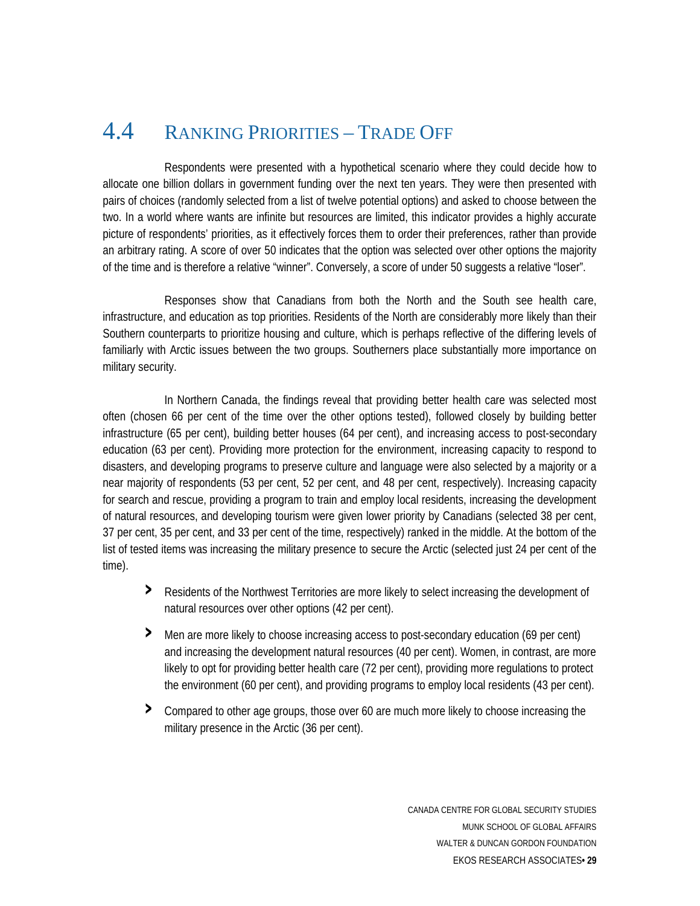## 4.4 Ranking Priorities – Trade Off

Respondents were presented with a hypothetical scenario where they could decide how to allocate one billion dollars in government funding over the next ten years. They were then presented with pairs of choices (randomly selected from a list of twelve potential options) and asked to choose between the two. In a world where wants are infinite but resources are limited, this indicator provides a highly accurate picture of respondents' priorities, as it effectively forces them to order their preferences, rather than provide an arbitrary rating. A score of over 50 indicates that the option was selected over other options the majority of the time and is therefore a relative "winner". Conversely, a score of under 50 suggests a relative "loser".

Responses show that Canadians from both the North and the South see health care, infrastructure, and education as top priorities. Residents of the North are considerably more likely than their Southern counterparts to prioritize housing and culture, which is perhaps reflective of the differing levels of familiarly with Arctic issues between the two groups. Southerners place substantially more importance on military security.

In Northern Canada, the findings reveal that providing better health care was selected most often (chosen 66 per cent of the time over the other options tested), followed closely by building better infrastructure (65 per cent), building better houses (64 per cent), and increasing access to post-secondary education (63 per cent). Providing more protection for the environment, increasing capacity to respond to disasters, and developing programs to preserve culture and language were also selected by a majority or a near majority of respondents (53 per cent, 52 per cent, and 48 per cent, respectively). Increasing capacity for search and rescue, providing a program to train and employ local residents, increasing the development of natural resources, and developing tourism were given lower priority by Canadians (selected 38 per cent, 37 per cent, 35 per cent, and 33 per cent of the time, respectively) ranked in the middle. At the bottom of the list of tested items was increasing the military presence to secure the Arctic (selected just 24 per cent of the time).

- Residents of the Northwest Territories are more likely to select increasing the development of natural resources over other options (42 per cent).
- Men are more likely to choose increasing access to post-secondary education (69 per cent) and increasing the development natural resources (40 per cent). Women, in contrast, are more likely to opt for providing better health care (72 per cent), providing more regulations to protect the environment (60 per cent), and providing programs to employ local residents (43 per cent).
- Compared to other age groups, those over 60 are much more likely to choose increasing the military presence in the Arctic (36 per cent).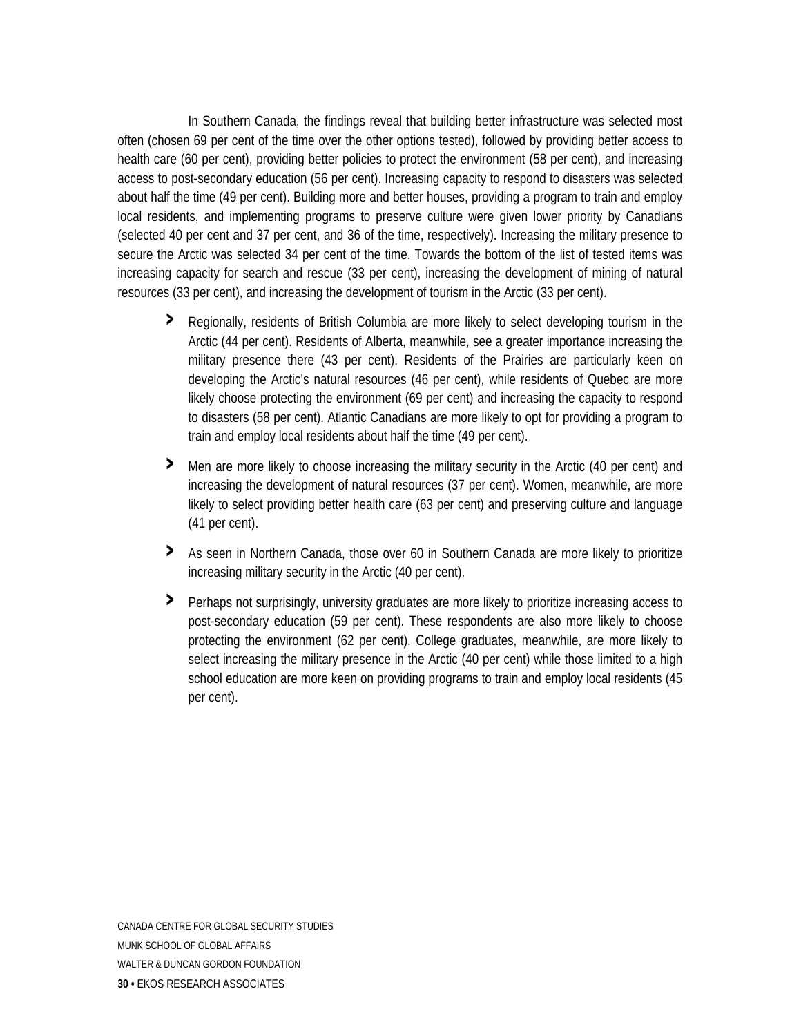In Southern Canada, the findings reveal that building better infrastructure was selected most often (chosen 69 per cent of the time over the other options tested), followed by providing better access to health care (60 per cent), providing better policies to protect the environment (58 per cent), and increasing access to post-secondary education (56 per cent). Increasing capacity to respond to disasters was selected about half the time (49 per cent). Building more and better houses, providing a program to train and employ local residents, and implementing programs to preserve culture were given lower priority by Canadians (selected 40 per cent and 37 per cent, and 36 of the time, respectively). Increasing the military presence to secure the Arctic was selected 34 per cent of the time. Towards the bottom of the list of tested items was increasing capacity for search and rescue (33 per cent), increasing the development of mining of natural resources (33 per cent), and increasing the development of tourism in the Arctic (33 per cent).

- Regionally, residents of British Columbia are more likely to select developing tourism in the Arctic (44 per cent). Residents of Alberta, meanwhile, see a greater importance increasing the military presence there (43 per cent). Residents of the Prairies are particularly keen on developing the Arctic's natural resources (46 per cent), while residents of Quebec are more likely choose protecting the environment (69 per cent) and increasing the capacity to respond to disasters (58 per cent). Atlantic Canadians are more likely to opt for providing a program to train and employ local residents about half the time (49 per cent).
- Men are more likely to choose increasing the military security in the Arctic (40 per cent) and increasing the development of natural resources (37 per cent). Women, meanwhile, are more likely to select providing better health care (63 per cent) and preserving culture and language (41 per cent).
- As seen in Northern Canada, those over 60 in Southern Canada are more likely to prioritize increasing military security in the Arctic (40 per cent).
- Perhaps not surprisingly, university graduates are more likely to prioritize increasing access to post-secondary education (59 per cent). These respondents are also more likely to choose protecting the environment (62 per cent). College graduates, meanwhile, are more likely to select increasing the military presence in the Arctic (40 per cent) while those limited to a high school education are more keen on providing programs to train and employ local residents (45 per cent).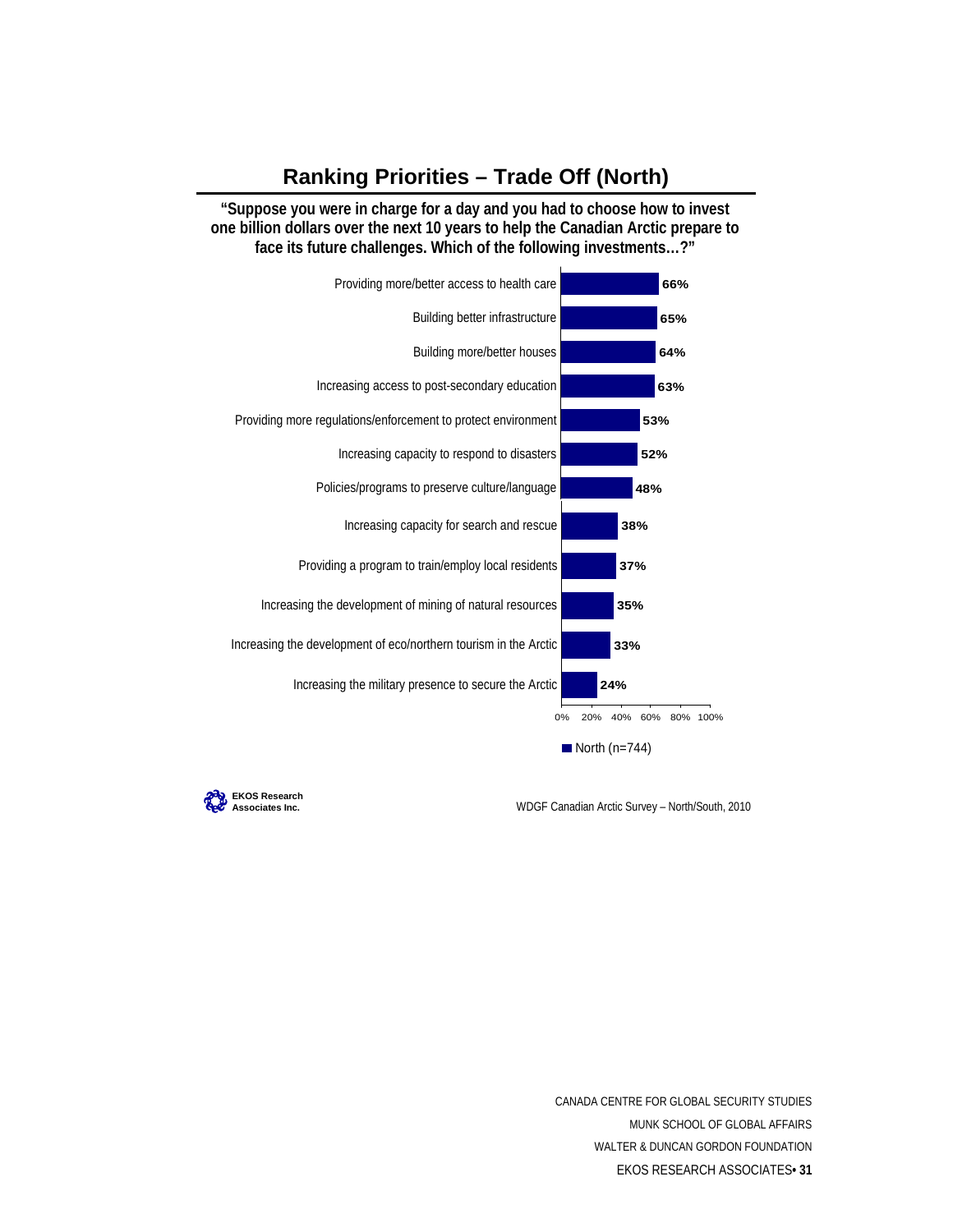## Ranking Priorities – Trade Off (North)

**"Suppose you were in charge for a day and you had to choose how to invest one billion dollars over the next 10 years to help the Canadian Arctic prepare to face its future challenges. Which of the following investments…?"**

| Investment | North (n=744) |
|---|---|
| Providing more/better access to health care | 66% |
| Building better infrastructure | 65% |
| Building more/better houses | 64% |
| Increasing access to post-secondary education | 63% |
| Providing more regulations/enforcement to protect environment | 53% |
| Increasing capacity to respond to disasters | 52% |
| Policies/programs to preserve culture/language | 48% |
| Increasing capacity for search and rescue | 38% |
| Providing a program to train/employ local residents | 37% |
| Increasing the development of mining of natural resources | 35% |
| Increasing the development of eco/northern tourism in the Arctic | 33% |
| Increasing the military presence to secure the Arctic | 24% |

EKOS Research Associates Inc.

WDGF Canadian Arctic Survey – North/South, 2010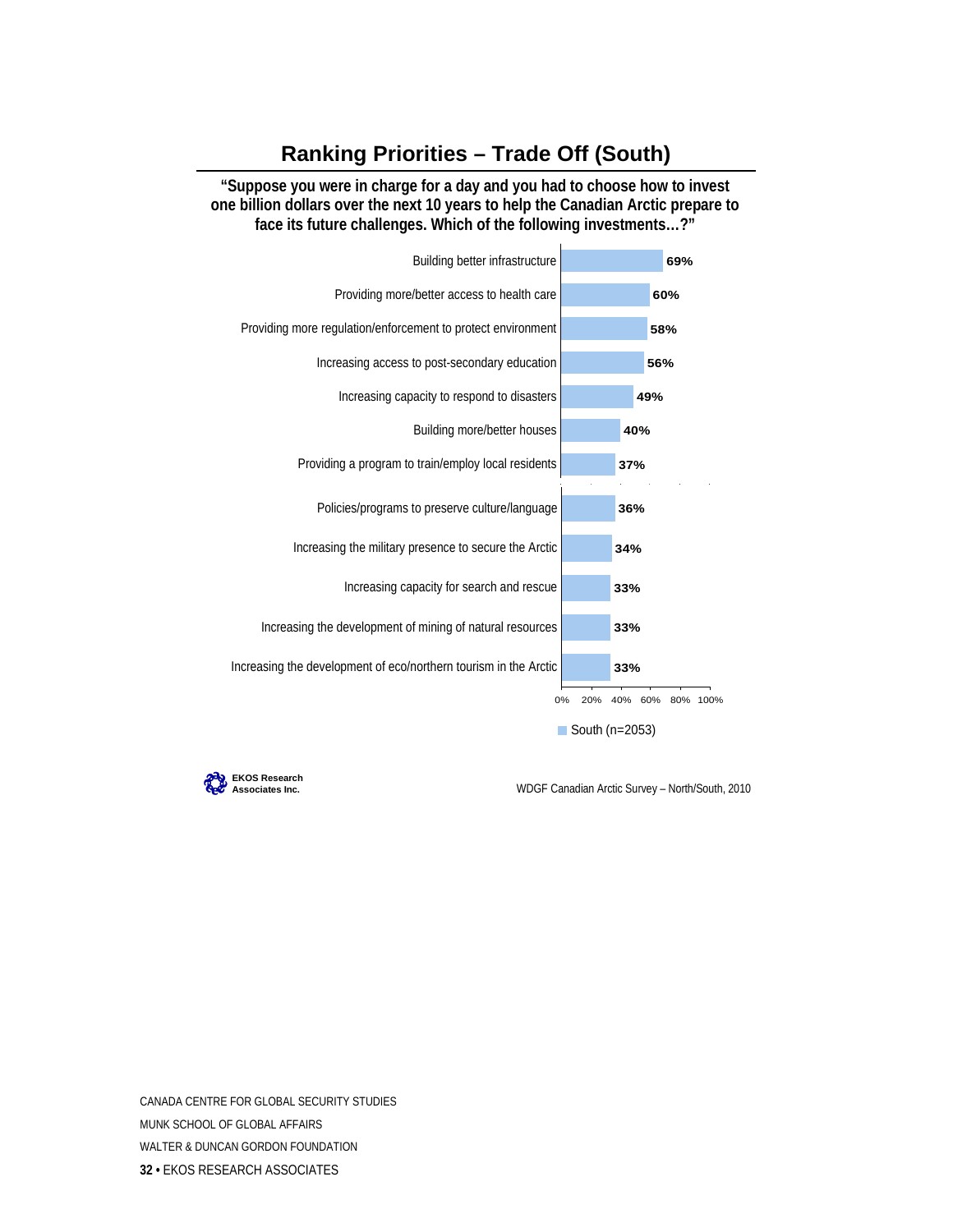## Ranking Priorities – Trade Off (South)

**"Suppose you were in charge for a day and you had to choose how to invest one billion dollars over the next 10 years to help the Canadian Arctic prepare to face its future challenges. Which of the following investments…?"**

| Investment | South (n=2053) |
|---|---|
| Building better infrastructure | 69% |
| Providing more/better access to health care | 60% |
| Providing more regulation/enforcement to protect environment | 58% |
| Increasing access to post-secondary education | 56% |
| Increasing capacity to respond to disasters | 49% |
| Building more/better houses | 40% |
| Providing a program to train/employ local residents | 37% |
| Policies/programs to preserve culture/language | 36% |
| Increasing the military presence to secure the Arctic | 34% |
| Increasing capacity for search and rescue | 33% |
| Increasing the development of mining of natural resources | 33% |
| Increasing the development of eco/northern tourism in the Arctic | 33% |

EKOS Research Associates Inc.

WDGF Canadian Arctic Survey – North/South, 2010

CANADA CENTRE FOR GLOBAL SECURITY STUDIES
MUNK SCHOOL OF GLOBAL AFFAIRS
WALTER & DUNCAN GORDON FOUNDATION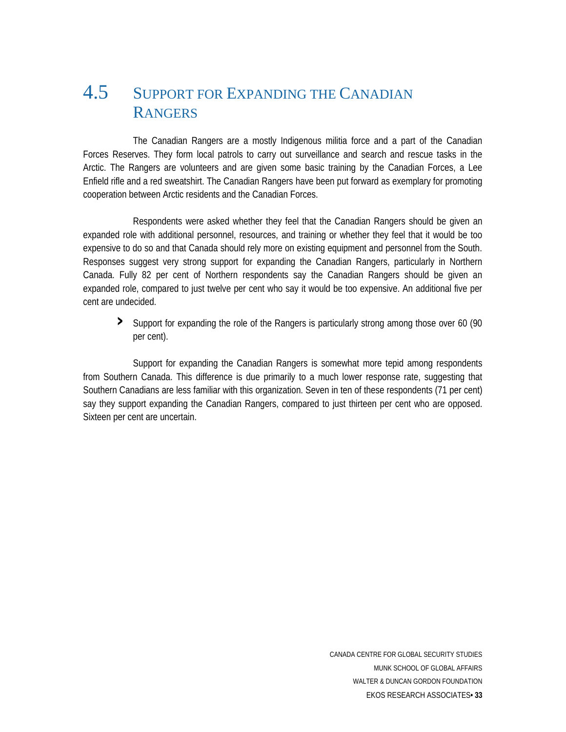## 4.5 Support for Expanding the Canadian Rangers

The Canadian Rangers are a mostly Indigenous militia force and a part of the Canadian Forces Reserves. They form local patrols to carry out surveillance and search and rescue tasks in the Arctic. The Rangers are volunteers and are given some basic training by the Canadian Forces, a Lee Enfield rifle and a red sweatshirt. The Canadian Rangers have been put forward as exemplary for promoting cooperation between Arctic residents and the Canadian Forces.

Respondents were asked whether they feel that the Canadian Rangers should be given an expanded role with additional personnel, resources, and training or whether they feel that it would be too expensive to do so and that Canada should rely more on existing equipment and personnel from the South. Responses suggest very strong support for expanding the Canadian Rangers, particularly in Northern Canada. Fully 82 per cent of Northern respondents say the Canadian Rangers should be given an expanded role, compared to just twelve per cent who say it would be too expensive. An additional five per cent are undecided.

- Support for expanding the role of the Rangers is particularly strong among those over 60 (90 per cent).

Support for expanding the Canadian Rangers is somewhat more tepid among respondents from Southern Canada. This difference is due primarily to a much lower response rate, suggesting that Southern Canadians are less familiar with this organization. Seven in ten of these respondents (71 per cent) say they support expanding the Canadian Rangers, compared to just thirteen per cent who are opposed. Sixteen per cent are uncertain.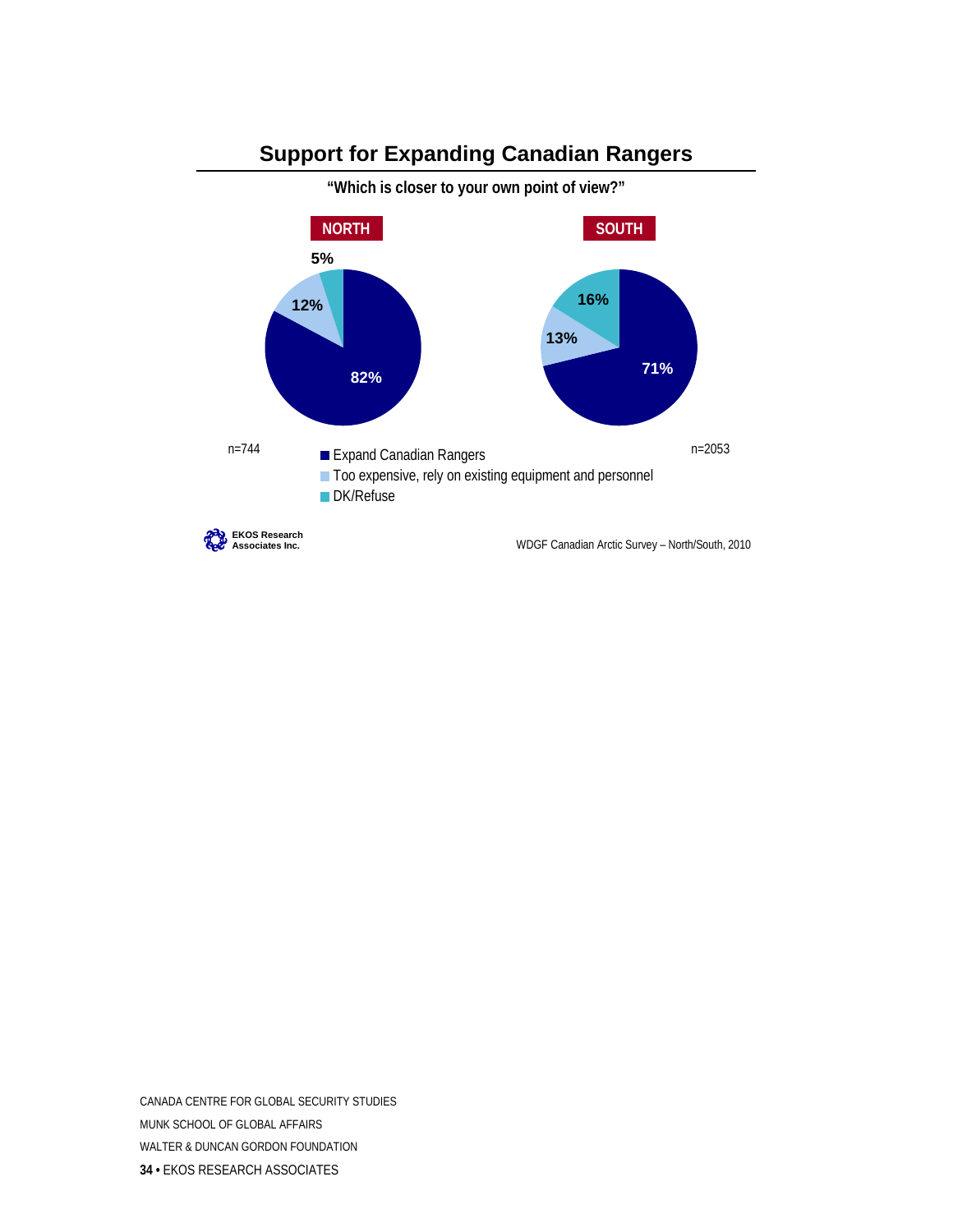## Support for Expanding Canadian Rangers

**"Which is closer to your own point of view?"**

| | NORTH | SOUTH |
|---|---|---|
| Expand Canadian Rangers | 82% | 71% |
| Too expensive, rely on existing equipment and personnel | 12% | 13% |
| DK/Refuse | 5% | 16% |
| | n=744 | n=2053 |

EKOS Research Associates Inc.

WDGF Canadian Arctic Survey – North/South, 2010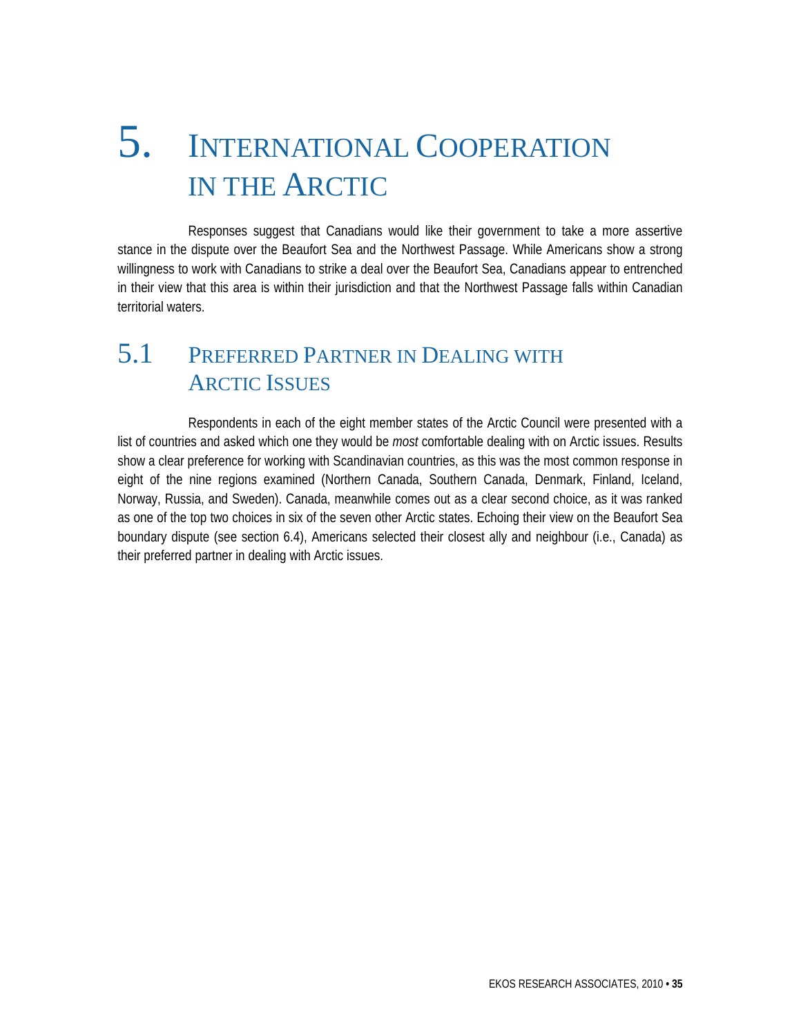# 5. International Cooperation in the Arctic

Responses suggest that Canadians would like their government to take a more assertive stance in the dispute over the Beaufort Sea and the Northwest Passage. While Americans show a strong willingness to work with Canadians to strike a deal over the Beaufort Sea, Canadians appear to entrenched in their view that this area is within their jurisdiction and that the Northwest Passage falls within Canadian territorial waters.

## 5.1 Preferred Partner in Dealing with Arctic Issues

Respondents in each of the eight member states of the Arctic Council were presented with a list of countries and asked which one they would be *most* comfortable dealing with on Arctic issues. Results show a clear preference for working with Scandinavian countries, as this was the most common response in eight of the nine regions examined (Northern Canada, Southern Canada, Denmark, Finland, Iceland, Norway, Russia, and Sweden). Canada, meanwhile comes out as a clear second choice, as it was ranked as one of the top two choices in six of the seven other Arctic states. Echoing their view on the Beaufort Sea boundary dispute (see section 6.4), Americans selected their closest ally and neighbour (i.e., Canada) as their preferred partner in dealing with Arctic issues.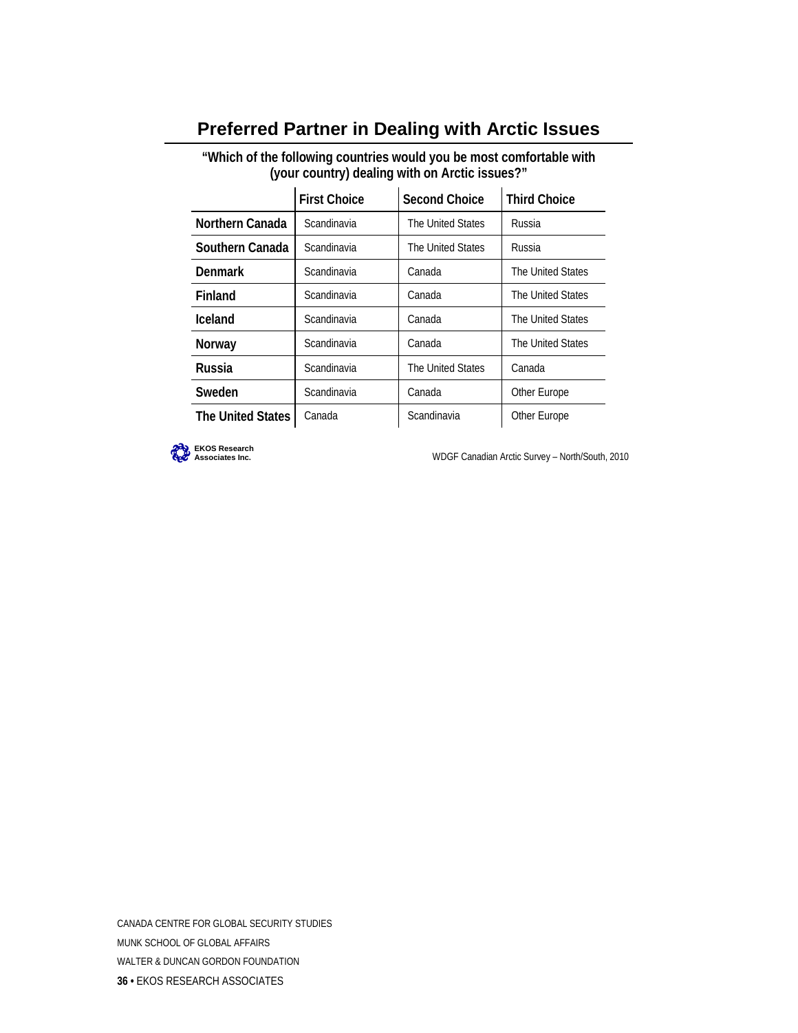## Preferred Partner in Dealing with Arctic Issues

**"Which of the following countries would you be most comfortable with (your country) dealing with on Arctic issues?"**

| | First Choice | Second Choice | Third Choice |
|---|---|---|---|
| **Northern Canada** | Scandinavia | The United States | Russia |
| **Southern Canada** | Scandinavia | The United States | Russia |
| **Denmark** | Scandinavia | Canada | The United States |
| **Finland** | Scandinavia | Canada | The United States |
| **Iceland** | Scandinavia | Canada | The United States |
| **Norway** | Scandinavia | Canada | The United States |
| **Russia** | Scandinavia | The United States | Canada |
| **Sweden** | Scandinavia | Canada | Other Europe |
| **The United States** | Canada | Scandinavia | Other Europe |

EKOS Research Associates Inc.

WDGF Canadian Arctic Survey – North/South, 2010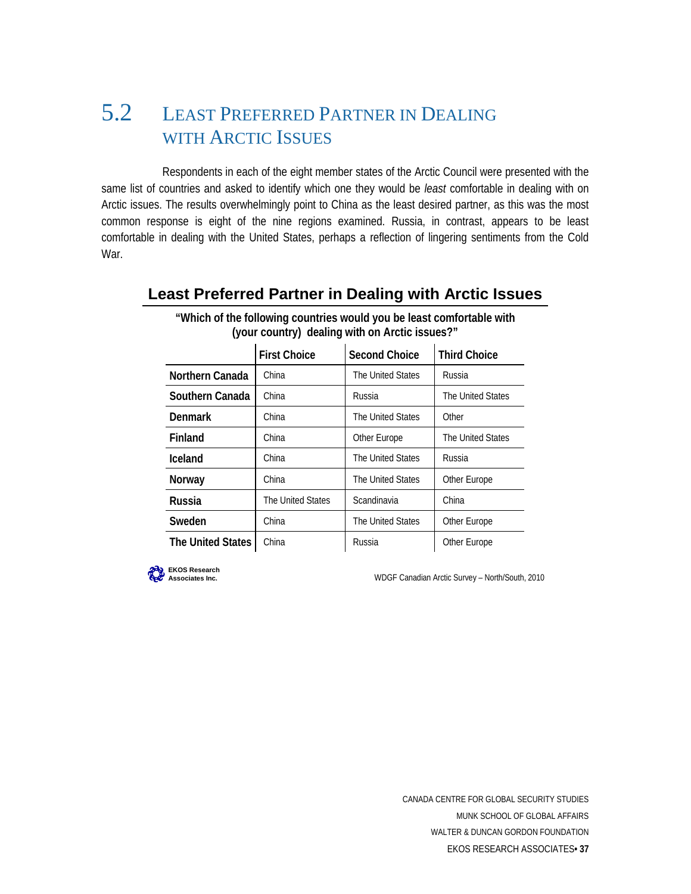## 5.2 Least Preferred Partner in Dealing with Arctic Issues

Respondents in each of the eight member states of the Arctic Council were presented with the same list of countries and asked to identify which one they would be *least* comfortable in dealing with on Arctic issues. The results overwhelmingly point to China as the least desired partner, as this was the most common response is eight of the nine regions examined. Russia, in contrast, appears to be least comfortable in dealing with the United States, perhaps a reflection of lingering sentiments from the Cold War.

### Least Preferred Partner in Dealing with Arctic Issues

**"Which of the following countries would you be least comfortable with (your country) dealing with on Arctic issues?"**

| | First Choice | Second Choice | Third Choice |
|---|---|---|---|
| **Northern Canada** | China | The United States | Russia |
| **Southern Canada** | China | Russia | The United States |
| **Denmark** | China | The United States | Other |
| **Finland** | China | Other Europe | The United States |
| **Iceland** | China | The United States | Russia |
| **Norway** | China | The United States | Other Europe |
| **Russia** | The United States | Scandinavia | China |
| **Sweden** | China | The United States | Other Europe |
| **The United States** | China | Russia | Other Europe |

EKOS Research Associates Inc.

WDGF Canadian Arctic Survey – North/South, 2010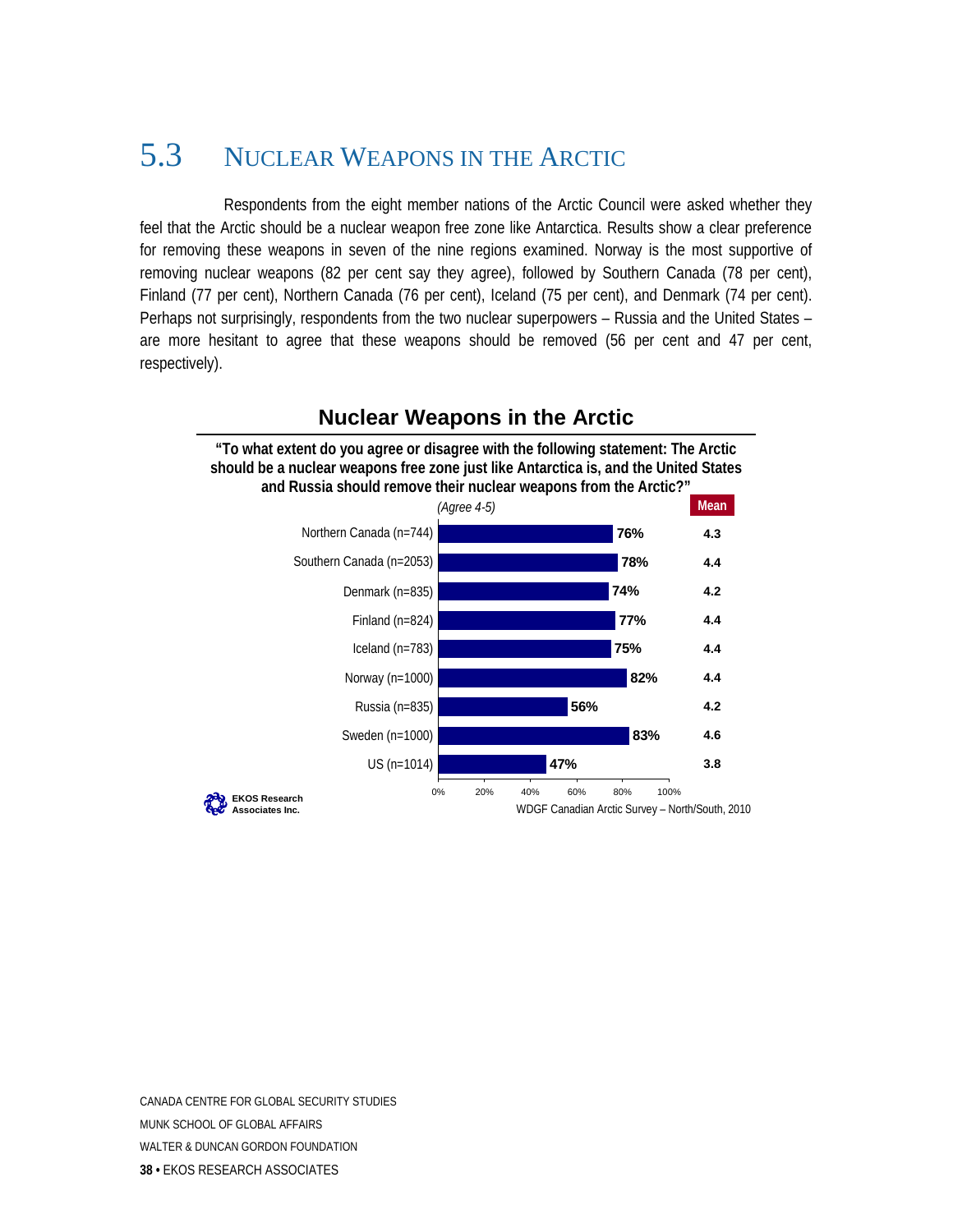## 5.3 Nuclear Weapons in the Arctic

Respondents from the eight member nations of the Arctic Council were asked whether they feel that the Arctic should be a nuclear weapon free zone like Antarctica. Results show a clear preference for removing these weapons in seven of the nine regions examined. Norway is the most supportive of removing nuclear weapons (82 per cent say they agree), followed by Southern Canada (78 per cent), Finland (77 per cent), Northern Canada (76 per cent), Iceland (75 per cent), and Denmark (74 per cent). Perhaps not surprisingly, respondents from the two nuclear superpowers – Russia and the United States – are more hesitant to agree that these weapons should be removed (56 per cent and 47 per cent, respectively).

**Nuclear Weapons in the Arctic**

**"To what extent do you agree or disagree with the following statement: The Arctic should be a nuclear weapons free zone just like Antarctica is, and the United States and Russia should remove their nuclear weapons from the Arctic?"**

| Region | *(Agree 4-5)* | Mean |
|---|---|---|
| Northern Canada (n=744) | 76% | 4.3 |
| Southern Canada (n=2053) | 78% | 4.4 |
| Denmark (n=835) | 74% | 4.2 |
| Finland (n=824) | 77% | 4.4 |
| Iceland (n=783) | 75% | 4.4 |
| Norway (n=1000) | 82% | 4.4 |
| Russia (n=835) | 56% | 4.2 |
| Sweden (n=1000) | 83% | 4.6 |
| US (n=1014) | 47% | 3.8 |

EKOS Research Associates Inc.

WDGF Canadian Arctic Survey – North/South, 2010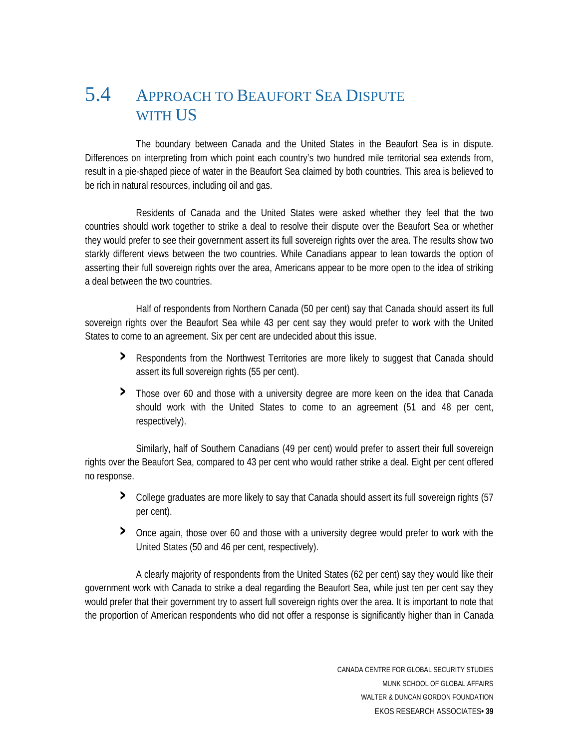## 5.4 Approach to Beaufort Sea Dispute with US

The boundary between Canada and the United States in the Beaufort Sea is in dispute. Differences on interpreting from which point each country's two hundred mile territorial sea extends from, result in a pie-shaped piece of water in the Beaufort Sea claimed by both countries. This area is believed to be rich in natural resources, including oil and gas.

Residents of Canada and the United States were asked whether they feel that the two countries should work together to strike a deal to resolve their dispute over the Beaufort Sea or whether they would prefer to see their government assert its full sovereign rights over the area. The results show two starkly different views between the two countries. While Canadians appear to lean towards the option of asserting their full sovereign rights over the area, Americans appear to be more open to the idea of striking a deal between the two countries.

Half of respondents from Northern Canada (50 per cent) say that Canada should assert its full sovereign rights over the Beaufort Sea while 43 per cent say they would prefer to work with the United States to come to an agreement. Six per cent are undecided about this issue.

- Respondents from the Northwest Territories are more likely to suggest that Canada should assert its full sovereign rights (55 per cent).
- Those over 60 and those with a university degree are more keen on the idea that Canada should work with the United States to come to an agreement (51 and 48 per cent, respectively).

Similarly, half of Southern Canadians (49 per cent) would prefer to assert their full sovereign rights over the Beaufort Sea, compared to 43 per cent who would rather strike a deal. Eight per cent offered no response.

- College graduates are more likely to say that Canada should assert its full sovereign rights (57 per cent).
- Once again, those over 60 and those with a university degree would prefer to work with the United States (50 and 46 per cent, respectively).

A clearly majority of respondents from the United States (62 per cent) say they would like their government work with Canada to strike a deal regarding the Beaufort Sea, while just ten per cent say they would prefer that their government try to assert full sovereign rights over the area. It is important to note that the proportion of American respondents who did not offer a response is significantly higher than in Canada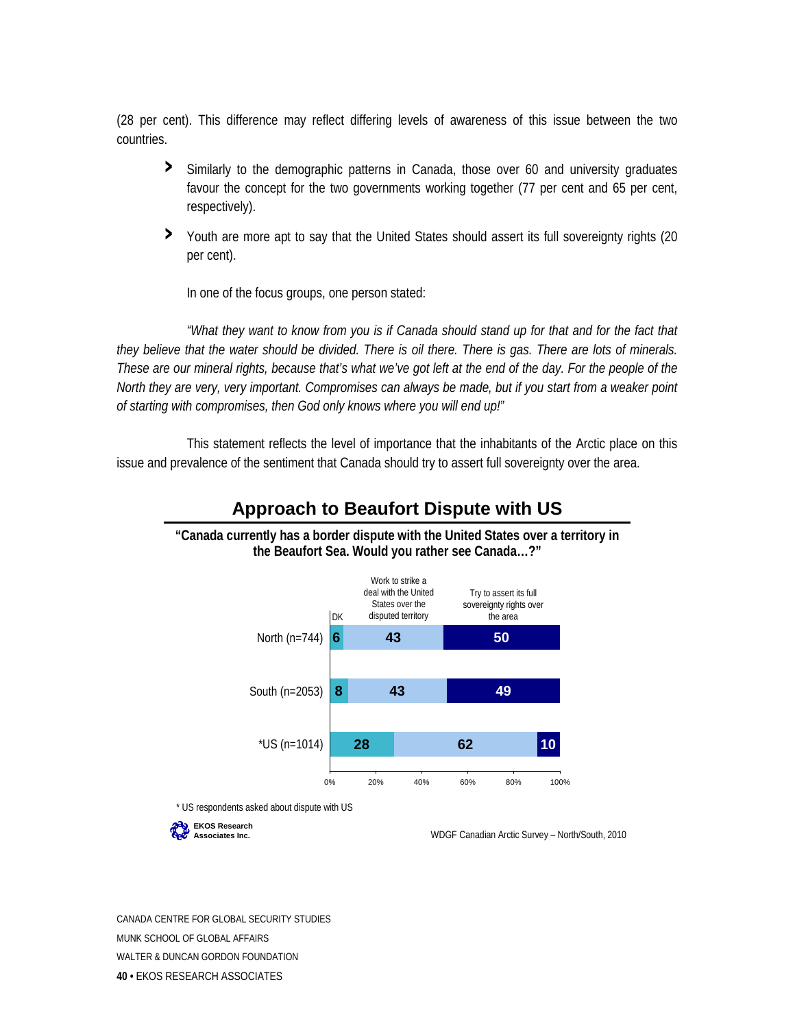(28 per cent). This difference may reflect differing levels of awareness of this issue between the two countries.

- Similarly to the demographic patterns in Canada, those over 60 and university graduates favour the concept for the two governments working together (77 per cent and 65 per cent, respectively).
- Youth are more apt to say that the United States should assert its full sovereignty rights (20 per cent).

In one of the focus groups, one person stated:

*"What they want to know from you is if Canada should stand up for that and for the fact that they believe that the water should be divided. There is oil there. There is gas. There are lots of minerals. These are our mineral rights, because that's what we've got left at the end of the day. For the people of the North they are very, very important. Compromises can always be made, but if you start from a weaker point of starting with compromises, then God only knows where you will end up!"*

This statement reflects the level of importance that the inhabitants of the Arctic place on this issue and prevalence of the sentiment that Canada should try to assert full sovereignty over the area.

## Approach to Beaufort Dispute with US

**"Canada currently has a border dispute with the United States over a territory in the Beaufort Sea. Would you rather see Canada…?"**

| | DK | Work to strike a deal with the United States over the disputed territory | Try to assert its full sovereignty rights over the area |
|---|---|---|---|
| North (n=744) | 6 | 43 | 50 |
| South (n=2053) | 8 | 43 | 49 |
| *US (n=1014) | 28 | 62 | 10 |

\* US respondents asked about dispute with US

EKOS Research Associates Inc.

WDGF Canadian Arctic Survey – North/South, 2010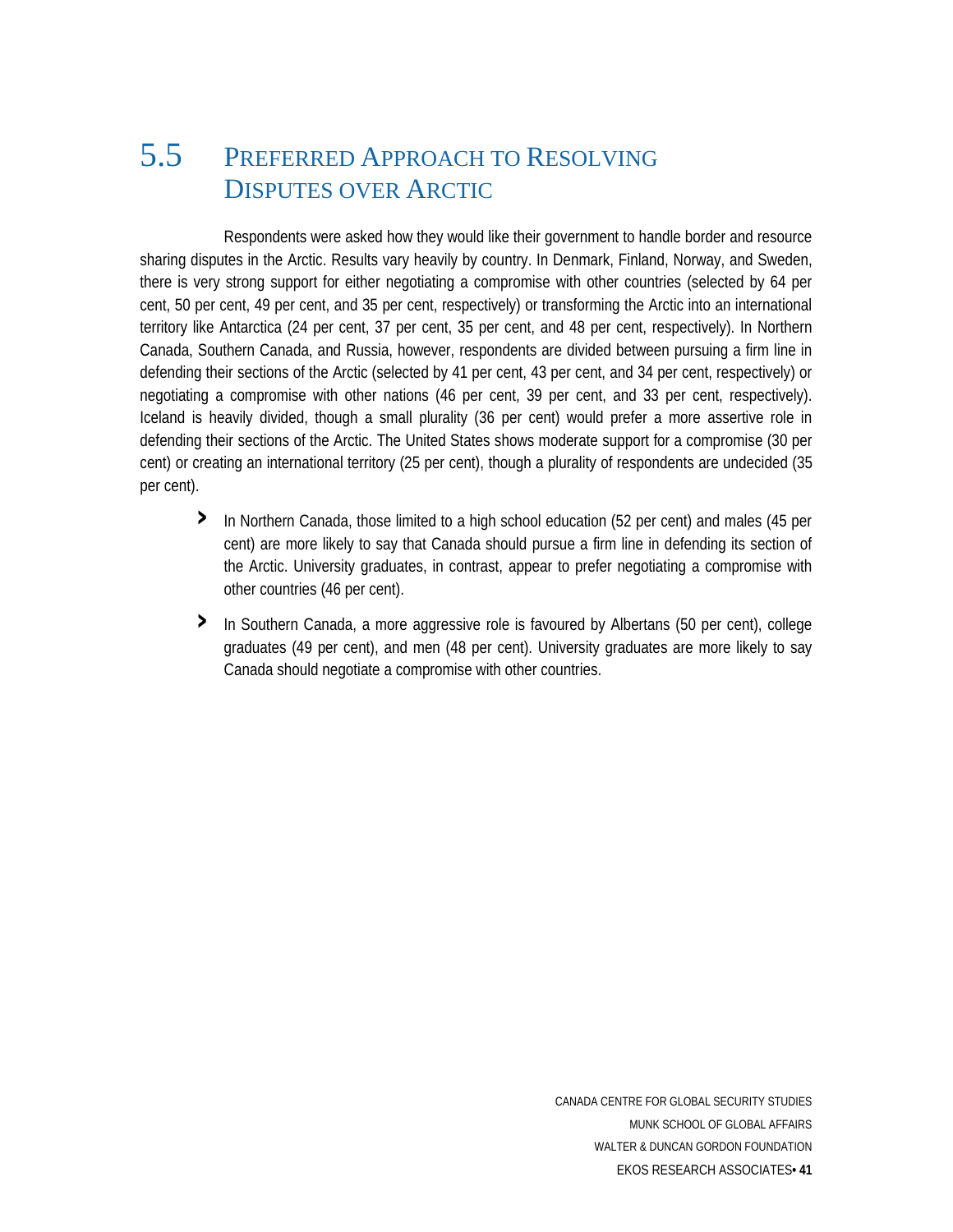## 5.5 Preferred Approach to Resolving Disputes over Arctic

Respondents were asked how they would like their government to handle border and resource sharing disputes in the Arctic. Results vary heavily by country. In Denmark, Finland, Norway, and Sweden, there is very strong support for either negotiating a compromise with other countries (selected by 64 per cent, 50 per cent, 49 per cent, and 35 per cent, respectively) or transforming the Arctic into an international territory like Antarctica (24 per cent, 37 per cent, 35 per cent, and 48 per cent, respectively). In Northern Canada, Southern Canada, and Russia, however, respondents are divided between pursuing a firm line in defending their sections of the Arctic (selected by 41 per cent, 43 per cent, and 34 per cent, respectively) or negotiating a compromise with other nations (46 per cent, 39 per cent, and 33 per cent, respectively). Iceland is heavily divided, though a small plurality (36 per cent) would prefer a more assertive role in defending their sections of the Arctic. The United States shows moderate support for a compromise (30 per cent) or creating an international territory (25 per cent), though a plurality of respondents are undecided (35 per cent).

- In Northern Canada, those limited to a high school education (52 per cent) and males (45 per cent) are more likely to say that Canada should pursue a firm line in defending its section of the Arctic. University graduates, in contrast, appear to prefer negotiating a compromise with other countries (46 per cent).
- In Southern Canada, a more aggressive role is favoured by Albertans (50 per cent), college graduates (49 per cent), and men (48 per cent). University graduates are more likely to say Canada should negotiate a compromise with other countries.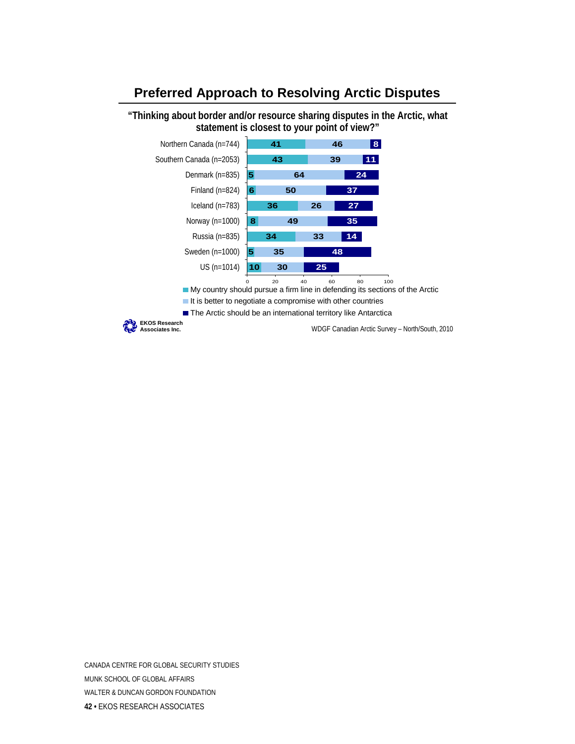## Preferred Approach to Resolving Arctic Disputes

**"Thinking about border and/or resource sharing disputes in the Arctic, what statement is closest to your point of view?"**

| | My country should pursue a firm line in defending its sections of the Arctic | It is better to negotiate a compromise with other countries | The Arctic should be an international territory like Antarctica |
|---|---|---|---|
| Northern Canada (n=744) | 41 | 46 | 8 |
| Southern Canada (n=2053) | 43 | 39 | 11 |
| Denmark (n=835) | 5 | 64 | 24 |
| Finland (n=824) | 6 | 50 | 37 |
| Iceland (n=783) | 36 | 26 | 27 |
| Norway (n=1000) | 8 | 49 | 35 |
| Russia (n=835) | 34 | 33 | 14 |
| Sweden (n=1000) | 5 | 35 | 48 |
| US (n=1014) | 10 | 30 | 25 |

EKOS Research Associates Inc.

WDGF Canadian Arctic Survey – North/South, 2010

CANADA CENTRE FOR GLOBAL SECURITY STUDIES
MUNK SCHOOL OF GLOBAL AFFAIRS
WALTER & DUNCAN GORDON FOUNDATION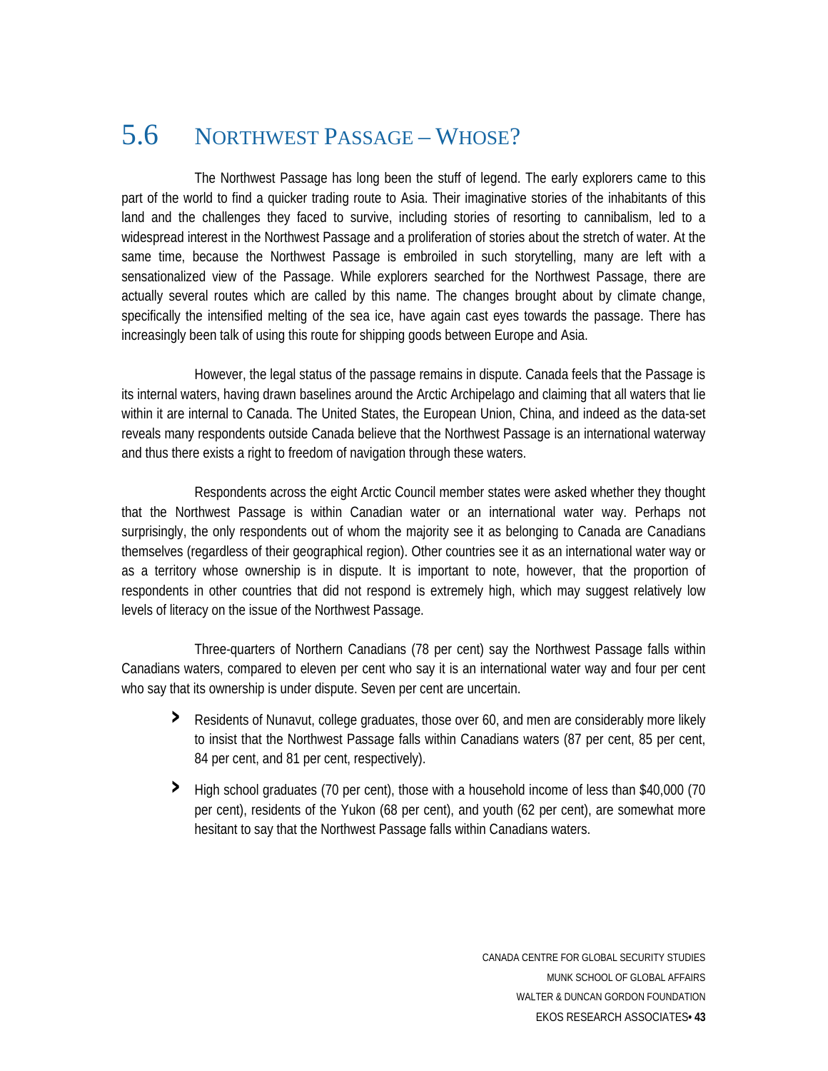## 5.6 NORTHWEST PASSAGE – WHOSE?

The Northwest Passage has long been the stuff of legend. The early explorers came to this part of the world to find a quicker trading route to Asia. Their imaginative stories of the inhabitants of this land and the challenges they faced to survive, including stories of resorting to cannibalism, led to a widespread interest in the Northwest Passage and a proliferation of stories about the stretch of water. At the same time, because the Northwest Passage is embroiled in such storytelling, many are left with a sensationalized view of the Passage. While explorers searched for the Northwest Passage, there are actually several routes which are called by this name. The changes brought about by climate change, specifically the intensified melting of the sea ice, have again cast eyes towards the passage. There has increasingly been talk of using this route for shipping goods between Europe and Asia.

However, the legal status of the passage remains in dispute. Canada feels that the Passage is its internal waters, having drawn baselines around the Arctic Archipelago and claiming that all waters that lie within it are internal to Canada. The United States, the European Union, China, and indeed as the data-set reveals many respondents outside Canada believe that the Northwest Passage is an international waterway and thus there exists a right to freedom of navigation through these waters.

Respondents across the eight Arctic Council member states were asked whether they thought that the Northwest Passage is within Canadian water or an international water way. Perhaps not surprisingly, the only respondents out of whom the majority see it as belonging to Canada are Canadians themselves (regardless of their geographical region). Other countries see it as an international water way or as a territory whose ownership is in dispute. It is important to note, however, that the proportion of respondents in other countries that did not respond is extremely high, which may suggest relatively low levels of literacy on the issue of the Northwest Passage.

Three-quarters of Northern Canadians (78 per cent) say the Northwest Passage falls within Canadians waters, compared to eleven per cent who say it is an international water way and four per cent who say that its ownership is under dispute. Seven per cent are uncertain.

- Residents of Nunavut, college graduates, those over 60, and men are considerably more likely to insist that the Northwest Passage falls within Canadians waters (87 per cent, 85 per cent, 84 per cent, and 81 per cent, respectively).
- High school graduates (70 per cent), those with a household income of less than $40,000 (70 per cent), residents of the Yukon (68 per cent), and youth (62 per cent), are somewhat more hesitant to say that the Northwest Passage falls within Canadians waters.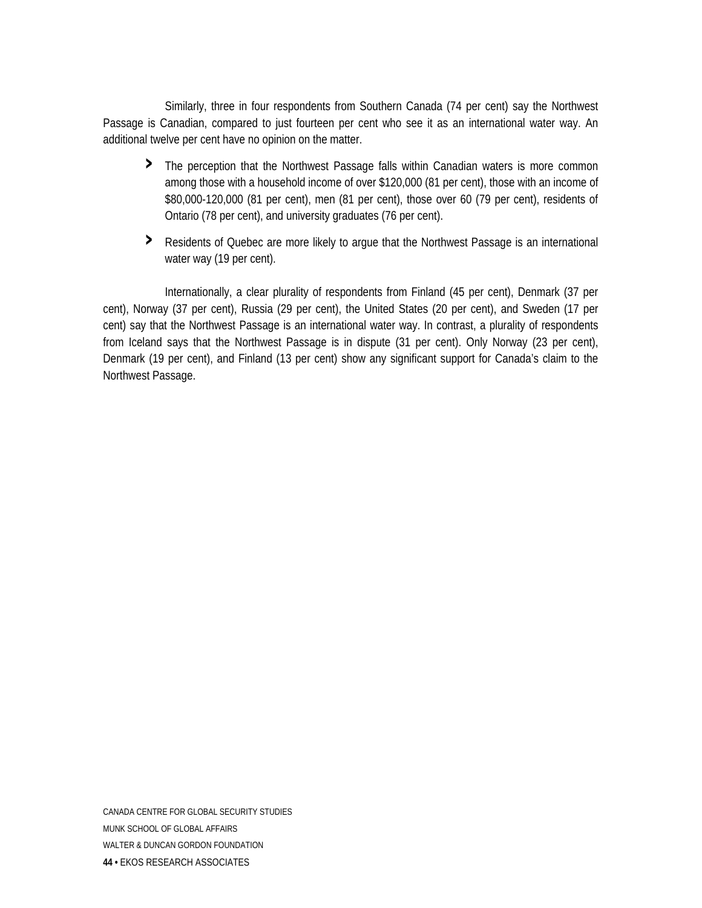Similarly, three in four respondents from Southern Canada (74 per cent) say the Northwest Passage is Canadian, compared to just fourteen per cent who see it as an international water way. An additional twelve per cent have no opinion on the matter.

- The perception that the Northwest Passage falls within Canadian waters is more common among those with a household income of over $120,000 (81 per cent), those with an income of $80,000-120,000 (81 per cent), men (81 per cent), those over 60 (79 per cent), residents of Ontario (78 per cent), and university graduates (76 per cent).
- Residents of Quebec are more likely to argue that the Northwest Passage is an international water way (19 per cent).

Internationally, a clear plurality of respondents from Finland (45 per cent), Denmark (37 per cent), Norway (37 per cent), Russia (29 per cent), the United States (20 per cent), and Sweden (17 per cent) say that the Northwest Passage is an international water way. In contrast, a plurality of respondents from Iceland says that the Northwest Passage is in dispute (31 per cent). Only Norway (23 per cent), Denmark (19 per cent), and Finland (13 per cent) show any significant support for Canada's claim to the Northwest Passage.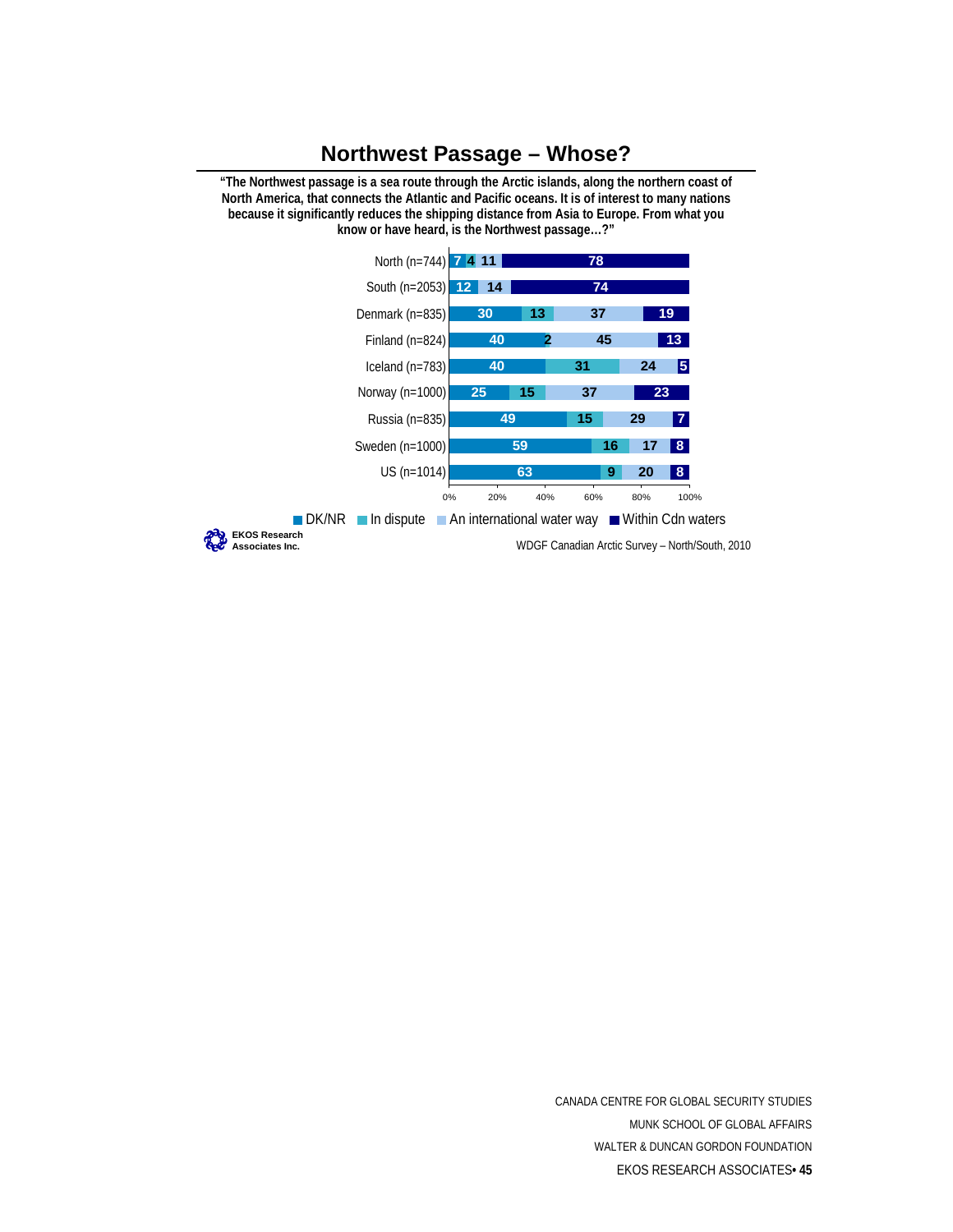## Northwest Passage – Whose?

**"The Northwest passage is a sea route through the Arctic islands, along the northern coast of North America, that connects the Atlantic and Pacific oceans. It is of interest to many nations because it significantly reduces the shipping distance from Asia to Europe. From what you know or have heard, is the Northwest passage…?"**

| | DK/NR | In dispute | An international water way | Within Cdn waters |
|---|---|---|---|---|
| North (n=744) | 7 | 4 | 11 | 78 |
| South (n=2053) | 12 | | 14 | 74 |
| Denmark (n=835) | 30 | 13 | 37 | 19 |
| Finland (n=824) | 40 | 2 | 45 | 13 |
| Iceland (n=783) | 40 | 31 | 24 | 5 |
| Norway (n=1000) | 25 | 15 | 37 | 23 |
| Russia (n=835) | 49 | 15 | 29 | 7 |
| Sweden (n=1000) | 59 | 16 | 17 | 8 |
| US (n=1014) | 63 | 9 | 20 | 8 |

EKOS Research Associates Inc.

WDGF Canadian Arctic Survey – North/South, 2010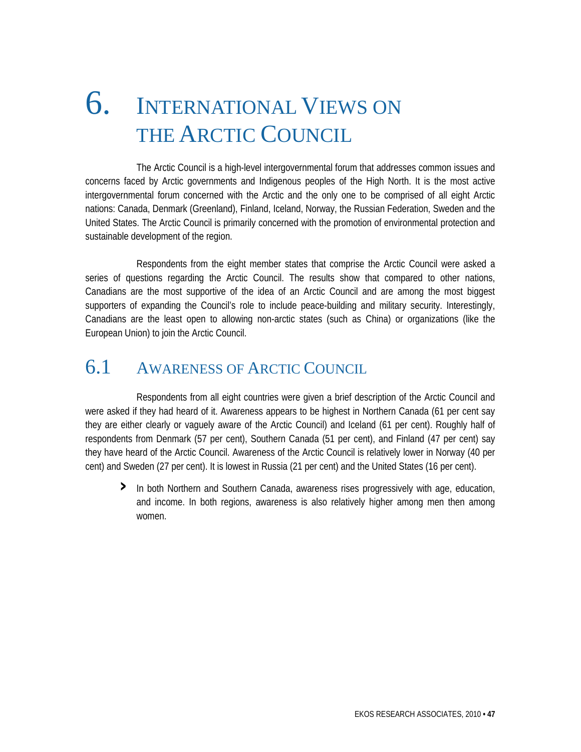# 6. International Views on the Arctic Council

The Arctic Council is a high-level intergovernmental forum that addresses common issues and concerns faced by Arctic governments and Indigenous peoples of the High North. It is the most active intergovernmental forum concerned with the Arctic and the only one to be comprised of all eight Arctic nations: Canada, Denmark (Greenland), Finland, Iceland, Norway, the Russian Federation, Sweden and the United States. The Arctic Council is primarily concerned with the promotion of environmental protection and sustainable development of the region.

Respondents from the eight member states that comprise the Arctic Council were asked a series of questions regarding the Arctic Council. The results show that compared to other nations, Canadians are the most supportive of the idea of an Arctic Council and are among the most biggest supporters of expanding the Council's role to include peace-building and military security. Interestingly, Canadians are the least open to allowing non-arctic states (such as China) or organizations (like the European Union) to join the Arctic Council.

## 6.1 Awareness of Arctic Council

Respondents from all eight countries were given a brief description of the Arctic Council and were asked if they had heard of it. Awareness appears to be highest in Northern Canada (61 per cent say they are either clearly or vaguely aware of the Arctic Council) and Iceland (61 per cent). Roughly half of respondents from Denmark (57 per cent), Southern Canada (51 per cent), and Finland (47 per cent) say they have heard of the Arctic Council. Awareness of the Arctic Council is relatively lower in Norway (40 per cent) and Sweden (27 per cent). It is lowest in Russia (21 per cent) and the United States (16 per cent).

- In both Northern and Southern Canada, awareness rises progressively with age, education, and income. In both regions, awareness is also relatively higher among men then among women.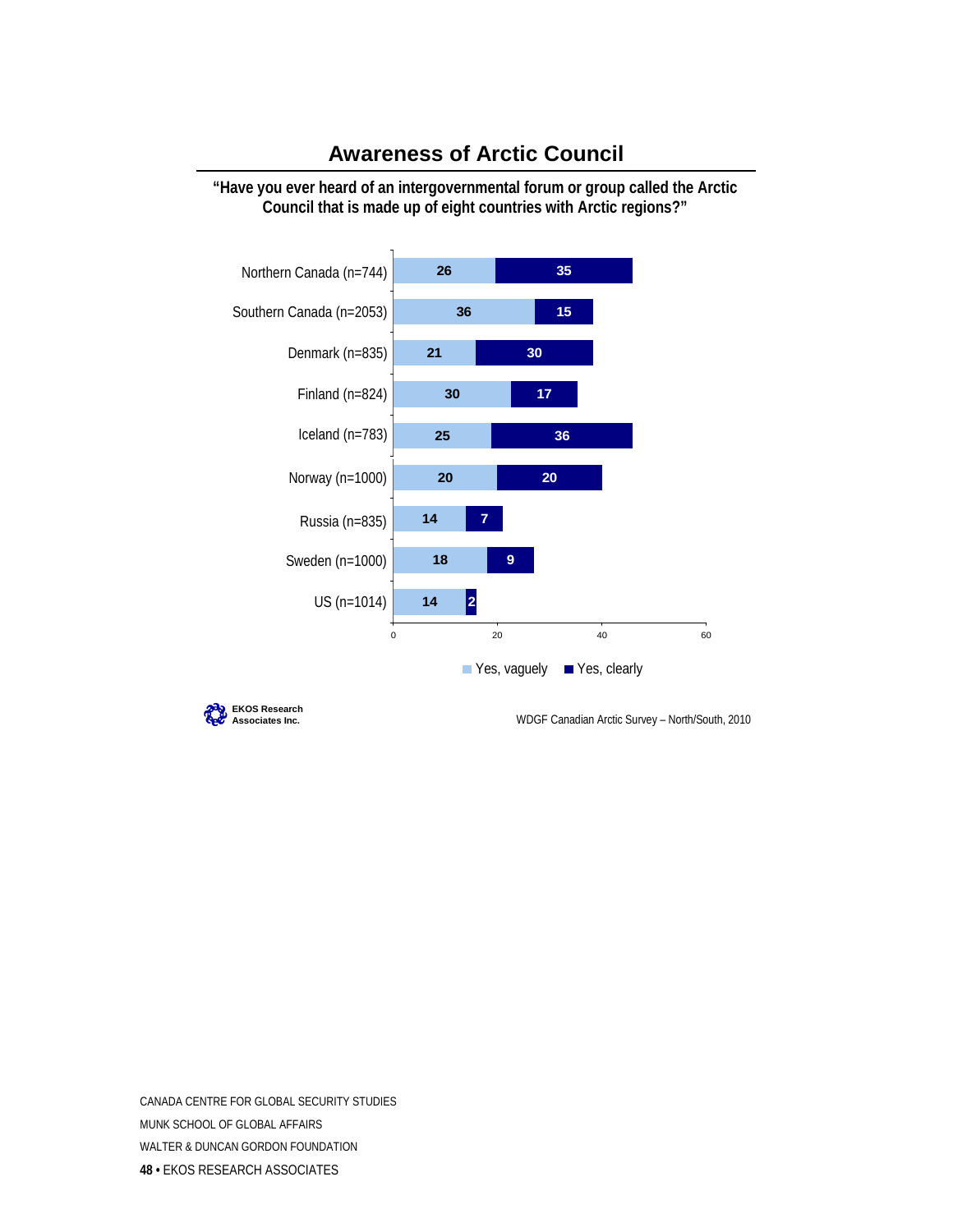## Awareness of Arctic Council

**"Have you ever heard of an intergovernmental forum or group called the Arctic Council that is made up of eight countries with Arctic regions?"**

| | Yes, vaguely | Yes, clearly |
|---|---|---|
| Northern Canada (n=744) | 26 | 35 |
| Southern Canada (n=2053) | 36 | 15 |
| Denmark (n=835) | 21 | 30 |
| Finland (n=824) | 30 | 17 |
| Iceland (n=783) | 25 | 36 |
| Norway (n=1000) | 20 | 20 |
| Russia (n=835) | 14 | 7 |
| Sweden (n=1000) | 18 | 9 |
| US (n=1014) | 14 | 2 |

EKOS Research Associates Inc.

WDGF Canadian Arctic Survey – North/South, 2010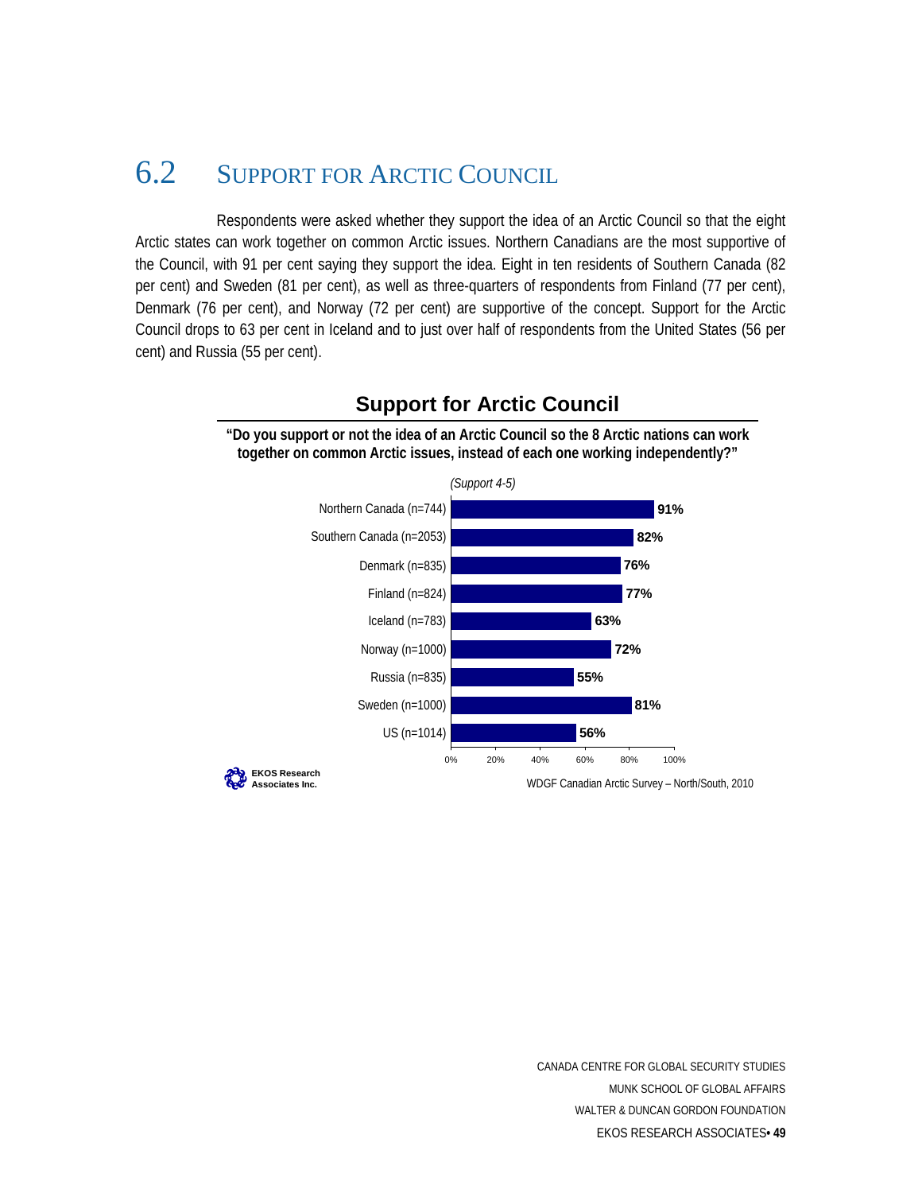## 6.2 Support for Arctic Council

Respondents were asked whether they support the idea of an Arctic Council so that the eight Arctic states can work together on common Arctic issues. Northern Canadians are the most supportive of the Council, with 91 per cent saying they support the idea. Eight in ten residents of Southern Canada (82 per cent) and Sweden (81 per cent), as well as three-quarters of respondents from Finland (77 per cent), Denmark (76 per cent), and Norway (72 per cent) are supportive of the concept. Support for the Arctic Council drops to 63 per cent in Iceland and to just over half of respondents from the United States (56 per cent) and Russia (55 per cent).

**Support for Arctic Council**

**"Do you support or not the idea of an Arctic Council so the 8 Arctic nations can work together on common Arctic issues, instead of each one working independently?"**

*(Support 4-5)*

| Region | Support |
|---|---|
| Northern Canada (n=744) | 91% |
| Southern Canada (n=2053) | 82% |
| Denmark (n=835) | 76% |
| Finland (n=824) | 77% |
| Iceland (n=783) | 63% |
| Norway (n=1000) | 72% |
| Russia (n=835) | 55% |
| Sweden (n=1000) | 81% |
| US (n=1014) | 56% |

EKOS Research Associates Inc.

WDGF Canadian Arctic Survey – North/South, 2010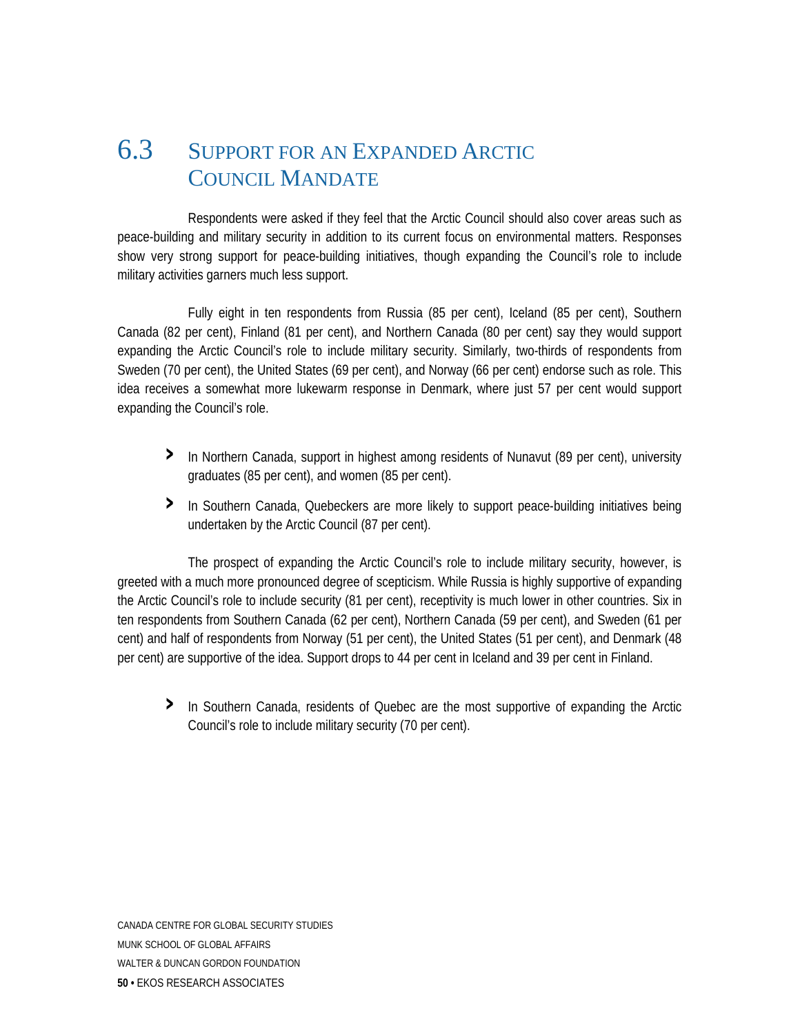## 6.3 Support for an Expanded Arctic Council Mandate

Respondents were asked if they feel that the Arctic Council should also cover areas such as peace-building and military security in addition to its current focus on environmental matters. Responses show very strong support for peace-building initiatives, though expanding the Council's role to include military activities garners much less support.

Fully eight in ten respondents from Russia (85 per cent), Iceland (85 per cent), Southern Canada (82 per cent), Finland (81 per cent), and Northern Canada (80 per cent) say they would support expanding the Arctic Council's role to include military security. Similarly, two-thirds of respondents from Sweden (70 per cent), the United States (69 per cent), and Norway (66 per cent) endorse such as role. This idea receives a somewhat more lukewarm response in Denmark, where just 57 per cent would support expanding the Council's role.

- In Northern Canada, support in highest among residents of Nunavut (89 per cent), university graduates (85 per cent), and women (85 per cent).
- In Southern Canada, Quebeckers are more likely to support peace-building initiatives being undertaken by the Arctic Council (87 per cent).

The prospect of expanding the Arctic Council's role to include military security, however, is greeted with a much more pronounced degree of scepticism. While Russia is highly supportive of expanding the Arctic Council's role to include security (81 per cent), receptivity is much lower in other countries. Six in ten respondents from Southern Canada (62 per cent), Northern Canada (59 per cent), and Sweden (61 per cent) and half of respondents from Norway (51 per cent), the United States (51 per cent), and Denmark (48 per cent) are supportive of the idea. Support drops to 44 per cent in Iceland and 39 per cent in Finland.

- In Southern Canada, residents of Quebec are the most supportive of expanding the Arctic Council's role to include military security (70 per cent).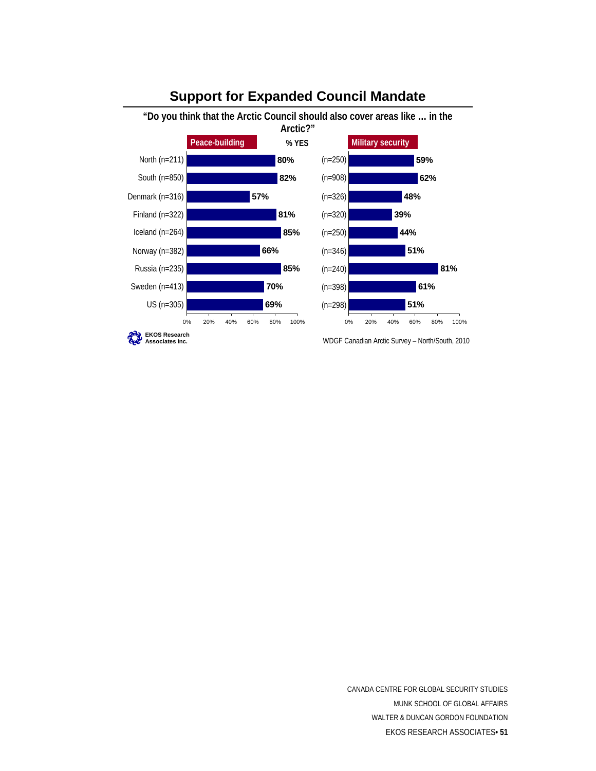## Support for Expanded Council Mandate

**"Do you think that the Arctic Council should also cover areas like … in the Arctic?"**

% YES

| | Peace-building | | Military security |
|---|---|---|---|
| North (n=211) | 80% | (n=250) | 59% |
| South (n=850) | 82% | (n=908) | 62% |
| Denmark (n=316) | 57% | (n=326) | 48% |
| Finland (n=322) | 81% | (n=320) | 39% |
| Iceland (n=264) | 85% | (n=250) | 44% |
| Norway (n=382) | 66% | (n=346) | 51% |
| Russia (n=235) | 85% | (n=240) | 81% |
| Sweden (n=413) | 70% | (n=398) | 61% |
| US (n=305) | 69% | (n=298) | 51% |

EKOS Research Associates Inc.

WDGF Canadian Arctic Survey – North/South, 2010

CANADA CENTRE FOR GLOBAL SECURITY STUDIES
MUNK SCHOOL OF GLOBAL AFFAIRS
WALTER & DUNCAN GORDON FOUNDATION
EKOS RESEARCH ASSOCIATES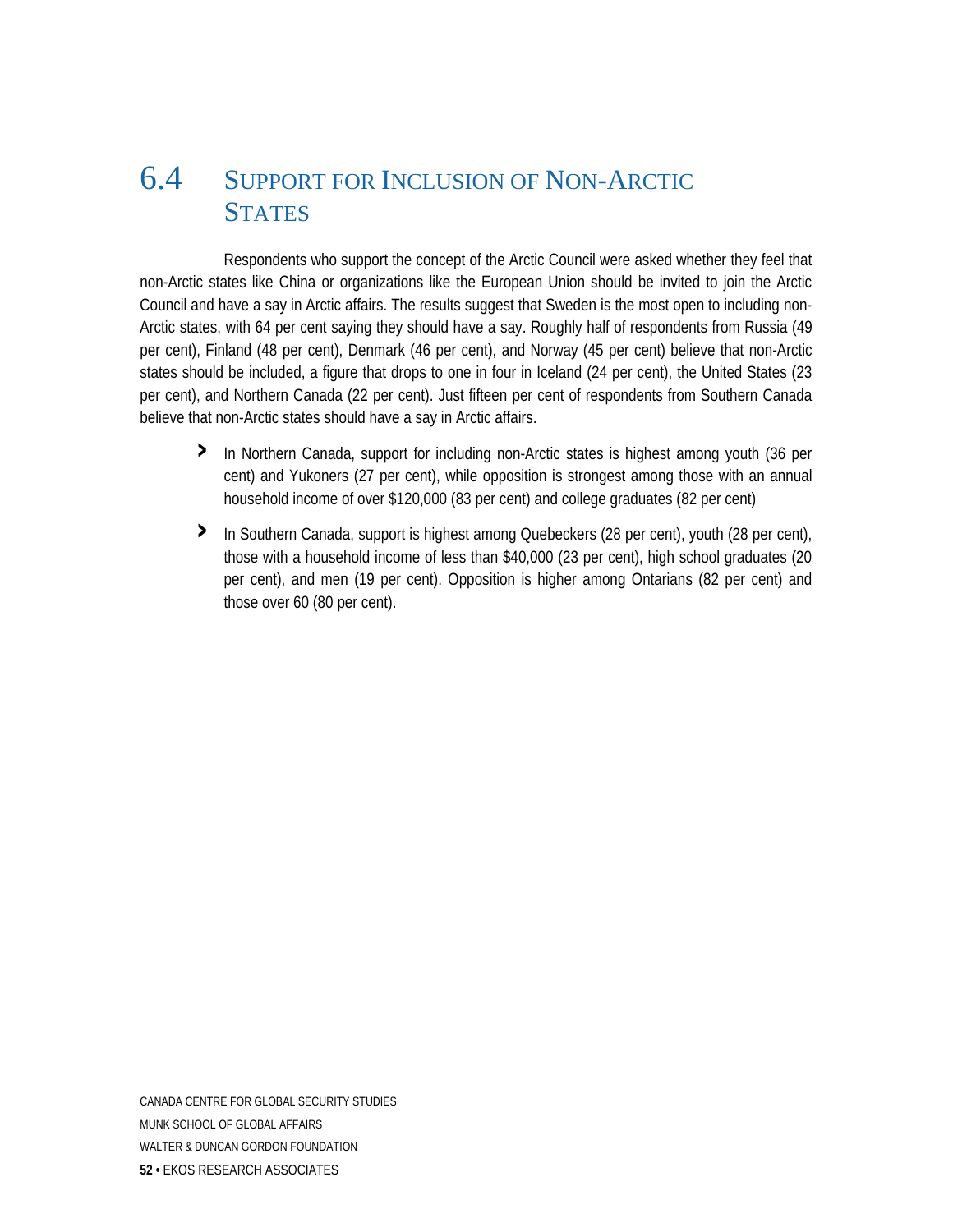## 6.4 Support for Inclusion of Non-Arctic States

Respondents who support the concept of the Arctic Council were asked whether they feel that non-Arctic states like China or organizations like the European Union should be invited to join the Arctic Council and have a say in Arctic affairs. The results suggest that Sweden is the most open to including non-Arctic states, with 64 per cent saying they should have a say. Roughly half of respondents from Russia (49 per cent), Finland (48 per cent), Denmark (46 per cent), and Norway (45 per cent) believe that non-Arctic states should be included, a figure that drops to one in four in Iceland (24 per cent), the United States (23 per cent), and Northern Canada (22 per cent). Just fifteen per cent of respondents from Southern Canada believe that non-Arctic states should have a say in Arctic affairs.

- In Northern Canada, support for including non-Arctic states is highest among youth (36 per cent) and Yukoners (27 per cent), while opposition is strongest among those with an annual household income of over $120,000 (83 per cent) and college graduates (82 per cent)
- In Southern Canada, support is highest among Quebeckers (28 per cent), youth (28 per cent), those with a household income of less than $40,000 (23 per cent), high school graduates (20 per cent), and men (19 per cent). Opposition is higher among Ontarians (82 per cent) and those over 60 (80 per cent).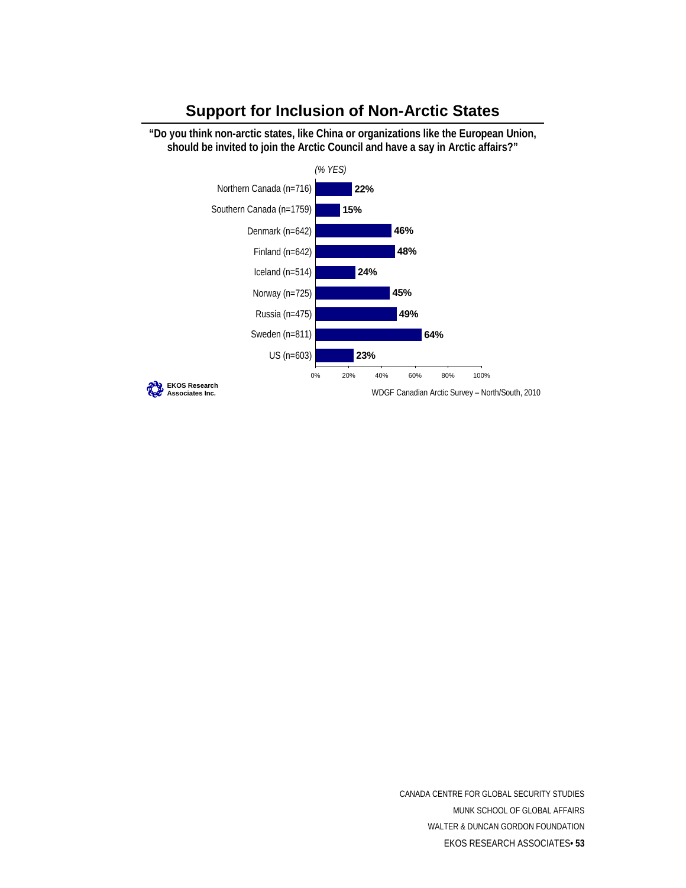## Support for Inclusion of Non-Arctic States

**"Do you think non-arctic states, like China or organizations like the European Union, should be invited to join the Arctic Council and have a say in Arctic affairs?"**

*(% YES)*

| Region | % YES |
|---|---|
| Northern Canada (n=716) | 22% |
| Southern Canada (n=1759) | 15% |
| Denmark (n=642) | 46% |
| Finland (n=642) | 48% |
| Iceland (n=514) | 24% |
| Norway (n=725) | 45% |
| Russia (n=475) | 49% |
| Sweden (n=811) | 64% |
| US (n=603) | 23% |

EKOS Research Associates Inc.

WDGF Canadian Arctic Survey – North/South, 2010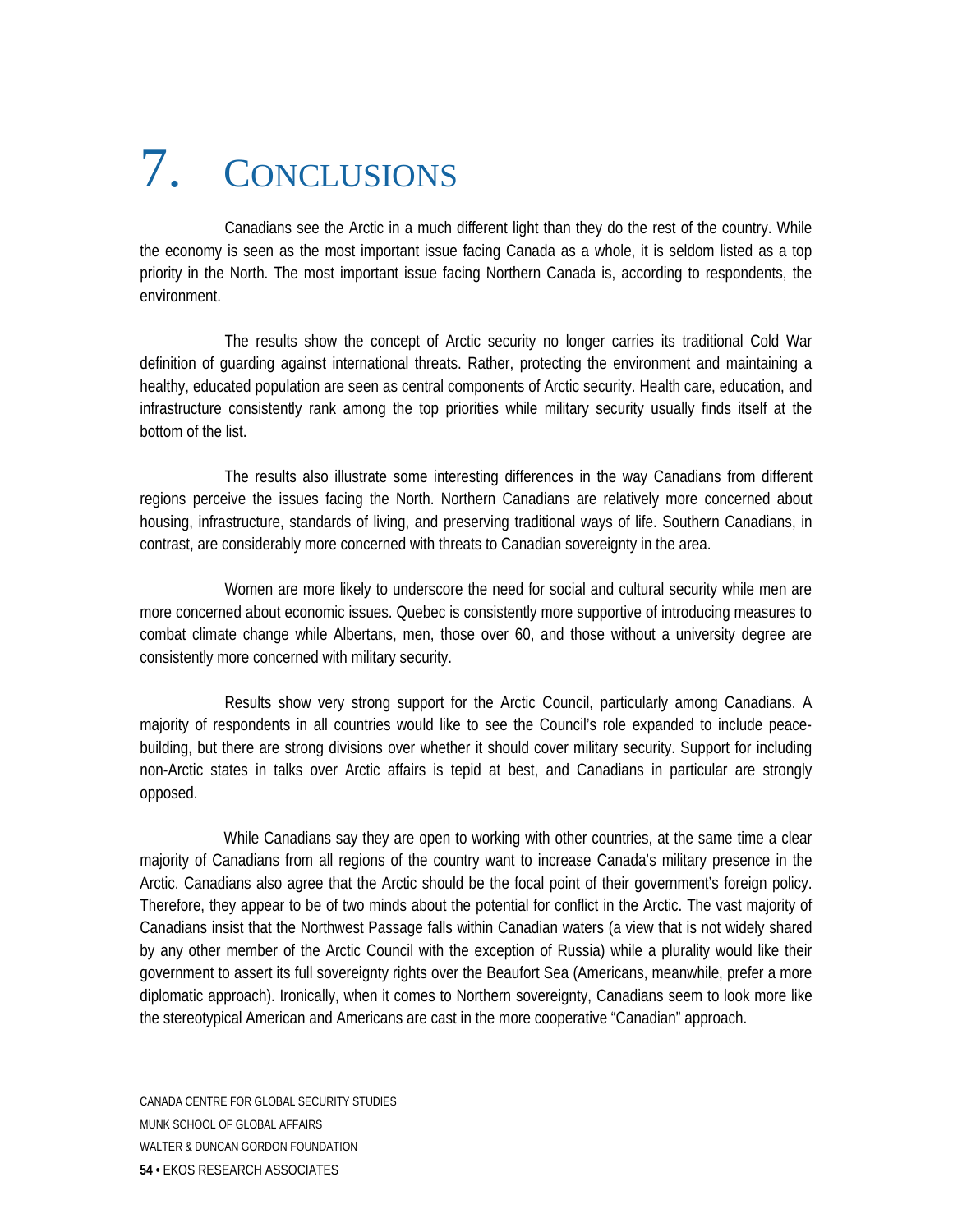# 7. Conclusions

Canadians see the Arctic in a much different light than they do the rest of the country. While the economy is seen as the most important issue facing Canada as a whole, it is seldom listed as a top priority in the North. The most important issue facing Northern Canada is, according to respondents, the environment.

The results show the concept of Arctic security no longer carries its traditional Cold War definition of guarding against international threats. Rather, protecting the environment and maintaining a healthy, educated population are seen as central components of Arctic security. Health care, education, and infrastructure consistently rank among the top priorities while military security usually finds itself at the bottom of the list.

The results also illustrate some interesting differences in the way Canadians from different regions perceive the issues facing the North. Northern Canadians are relatively more concerned about housing, infrastructure, standards of living, and preserving traditional ways of life. Southern Canadians, in contrast, are considerably more concerned with threats to Canadian sovereignty in the area.

Women are more likely to underscore the need for social and cultural security while men are more concerned about economic issues. Quebec is consistently more supportive of introducing measures to combat climate change while Albertans, men, those over 60, and those without a university degree are consistently more concerned with military security.

Results show very strong support for the Arctic Council, particularly among Canadians. A majority of respondents in all countries would like to see the Council's role expanded to include peace-building, but there are strong divisions over whether it should cover military security. Support for including non-Arctic states in talks over Arctic affairs is tepid at best, and Canadians in particular are strongly opposed.

While Canadians say they are open to working with other countries, at the same time a clear majority of Canadians from all regions of the country want to increase Canada's military presence in the Arctic. Canadians also agree that the Arctic should be the focal point of their government's foreign policy. Therefore, they appear to be of two minds about the potential for conflict in the Arctic. The vast majority of Canadians insist that the Northwest Passage falls within Canadian waters (a view that is not widely shared by any other member of the Arctic Council with the exception of Russia) while a plurality would like their government to assert its full sovereignty rights over the Beaufort Sea (Americans, meanwhile, prefer a more diplomatic approach). Ironically, when it comes to Northern sovereignty, Canadians seem to look more like the stereotypical American and Americans are cast in the more cooperative "Canadian" approach.